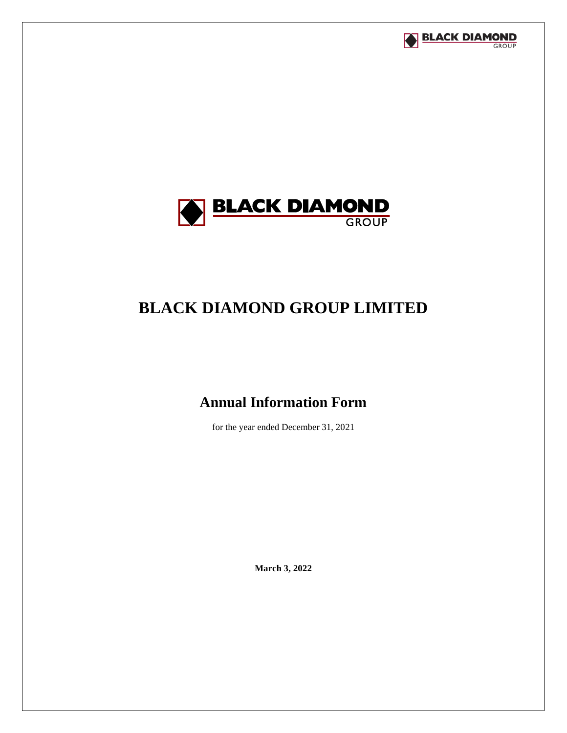# BLACK DIAMOND GROUP LIMITED

## Annual Information Form

for the year ended December 31, 2021

**March 3, 2022**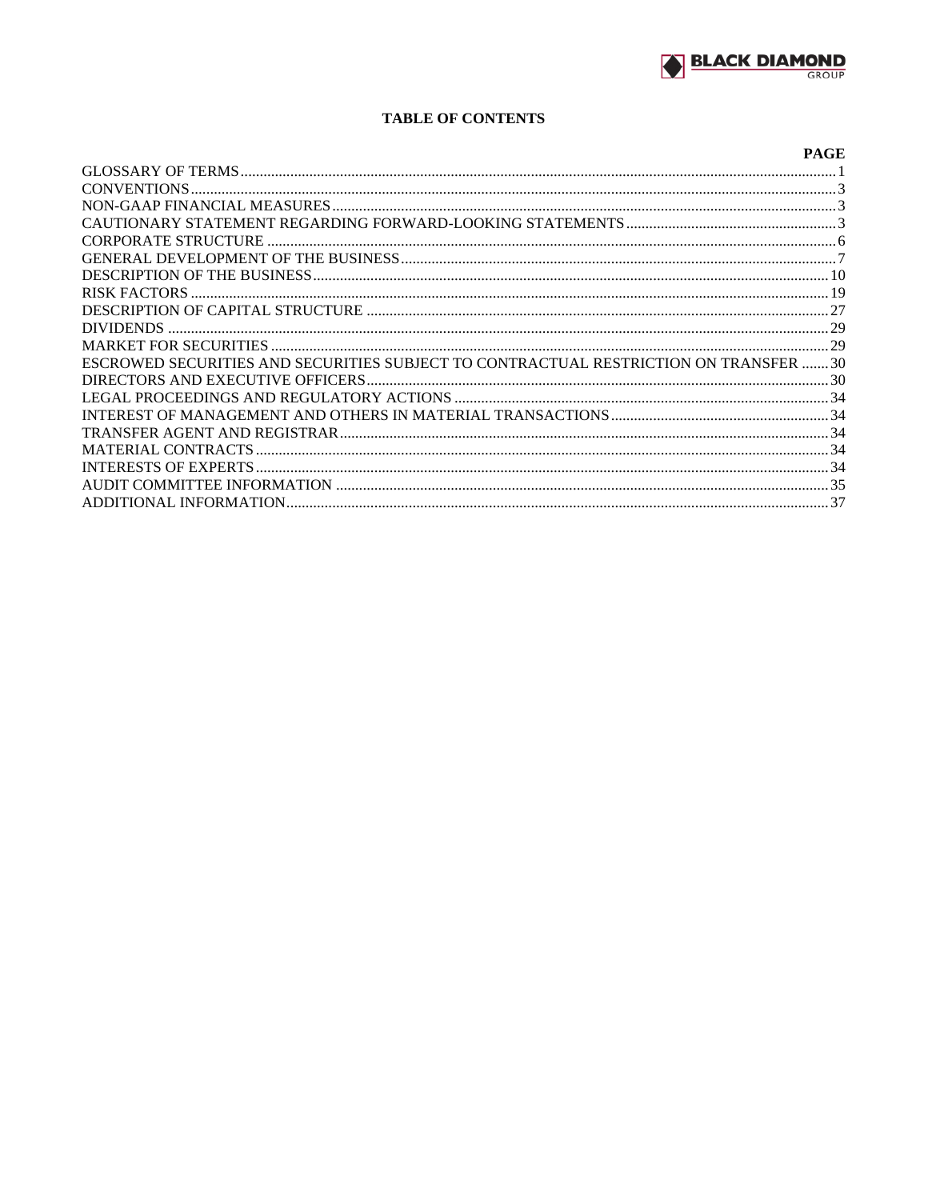# TABLE OF CONTENTS

| | PAGE |
|---|---|
| GLOSSARY OF TERMS | 1 |
| CONVENTIONS | 3 |
| NON-GAAP FINANCIAL MEASURES | 3 |
| CAUTIONARY STATEMENT REGARDING FORWARD-LOOKING STATEMENTS | 3 |
| CORPORATE STRUCTURE | 6 |
| GENERAL DEVELOPMENT OF THE BUSINESS | 7 |
| DESCRIPTION OF THE BUSINESS | 10 |
| RISK FACTORS | 19 |
| DESCRIPTION OF CAPITAL STRUCTURE | 27 |
| DIVIDENDS | 29 |
| MARKET FOR SECURITIES | 29 |
| ESCROWED SECURITIES AND SECURITIES SUBJECT TO CONTRACTUAL RESTRICTION ON TRANSFER | 30 |
| DIRECTORS AND EXECUTIVE OFFICERS | 30 |
| LEGAL PROCEEDINGS AND REGULATORY ACTIONS | 34 |
| INTEREST OF MANAGEMENT AND OTHERS IN MATERIAL TRANSACTIONS | 34 |
| TRANSFER AGENT AND REGISTRAR | 34 |
| MATERIAL CONTRACTS | 34 |
| INTERESTS OF EXPERTS | 34 |
| AUDIT COMMITTEE INFORMATION | 35 |
| ADDITIONAL INFORMATION | 37 |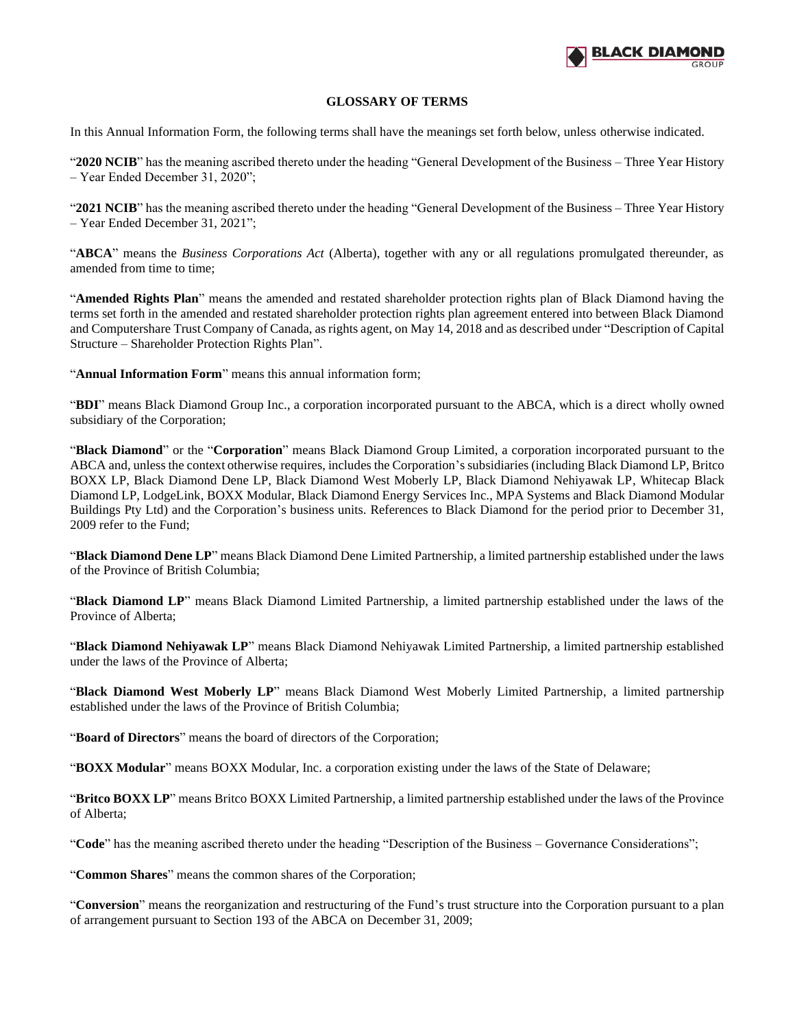## GLOSSARY OF TERMS

In this Annual Information Form, the following terms shall have the meanings set forth below, unless otherwise indicated.

"**2020 NCIB**" has the meaning ascribed thereto under the heading "General Development of the Business – Three Year History – Year Ended December 31, 2020";

"**2021 NCIB**" has the meaning ascribed thereto under the heading "General Development of the Business – Three Year History – Year Ended December 31, 2021";

"**ABCA**" means the *Business Corporations Act* (Alberta), together with any or all regulations promulgated thereunder, as amended from time to time;

"**Amended Rights Plan**" means the amended and restated shareholder protection rights plan of Black Diamond having the terms set forth in the amended and restated shareholder protection rights plan agreement entered into between Black Diamond and Computershare Trust Company of Canada, as rights agent, on May 14, 2018 and as described under "Description of Capital Structure – Shareholder Protection Rights Plan".

"**Annual Information Form**" means this annual information form;

"**BDI**" means Black Diamond Group Inc., a corporation incorporated pursuant to the ABCA, which is a direct wholly owned subsidiary of the Corporation;

"**Black Diamond**" or the "**Corporation**" means Black Diamond Group Limited, a corporation incorporated pursuant to the ABCA and, unless the context otherwise requires, includes the Corporation's subsidiaries (including Black Diamond LP, Britco BOXX LP, Black Diamond Dene LP, Black Diamond West Moberly LP, Black Diamond Nehiyawak LP, Whitecap Black Diamond LP, LodgeLink, BOXX Modular, Black Diamond Energy Services Inc., MPA Systems and Black Diamond Modular Buildings Pty Ltd) and the Corporation's business units. References to Black Diamond for the period prior to December 31, 2009 refer to the Fund;

"**Black Diamond Dene LP**" means Black Diamond Dene Limited Partnership, a limited partnership established under the laws of the Province of British Columbia;

"**Black Diamond LP**" means Black Diamond Limited Partnership, a limited partnership established under the laws of the Province of Alberta;

"**Black Diamond Nehiyawak LP**" means Black Diamond Nehiyawak Limited Partnership, a limited partnership established under the laws of the Province of Alberta;

"**Black Diamond West Moberly LP**" means Black Diamond West Moberly Limited Partnership, a limited partnership established under the laws of the Province of British Columbia;

"**Board of Directors**" means the board of directors of the Corporation;

"**BOXX Modular**" means BOXX Modular, Inc. a corporation existing under the laws of the State of Delaware;

"**Britco BOXX LP**" means Britco BOXX Limited Partnership, a limited partnership established under the laws of the Province of Alberta;

"**Code**" has the meaning ascribed thereto under the heading "Description of the Business – Governance Considerations";

"**Common Shares**" means the common shares of the Corporation;

"**Conversion**" means the reorganization and restructuring of the Fund's trust structure into the Corporation pursuant to a plan of arrangement pursuant to Section 193 of the ABCA on December 31, 2009;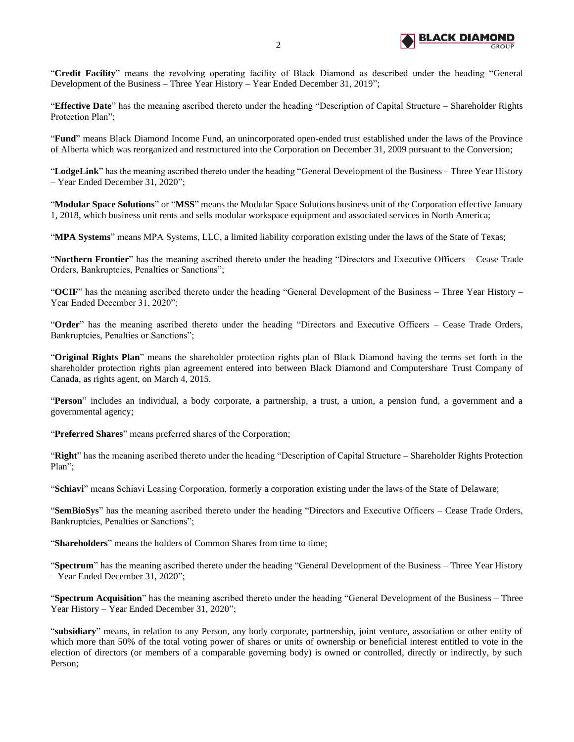"**Credit Facility**" means the revolving operating facility of Black Diamond as described under the heading "General Development of the Business – Three Year History – Year Ended December 31, 2019";

"**Effective Date**" has the meaning ascribed thereto under the heading "Description of Capital Structure – Shareholder Rights Protection Plan";

"**Fund**" means Black Diamond Income Fund, an unincorporated open-ended trust established under the laws of the Province of Alberta which was reorganized and restructured into the Corporation on December 31, 2009 pursuant to the Conversion;

"**LodgeLink**" has the meaning ascribed thereto under the heading "General Development of the Business – Three Year History – Year Ended December 31, 2020";

"**Modular Space Solutions**" or "**MSS**" means the Modular Space Solutions business unit of the Corporation effective January 1, 2018, which business unit rents and sells modular workspace equipment and associated services in North America;

"**MPA Systems**" means MPA Systems, LLC, a limited liability corporation existing under the laws of the State of Texas;

"**Northern Frontier**" has the meaning ascribed thereto under the heading "Directors and Executive Officers – Cease Trade Orders, Bankruptcies, Penalties or Sanctions";

"**OCIF**" has the meaning ascribed thereto under the heading "General Development of the Business – Three Year History – Year Ended December 31, 2020";

"**Order**" has the meaning ascribed thereto under the heading "Directors and Executive Officers – Cease Trade Orders, Bankruptcies, Penalties or Sanctions";

"**Original Rights Plan**" means the shareholder protection rights plan of Black Diamond having the terms set forth in the shareholder protection rights plan agreement entered into between Black Diamond and Computershare Trust Company of Canada, as rights agent, on March 4, 2015.

"**Person**" includes an individual, a body corporate, a partnership, a trust, a union, a pension fund, a government and a governmental agency;

"**Preferred Shares**" means preferred shares of the Corporation;

"**Right**" has the meaning ascribed thereto under the heading "Description of Capital Structure – Shareholder Rights Protection Plan";

"**Schiavi**" means Schiavi Leasing Corporation, formerly a corporation existing under the laws of the State of Delaware;

"**SemBioSys**" has the meaning ascribed thereto under the heading "Directors and Executive Officers – Cease Trade Orders, Bankruptcies, Penalties or Sanctions";

"**Shareholders**" means the holders of Common Shares from time to time;

"**Spectrum**" has the meaning ascribed thereto under the heading "General Development of the Business – Three Year History – Year Ended December 31, 2020";

"**Spectrum Acquisition**" has the meaning ascribed thereto under the heading "General Development of the Business – Three Year History – Year Ended December 31, 2020";

"**subsidiary**" means, in relation to any Person, any body corporate, partnership, joint venture, association or other entity of which more than 50% of the total voting power of shares or units of ownership or beneficial interest entitled to vote in the election of directors (or members of a comparable governing body) is owned or controlled, directly or indirectly, by such Person;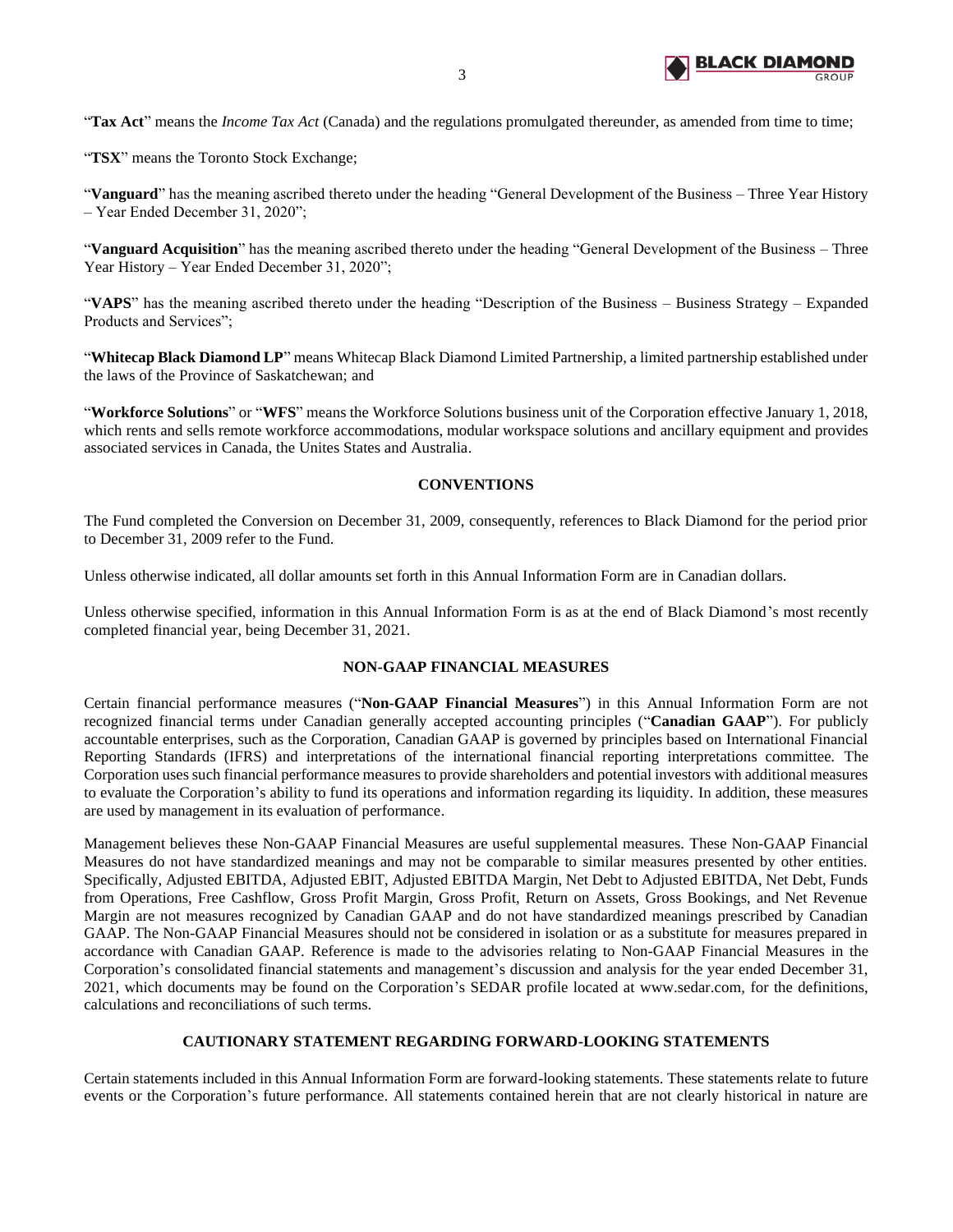"**Tax Act**" means the *Income Tax Act* (Canada) and the regulations promulgated thereunder, as amended from time to time;

"**TSX**" means the Toronto Stock Exchange;

"**Vanguard**" has the meaning ascribed thereto under the heading "General Development of the Business – Three Year History – Year Ended December 31, 2020";

"**Vanguard Acquisition**" has the meaning ascribed thereto under the heading "General Development of the Business – Three Year History – Year Ended December 31, 2020";

"**VAPS**" has the meaning ascribed thereto under the heading "Description of the Business – Business Strategy – Expanded Products and Services";

"**Whitecap Black Diamond LP**" means Whitecap Black Diamond Limited Partnership, a limited partnership established under the laws of the Province of Saskatchewan; and

"**Workforce Solutions**" or "**WFS**" means the Workforce Solutions business unit of the Corporation effective January 1, 2018, which rents and sells remote workforce accommodations, modular workspace solutions and ancillary equipment and provides associated services in Canada, the Unites States and Australia.

## CONVENTIONS

The Fund completed the Conversion on December 31, 2009, consequently, references to Black Diamond for the period prior to December 31, 2009 refer to the Fund.

Unless otherwise indicated, all dollar amounts set forth in this Annual Information Form are in Canadian dollars.

Unless otherwise specified, information in this Annual Information Form is as at the end of Black Diamond's most recently completed financial year, being December 31, 2021.

## NON-GAAP FINANCIAL MEASURES

Certain financial performance measures ("**Non-GAAP Financial Measures**") in this Annual Information Form are not recognized financial terms under Canadian generally accepted accounting principles ("**Canadian GAAP**"). For publicly accountable enterprises, such as the Corporation, Canadian GAAP is governed by principles based on International Financial Reporting Standards (IFRS) and interpretations of the international financial reporting interpretations committee. The Corporation uses such financial performance measures to provide shareholders and potential investors with additional measures to evaluate the Corporation's ability to fund its operations and information regarding its liquidity. In addition, these measures are used by management in its evaluation of performance.

Management believes these Non-GAAP Financial Measures are useful supplemental measures. These Non-GAAP Financial Measures do not have standardized meanings and may not be comparable to similar measures presented by other entities. Specifically, Adjusted EBITDA, Adjusted EBIT, Adjusted EBITDA Margin, Net Debt to Adjusted EBITDA, Net Debt, Funds from Operations, Free Cashflow, Gross Profit Margin, Gross Profit, Return on Assets, Gross Bookings, and Net Revenue Margin are not measures recognized by Canadian GAAP and do not have standardized meanings prescribed by Canadian GAAP. The Non-GAAP Financial Measures should not be considered in isolation or as a substitute for measures prepared in accordance with Canadian GAAP. Reference is made to the advisories relating to Non-GAAP Financial Measures in the Corporation's consolidated financial statements and management's discussion and analysis for the year ended December 31, 2021, which documents may be found on the Corporation's SEDAR profile located at www.sedar.com, for the definitions, calculations and reconciliations of such terms.

## CAUTIONARY STATEMENT REGARDING FORWARD-LOOKING STATEMENTS

Certain statements included in this Annual Information Form are forward-looking statements. These statements relate to future events or the Corporation's future performance. All statements contained herein that are not clearly historical in nature are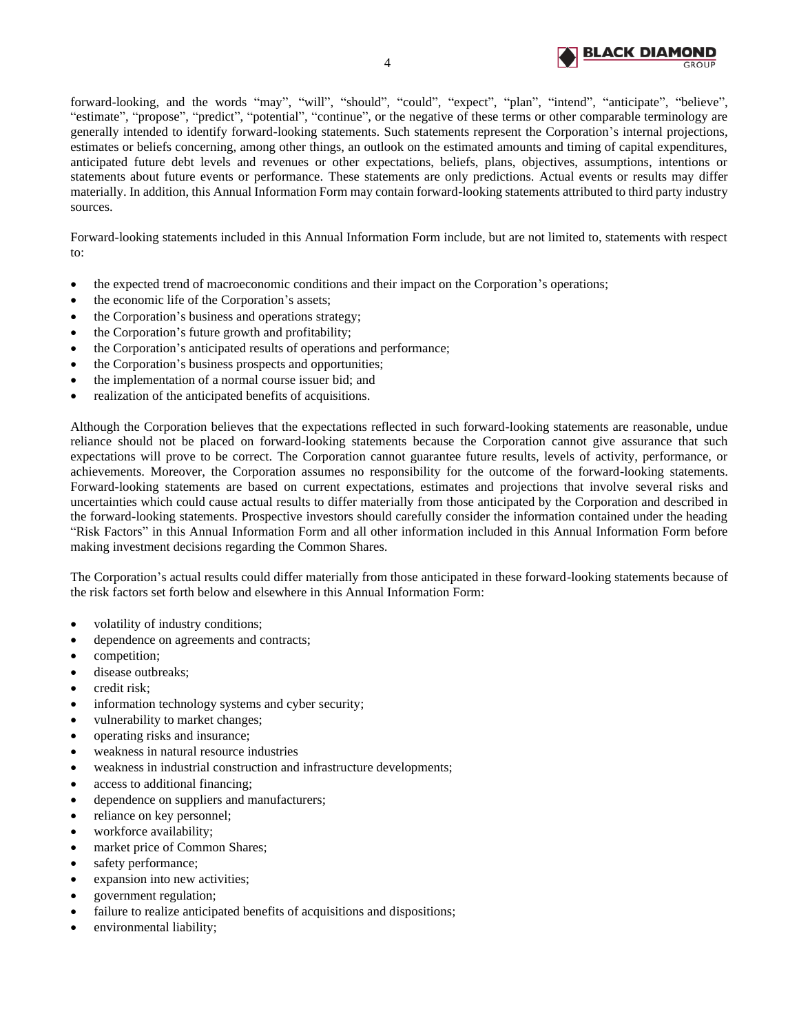forward-looking, and the words "may", "will", "should", "could", "expect", "plan", "intend", "anticipate", "believe", "estimate", "propose", "predict", "potential", "continue", or the negative of these terms or other comparable terminology are generally intended to identify forward-looking statements. Such statements represent the Corporation's internal projections, estimates or beliefs concerning, among other things, an outlook on the estimated amounts and timing of capital expenditures, anticipated future debt levels and revenues or other expectations, beliefs, plans, objectives, assumptions, intentions or statements about future events or performance. These statements are only predictions. Actual events or results may differ materially. In addition, this Annual Information Form may contain forward-looking statements attributed to third party industry sources.

Forward-looking statements included in this Annual Information Form include, but are not limited to, statements with respect to:

- the expected trend of macroeconomic conditions and their impact on the Corporation's operations;
- the economic life of the Corporation's assets;
- the Corporation's business and operations strategy;
- the Corporation's future growth and profitability;
- the Corporation's anticipated results of operations and performance;
- the Corporation's business prospects and opportunities;
- the implementation of a normal course issuer bid; and
- realization of the anticipated benefits of acquisitions.

Although the Corporation believes that the expectations reflected in such forward-looking statements are reasonable, undue reliance should not be placed on forward-looking statements because the Corporation cannot give assurance that such expectations will prove to be correct. The Corporation cannot guarantee future results, levels of activity, performance, or achievements. Moreover, the Corporation assumes no responsibility for the outcome of the forward-looking statements. Forward-looking statements are based on current expectations, estimates and projections that involve several risks and uncertainties which could cause actual results to differ materially from those anticipated by the Corporation and described in the forward-looking statements. Prospective investors should carefully consider the information contained under the heading "Risk Factors" in this Annual Information Form and all other information included in this Annual Information Form before making investment decisions regarding the Common Shares.

The Corporation's actual results could differ materially from those anticipated in these forward-looking statements because of the risk factors set forth below and elsewhere in this Annual Information Form:

- volatility of industry conditions;
- dependence on agreements and contracts;
- competition;
- disease outbreaks;
- credit risk;
- information technology systems and cyber security;
- vulnerability to market changes;
- operating risks and insurance;
- weakness in natural resource industries
- weakness in industrial construction and infrastructure developments;
- access to additional financing;
- dependence on suppliers and manufacturers;
- reliance on key personnel;
- workforce availability;
- market price of Common Shares;
- safety performance;
- expansion into new activities;
- government regulation;
- failure to realize anticipated benefits of acquisitions and dispositions;
- environmental liability;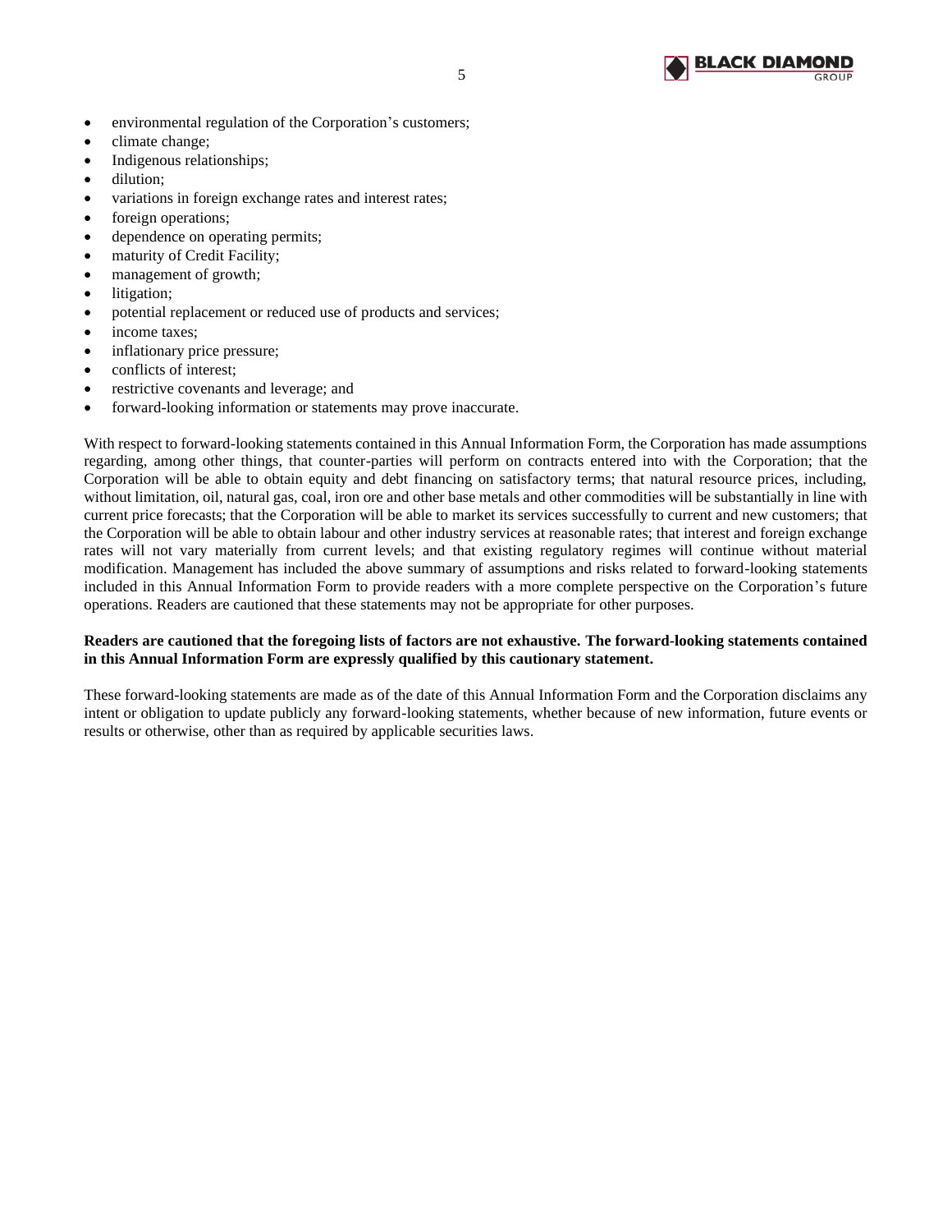- environmental regulation of the Corporation's customers;
- climate change;
- Indigenous relationships;
- dilution;
- variations in foreign exchange rates and interest rates;
- foreign operations;
- dependence on operating permits;
- maturity of Credit Facility;
- management of growth;
- litigation;
- potential replacement or reduced use of products and services;
- income taxes;
- inflationary price pressure;
- conflicts of interest;
- restrictive covenants and leverage; and
- forward-looking information or statements may prove inaccurate.

With respect to forward-looking statements contained in this Annual Information Form, the Corporation has made assumptions regarding, among other things, that counter-parties will perform on contracts entered into with the Corporation; that the Corporation will be able to obtain equity and debt financing on satisfactory terms; that natural resource prices, including, without limitation, oil, natural gas, coal, iron ore and other base metals and other commodities will be substantially in line with current price forecasts; that the Corporation will be able to market its services successfully to current and new customers; that the Corporation will be able to obtain labour and other industry services at reasonable rates; that interest and foreign exchange rates will not vary materially from current levels; and that existing regulatory regimes will continue without material modification. Management has included the above summary of assumptions and risks related to forward-looking statements included in this Annual Information Form to provide readers with a more complete perspective on the Corporation's future operations. Readers are cautioned that these statements may not be appropriate for other purposes.

**Readers are cautioned that the foregoing lists of factors are not exhaustive. The forward-looking statements contained in this Annual Information Form are expressly qualified by this cautionary statement.**

These forward-looking statements are made as of the date of this Annual Information Form and the Corporation disclaims any intent or obligation to update publicly any forward-looking statements, whether because of new information, future events or results or otherwise, other than as required by applicable securities laws.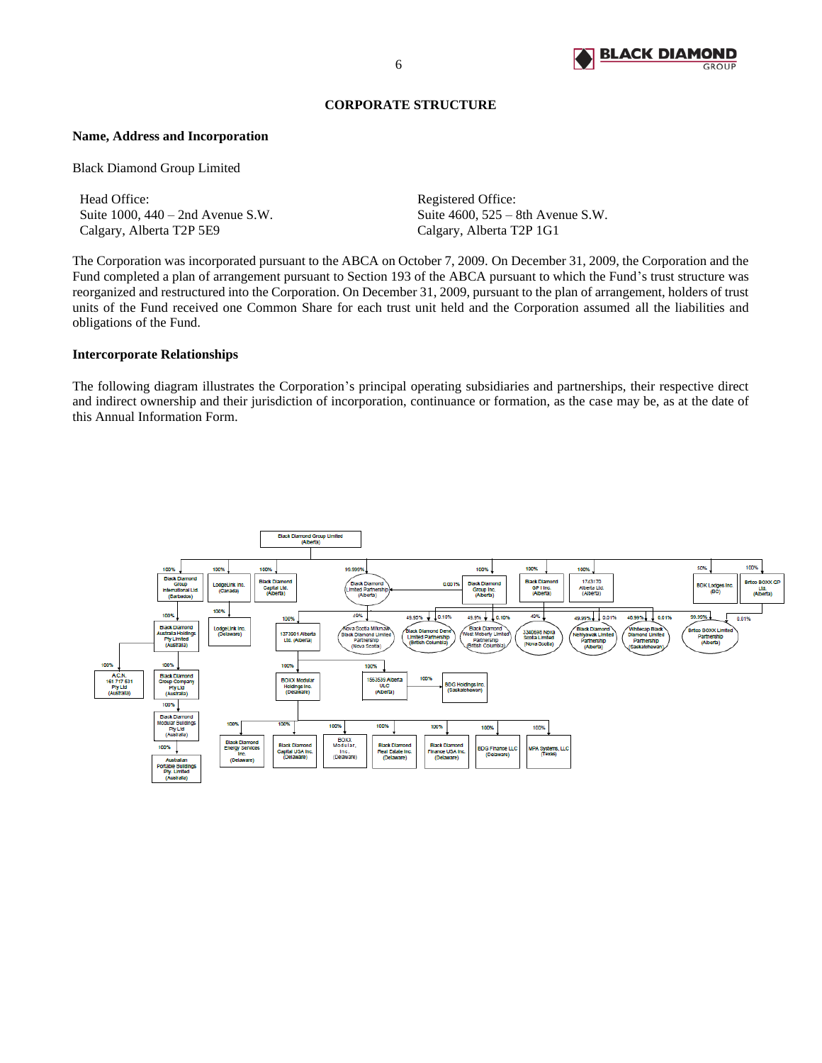## CORPORATE STRUCTURE

### Name, Address and Incorporation

Black Diamond Group Limited

Head Office:
Suite 1000, 440 – 2nd Avenue S.W.
Calgary, Alberta T2P 5E9

Registered Office:
Suite 4600, 525 – 8th Avenue S.W.
Calgary, Alberta T2P 1G1

The Corporation was incorporated pursuant to the ABCA on October 7, 2009. On December 31, 2009, the Corporation and the Fund completed a plan of arrangement pursuant to Section 193 of the ABCA pursuant to which the Fund's trust structure was reorganized and restructured into the Corporation. On December 31, 2009, pursuant to the plan of arrangement, holders of trust units of the Fund received one Common Share for each trust unit held and the Corporation assumed all the liabilities and obligations of the Fund.

### Intercorporate Relationships

The following diagram illustrates the Corporation's principal operating subsidiaries and partnerships, their respective direct and indirect ownership and their jurisdiction of incorporation, continuance or formation, as the case may be, as at the date of this Annual Information Form.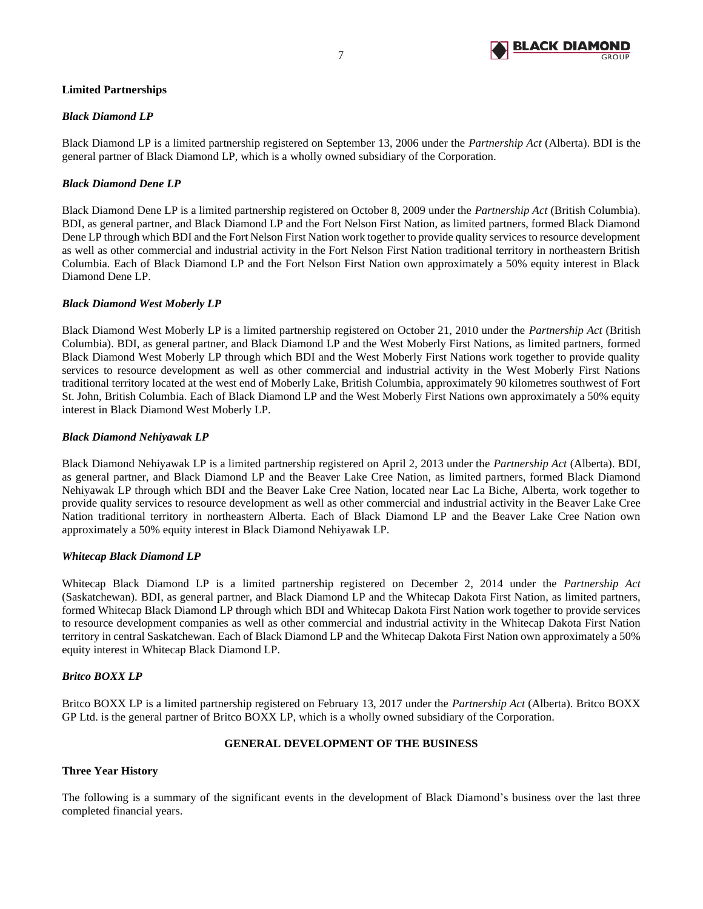## Limited Partnerships

### *Black Diamond LP*

Black Diamond LP is a limited partnership registered on September 13, 2006 under the *Partnership Act* (Alberta). BDI is the general partner of Black Diamond LP, which is a wholly owned subsidiary of the Corporation.

### *Black Diamond Dene LP*

Black Diamond Dene LP is a limited partnership registered on October 8, 2009 under the *Partnership Act* (British Columbia). BDI, as general partner, and Black Diamond LP and the Fort Nelson First Nation, as limited partners, formed Black Diamond Dene LP through which BDI and the Fort Nelson First Nation work together to provide quality services to resource development as well as other commercial and industrial activity in the Fort Nelson First Nation traditional territory in northeastern British Columbia. Each of Black Diamond LP and the Fort Nelson First Nation own approximately a 50% equity interest in Black Diamond Dene LP.

### *Black Diamond West Moberly LP*

Black Diamond West Moberly LP is a limited partnership registered on October 21, 2010 under the *Partnership Act* (British Columbia). BDI, as general partner, and Black Diamond LP and the West Moberly First Nations, as limited partners, formed Black Diamond West Moberly LP through which BDI and the West Moberly First Nations work together to provide quality services to resource development as well as other commercial and industrial activity in the West Moberly First Nations traditional territory located at the west end of Moberly Lake, British Columbia, approximately 90 kilometres southwest of Fort St. John, British Columbia. Each of Black Diamond LP and the West Moberly First Nations own approximately a 50% equity interest in Black Diamond West Moberly LP.

### *Black Diamond Nehiyawak LP*

Black Diamond Nehiyawak LP is a limited partnership registered on April 2, 2013 under the *Partnership Act* (Alberta). BDI, as general partner, and Black Diamond LP and the Beaver Lake Cree Nation, as limited partners, formed Black Diamond Nehiyawak LP through which BDI and the Beaver Lake Cree Nation, located near Lac La Biche, Alberta, work together to provide quality services to resource development as well as other commercial and industrial activity in the Beaver Lake Cree Nation traditional territory in northeastern Alberta. Each of Black Diamond LP and the Beaver Lake Cree Nation own approximately a 50% equity interest in Black Diamond Nehiyawak LP.

### *Whitecap Black Diamond LP*

Whitecap Black Diamond LP is a limited partnership registered on December 2, 2014 under the *Partnership Act* (Saskatchewan). BDI, as general partner, and Black Diamond LP and the Whitecap Dakota First Nation, as limited partners, formed Whitecap Black Diamond LP through which BDI and Whitecap Dakota First Nation work together to provide services to resource development companies as well as other commercial and industrial activity in the Whitecap Dakota First Nation territory in central Saskatchewan. Each of Black Diamond LP and the Whitecap Dakota First Nation own approximately a 50% equity interest in Whitecap Black Diamond LP.

### *Britco BOXX LP*

Britco BOXX LP is a limited partnership registered on February 13, 2017 under the *Partnership Act* (Alberta). Britco BOXX GP Ltd. is the general partner of Britco BOXX LP, which is a wholly owned subsidiary of the Corporation.

# GENERAL DEVELOPMENT OF THE BUSINESS

## Three Year History

The following is a summary of the significant events in the development of Black Diamond's business over the last three completed financial years.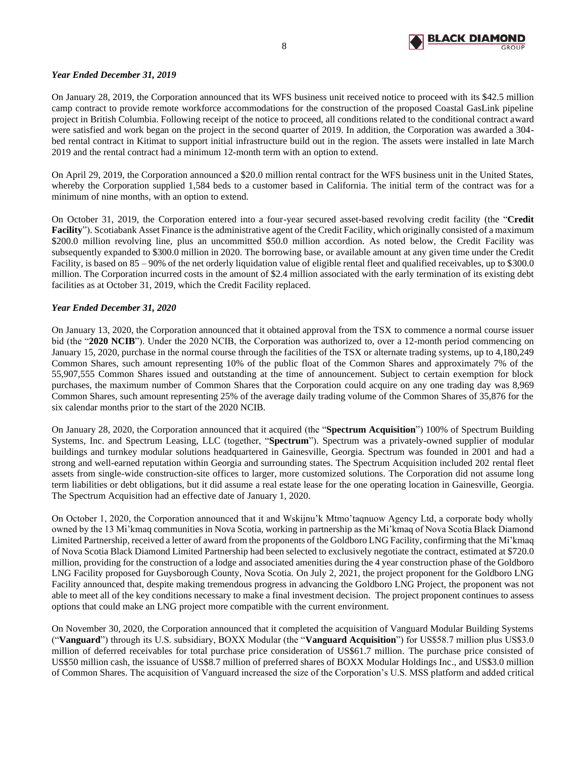*Year Ended December 31, 2019*

On January 28, 2019, the Corporation announced that its WFS business unit received notice to proceed with its $42.5 million camp contract to provide remote workforce accommodations for the construction of the proposed Coastal GasLink pipeline project in British Columbia. Following receipt of the notice to proceed, all conditions related to the conditional contract award were satisfied and work began on the project in the second quarter of 2019. In addition, the Corporation was awarded a 304-bed rental contract in Kitimat to support initial infrastructure build out in the region. The assets were installed in late March 2019 and the rental contract had a minimum 12-month term with an option to extend.

On April 29, 2019, the Corporation announced a $20.0 million rental contract for the WFS business unit in the United States, whereby the Corporation supplied 1,584 beds to a customer based in California. The initial term of the contract was for a minimum of nine months, with an option to extend.

On October 31, 2019, the Corporation entered into a four-year secured asset-based revolving credit facility (the "**Credit Facility**"). Scotiabank Asset Finance is the administrative agent of the Credit Facility, which originally consisted of a maximum $200.0 million revolving line, plus an uncommitted $50.0 million accordion. As noted below, the Credit Facility was subsequently expanded to $300.0 million in 2020. The borrowing base, or available amount at any given time under the Credit Facility, is based on 85 – 90% of the net orderly liquidation value of eligible rental fleet and qualified receivables, up to $300.0 million. The Corporation incurred costs in the amount of $2.4 million associated with the early termination of its existing debt facilities as at October 31, 2019, which the Credit Facility replaced.

*Year Ended December 31, 2020*

On January 13, 2020, the Corporation announced that it obtained approval from the TSX to commence a normal course issuer bid (the "**2020 NCIB**"). Under the 2020 NCIB, the Corporation was authorized to, over a 12-month period commencing on January 15, 2020, purchase in the normal course through the facilities of the TSX or alternate trading systems, up to 4,180,249 Common Shares, such amount representing 10% of the public float of the Common Shares and approximately 7% of the 55,907,555 Common Shares issued and outstanding at the time of announcement. Subject to certain exemption for block purchases, the maximum number of Common Shares that the Corporation could acquire on any one trading day was 8,969 Common Shares, such amount representing 25% of the average daily trading volume of the Common Shares of 35,876 for the six calendar months prior to the start of the 2020 NCIB.

On January 28, 2020, the Corporation announced that it acquired (the "**Spectrum Acquisition**") 100% of Spectrum Building Systems, Inc. and Spectrum Leasing, LLC (together, "**Spectrum**"). Spectrum was a privately-owned supplier of modular buildings and turnkey modular solutions headquartered in Gainesville, Georgia. Spectrum was founded in 2001 and had a strong and well-earned reputation within Georgia and surrounding states. The Spectrum Acquisition included 202 rental fleet assets from single-wide construction-site offices to larger, more customized solutions. The Corporation did not assume long term liabilities or debt obligations, but it did assume a real estate lease for the one operating location in Gainesville, Georgia. The Spectrum Acquisition had an effective date of January 1, 2020.

On October 1, 2020, the Corporation announced that it and Wskijnu'k Mtmo'taqnuow Agency Ltd, a corporate body wholly owned by the 13 Mi'kmaq communities in Nova Scotia, working in partnership as the Mi'kmaq of Nova Scotia Black Diamond Limited Partnership, received a letter of award from the proponents of the Goldboro LNG Facility, confirming that the Mi'kmaq of Nova Scotia Black Diamond Limited Partnership had been selected to exclusively negotiate the contract, estimated at $720.0 million, providing for the construction of a lodge and associated amenities during the 4 year construction phase of the Goldboro LNG Facility proposed for Guysborough County, Nova Scotia. On July 2, 2021, the project proponent for the Goldboro LNG Facility announced that, despite making tremendous progress in advancing the Goldboro LNG Project, the proponent was not able to meet all of the key conditions necessary to make a final investment decision. The project proponent continues to assess options that could make an LNG project more compatible with the current environment.

On November 30, 2020, the Corporation announced that it completed the acquisition of Vanguard Modular Building Systems ("**Vanguard**") through its U.S. subsidiary, BOXX Modular (the "**Vanguard Acquisition**") for US$58.7 million plus US$3.0 million of deferred receivables for total purchase price consideration of US$61.7 million. The purchase price consisted of US$50 million cash, the issuance of US$8.7 million of preferred shares of BOXX Modular Holdings Inc., and US$3.0 million of Common Shares. The acquisition of Vanguard increased the size of the Corporation's U.S. MSS platform and added critical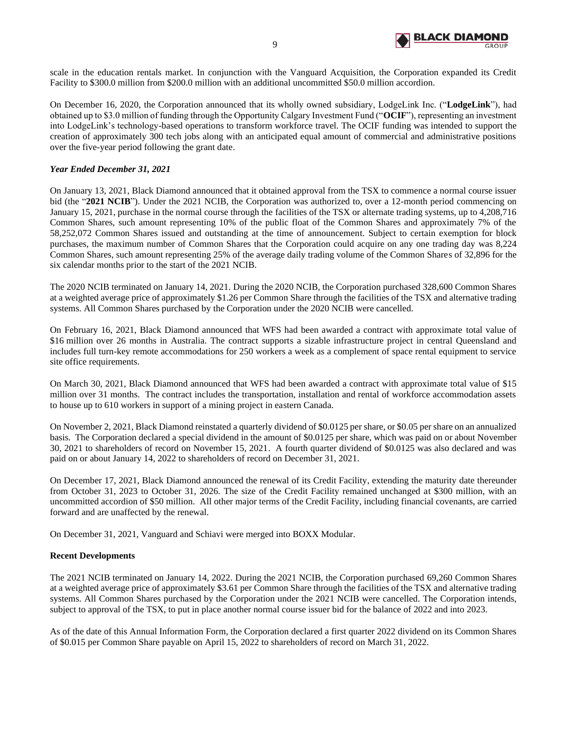scale in the education rentals market. In conjunction with the Vanguard Acquisition, the Corporation expanded its Credit Facility to $300.0 million from $200.0 million with an additional uncommitted $50.0 million accordion.

On December 16, 2020, the Corporation announced that its wholly owned subsidiary, LodgeLink Inc. ("**LodgeLink**"), had obtained up to $3.0 million of funding through the Opportunity Calgary Investment Fund ("**OCIF**"), representing an investment into LodgeLink's technology-based operations to transform workforce travel. The OCIF funding was intended to support the creation of approximately 300 tech jobs along with an anticipated equal amount of commercial and administrative positions over the five-year period following the grant date.

***Year Ended December 31, 2021***

On January 13, 2021, Black Diamond announced that it obtained approval from the TSX to commence a normal course issuer bid (the "**2021 NCIB**"). Under the 2021 NCIB, the Corporation was authorized to, over a 12-month period commencing on January 15, 2021, purchase in the normal course through the facilities of the TSX or alternate trading systems, up to 4,208,716 Common Shares, such amount representing 10% of the public float of the Common Shares and approximately 7% of the 58,252,072 Common Shares issued and outstanding at the time of announcement. Subject to certain exemption for block purchases, the maximum number of Common Shares that the Corporation could acquire on any one trading day was 8,224 Common Shares, such amount representing 25% of the average daily trading volume of the Common Shares of 32,896 for the six calendar months prior to the start of the 2021 NCIB.

The 2020 NCIB terminated on January 14, 2021. During the 2020 NCIB, the Corporation purchased 328,600 Common Shares at a weighted average price of approximately $1.26 per Common Share through the facilities of the TSX and alternative trading systems. All Common Shares purchased by the Corporation under the 2020 NCIB were cancelled.

On February 16, 2021, Black Diamond announced that WFS had been awarded a contract with approximate total value of $16 million over 26 months in Australia. The contract supports a sizable infrastructure project in central Queensland and includes full turn-key remote accommodations for 250 workers a week as a complement of space rental equipment to service site office requirements.

On March 30, 2021, Black Diamond announced that WFS had been awarded a contract with approximate total value of $15 million over 31 months. The contract includes the transportation, installation and rental of workforce accommodation assets to house up to 610 workers in support of a mining project in eastern Canada.

On November 2, 2021, Black Diamond reinstated a quarterly dividend of $0.0125 per share, or $0.05 per share on an annualized basis. The Corporation declared a special dividend in the amount of $0.0125 per share, which was paid on or about November 30, 2021 to shareholders of record on November 15, 2021. A fourth quarter dividend of $0.0125 was also declared and was paid on or about January 14, 2022 to shareholders of record on December 31, 2021.

On December 17, 2021, Black Diamond announced the renewal of its Credit Facility, extending the maturity date thereunder from October 31, 2023 to October 31, 2026. The size of the Credit Facility remained unchanged at $300 million, with an uncommitted accordion of $50 million. All other major terms of the Credit Facility, including financial covenants, are carried forward and are unaffected by the renewal.

On December 31, 2021, Vanguard and Schiavi were merged into BOXX Modular.

**Recent Developments**

The 2021 NCIB terminated on January 14, 2022. During the 2021 NCIB, the Corporation purchased 69,260 Common Shares at a weighted average price of approximately $3.61 per Common Share through the facilities of the TSX and alternative trading systems. All Common Shares purchased by the Corporation under the 2021 NCIB were cancelled. The Corporation intends, subject to approval of the TSX, to put in place another normal course issuer bid for the balance of 2022 and into 2023.

As of the date of this Annual Information Form, the Corporation declared a first quarter 2022 dividend on its Common Shares of $0.015 per Common Share payable on April 15, 2022 to shareholders of record on March 31, 2022.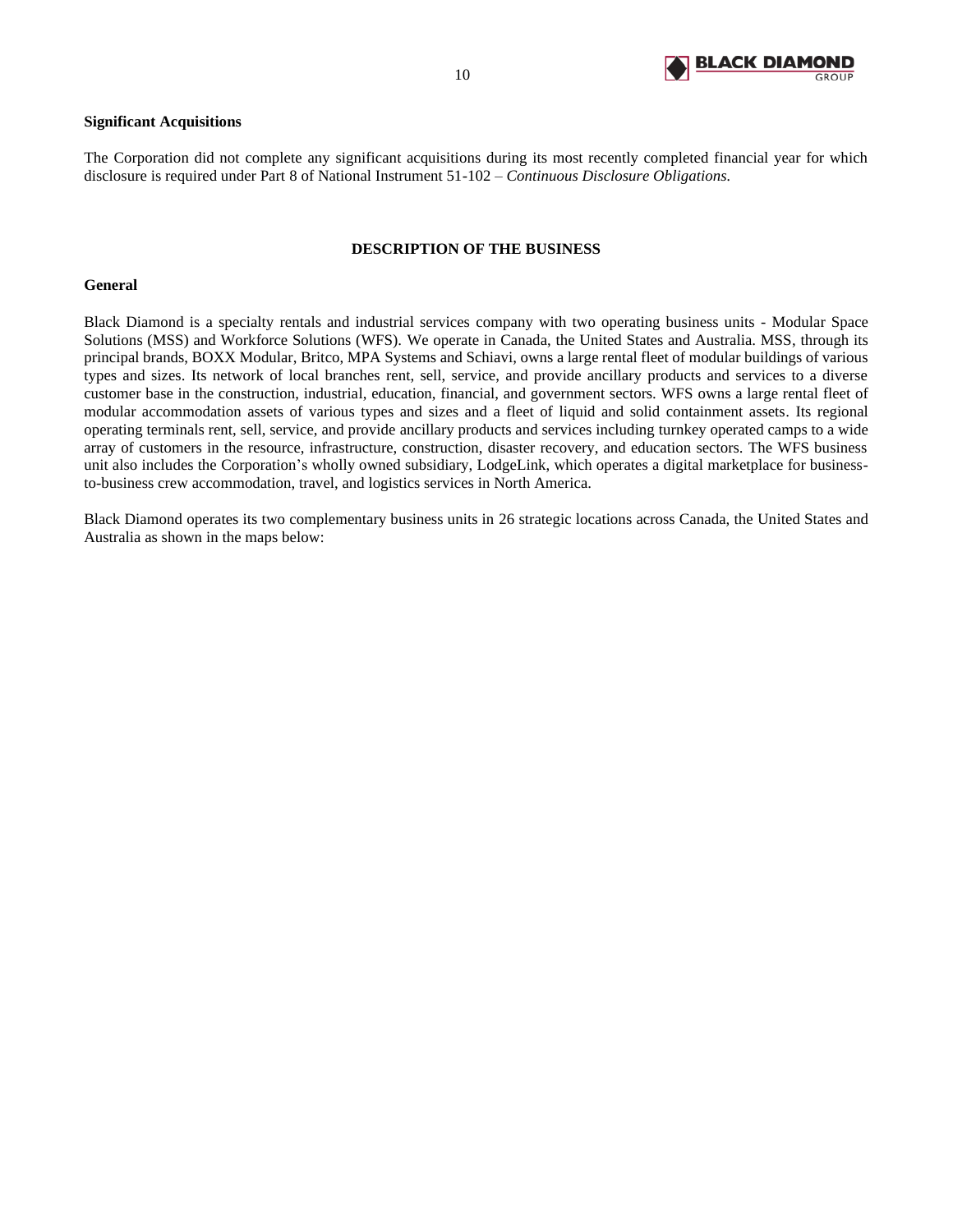**Significant Acquisitions**

The Corporation did not complete any significant acquisitions during its most recently completed financial year for which disclosure is required under Part 8 of National Instrument 51-102 – *Continuous Disclosure Obligations.*

## DESCRIPTION OF THE BUSINESS

**General**

Black Diamond is a specialty rentals and industrial services company with two operating business units - Modular Space Solutions (MSS) and Workforce Solutions (WFS). We operate in Canada, the United States and Australia. MSS, through its principal brands, BOXX Modular, Britco, MPA Systems and Schiavi, owns a large rental fleet of modular buildings of various types and sizes. Its network of local branches rent, sell, service, and provide ancillary products and services to a diverse customer base in the construction, industrial, education, financial, and government sectors. WFS owns a large rental fleet of modular accommodation assets of various types and sizes and a fleet of liquid and solid containment assets. Its regional operating terminals rent, sell, service, and provide ancillary products and services including turnkey operated camps to a wide array of customers in the resource, infrastructure, construction, disaster recovery, and education sectors. The WFS business unit also includes the Corporation's wholly owned subsidiary, LodgeLink, which operates a digital marketplace for business-to-business crew accommodation, travel, and logistics services in North America.

Black Diamond operates its two complementary business units in 26 strategic locations across Canada, the United States and Australia as shown in the maps below: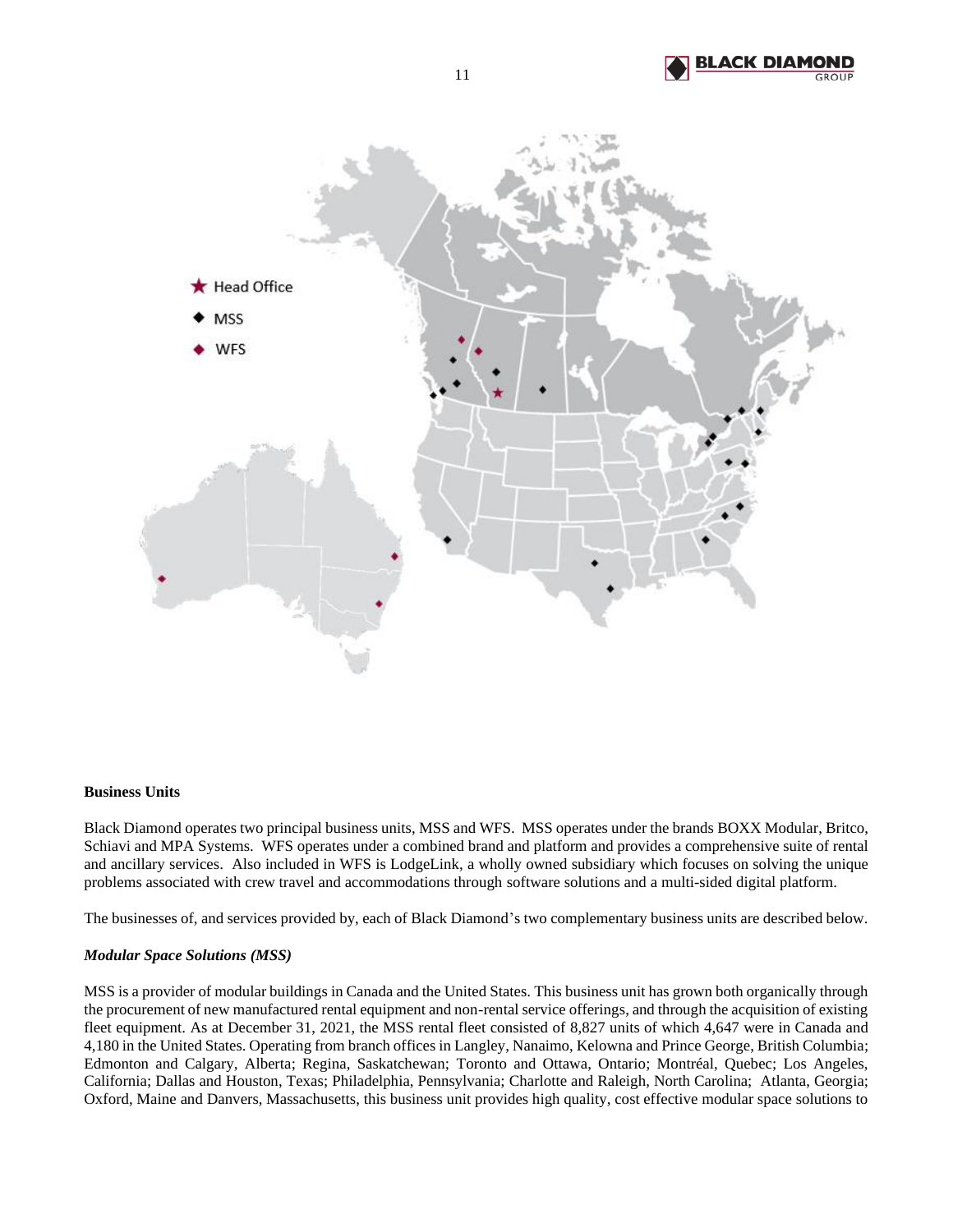Head Office

MSS

WFS

**Business Units**

Black Diamond operates two principal business units, MSS and WFS. MSS operates under the brands BOXX Modular, Britco, Schiavi and MPA Systems. WFS operates under a combined brand and platform and provides a comprehensive suite of rental and ancillary services. Also included in WFS is LodgeLink, a wholly owned subsidiary which focuses on solving the unique problems associated with crew travel and accommodations through software solutions and a multi-sided digital platform.

The businesses of, and services provided by, each of Black Diamond's two complementary business units are described below.

***Modular Space Solutions (MSS)***

MSS is a provider of modular buildings in Canada and the United States. This business unit has grown both organically through the procurement of new manufactured rental equipment and non-rental service offerings, and through the acquisition of existing fleet equipment. As at December 31, 2021, the MSS rental fleet consisted of 8,827 units of which 4,647 were in Canada and 4,180 in the United States. Operating from branch offices in Langley, Nanaimo, Kelowna and Prince George, British Columbia; Edmonton and Calgary, Alberta; Regina, Saskatchewan; Toronto and Ottawa, Ontario; Montréal, Quebec; Los Angeles, California; Dallas and Houston, Texas; Philadelphia, Pennsylvania; Charlotte and Raleigh, North Carolina; Atlanta, Georgia; Oxford, Maine and Danvers, Massachusetts, this business unit provides high quality, cost effective modular space solutions to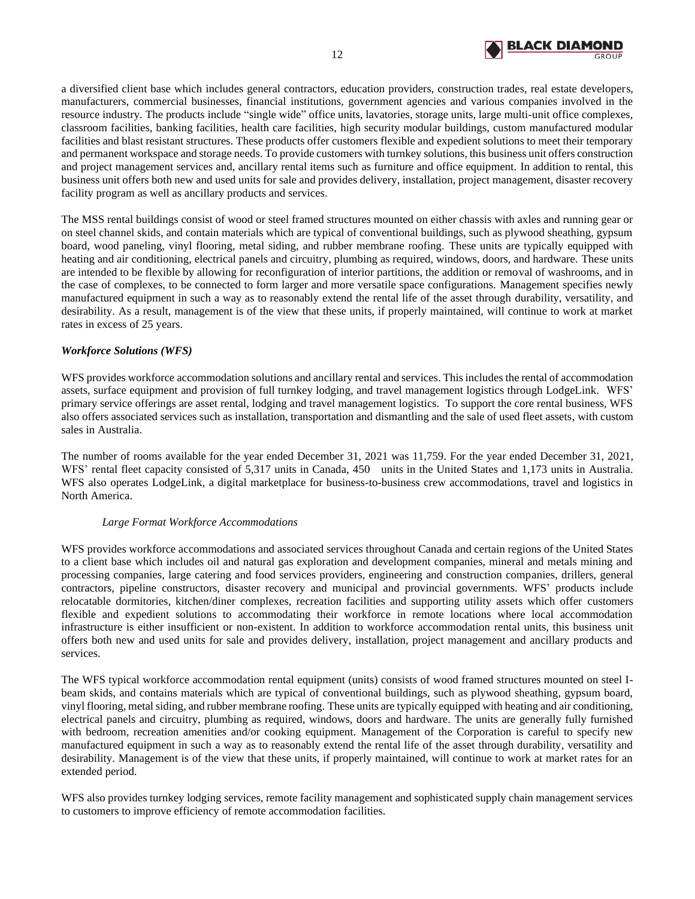a diversified client base which includes general contractors, education providers, construction trades, real estate developers, manufacturers, commercial businesses, financial institutions, government agencies and various companies involved in the resource industry. The products include "single wide" office units, lavatories, storage units, large multi-unit office complexes, classroom facilities, banking facilities, health care facilities, high security modular buildings, custom manufactured modular facilities and blast resistant structures. These products offer customers flexible and expedient solutions to meet their temporary and permanent workspace and storage needs. To provide customers with turnkey solutions, this business unit offers construction and project management services and, ancillary rental items such as furniture and office equipment. In addition to rental, this business unit offers both new and used units for sale and provides delivery, installation, project management, disaster recovery facility program as well as ancillary products and services.

The MSS rental buildings consist of wood or steel framed structures mounted on either chassis with axles and running gear or on steel channel skids, and contain materials which are typical of conventional buildings, such as plywood sheathing, gypsum board, wood paneling, vinyl flooring, metal siding, and rubber membrane roofing. These units are typically equipped with heating and air conditioning, electrical panels and circuitry, plumbing as required, windows, doors, and hardware. These units are intended to be flexible by allowing for reconfiguration of interior partitions, the addition or removal of washrooms, and in the case of complexes, to be connected to form larger and more versatile space configurations. Management specifies newly manufactured equipment in such a way as to reasonably extend the rental life of the asset through durability, versatility, and desirability. As a result, management is of the view that these units, if properly maintained, will continue to work at market rates in excess of 25 years.

***Workforce Solutions (WFS)***

WFS provides workforce accommodation solutions and ancillary rental and services. This includes the rental of accommodation assets, surface equipment and provision of full turnkey lodging, and travel management logistics through LodgeLink. WFS' primary service offerings are asset rental, lodging and travel management logistics. To support the core rental business, WFS also offers associated services such as installation, transportation and dismantling and the sale of used fleet assets, with custom sales in Australia.

The number of rooms available for the year ended December 31, 2021 was 11,759. For the year ended December 31, 2021, WFS' rental fleet capacity consisted of 5,317 units in Canada, 450 units in the United States and 1,173 units in Australia. WFS also operates LodgeLink, a digital marketplace for business-to-business crew accommodations, travel and logistics in North America.

*Large Format Workforce Accommodations*

WFS provides workforce accommodations and associated services throughout Canada and certain regions of the United States to a client base which includes oil and natural gas exploration and development companies, mineral and metals mining and processing companies, large catering and food services providers, engineering and construction companies, drillers, general contractors, pipeline constructors, disaster recovery and municipal and provincial governments. WFS' products include relocatable dormitories, kitchen/diner complexes, recreation facilities and supporting utility assets which offer customers flexible and expedient solutions to accommodating their workforce in remote locations where local accommodation infrastructure is either insufficient or non-existent. In addition to workforce accommodation rental units, this business unit offers both new and used units for sale and provides delivery, installation, project management and ancillary products and services.

The WFS typical workforce accommodation rental equipment (units) consists of wood framed structures mounted on steel I-beam skids, and contains materials which are typical of conventional buildings, such as plywood sheathing, gypsum board, vinyl flooring, metal siding, and rubber membrane roofing. These units are typically equipped with heating and air conditioning, electrical panels and circuitry, plumbing as required, windows, doors and hardware. The units are generally fully furnished with bedroom, recreation amenities and/or cooking equipment. Management of the Corporation is careful to specify new manufactured equipment in such a way as to reasonably extend the rental life of the asset through durability, versatility and desirability. Management is of the view that these units, if properly maintained, will continue to work at market rates for an extended period.

WFS also provides turnkey lodging services, remote facility management and sophisticated supply chain management services to customers to improve efficiency of remote accommodation facilities.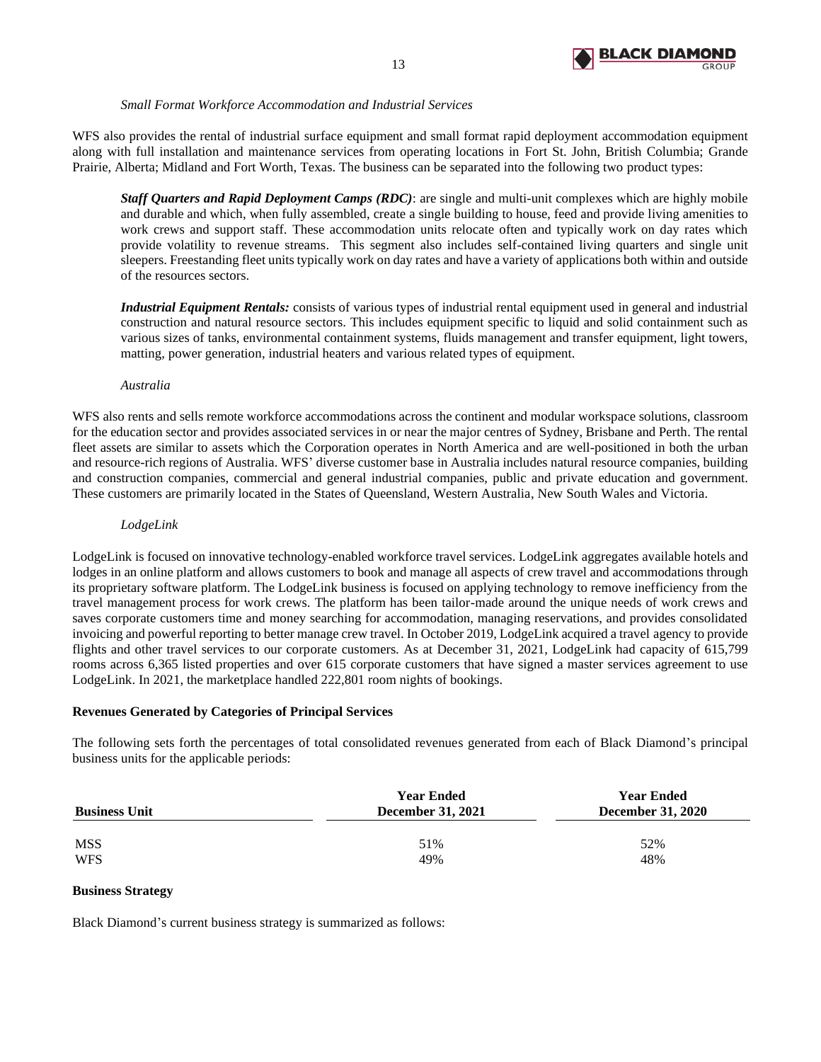*Small Format Workforce Accommodation and Industrial Services*

WFS also provides the rental of industrial surface equipment and small format rapid deployment accommodation equipment along with full installation and maintenance services from operating locations in Fort St. John, British Columbia; Grande Prairie, Alberta; Midland and Fort Worth, Texas. The business can be separated into the following two product types:

***Staff Quarters and Rapid Deployment Camps (RDC)***: are single and multi-unit complexes which are highly mobile and durable and which, when fully assembled, create a single building to house, feed and provide living amenities to work crews and support staff. These accommodation units relocate often and typically work on day rates which provide volatility to revenue streams. This segment also includes self-contained living quarters and single unit sleepers. Freestanding fleet units typically work on day rates and have a variety of applications both within and outside of the resources sectors.

***Industrial Equipment Rentals:*** consists of various types of industrial rental equipment used in general and industrial construction and natural resource sectors. This includes equipment specific to liquid and solid containment such as various sizes of tanks, environmental containment systems, fluids management and transfer equipment, light towers, matting, power generation, industrial heaters and various related types of equipment.

*Australia*

WFS also rents and sells remote workforce accommodations across the continent and modular workspace solutions, classroom for the education sector and provides associated services in or near the major centres of Sydney, Brisbane and Perth. The rental fleet assets are similar to assets which the Corporation operates in North America and are well-positioned in both the urban and resource-rich regions of Australia. WFS' diverse customer base in Australia includes natural resource companies, building and construction companies, commercial and general industrial companies, public and private education and government. These customers are primarily located in the States of Queensland, Western Australia, New South Wales and Victoria.

*LodgeLink*

LodgeLink is focused on innovative technology-enabled workforce travel services. LodgeLink aggregates available hotels and lodges in an online platform and allows customers to book and manage all aspects of crew travel and accommodations through its proprietary software platform. The LodgeLink business is focused on applying technology to remove inefficiency from the travel management process for work crews. The platform has been tailor-made around the unique needs of work crews and saves corporate customers time and money searching for accommodation, managing reservations, and provides consolidated invoicing and powerful reporting to better manage crew travel. In October 2019, LodgeLink acquired a travel agency to provide flights and other travel services to our corporate customers. As at December 31, 2021, LodgeLink had capacity of 615,799 rooms across 6,365 listed properties and over 615 corporate customers that have signed a master services agreement to use LodgeLink. In 2021, the marketplace handled 222,801 room nights of bookings.

**Revenues Generated by Categories of Principal Services**

The following sets forth the percentages of total consolidated revenues generated from each of Black Diamond's principal business units for the applicable periods:

| Business Unit | Year Ended December 31, 2021 | Year Ended December 31, 2020 |
|---|---|---|
| MSS | 51% | 52% |
| WFS | 49% | 48% |

**Business Strategy**

Black Diamond's current business strategy is summarized as follows: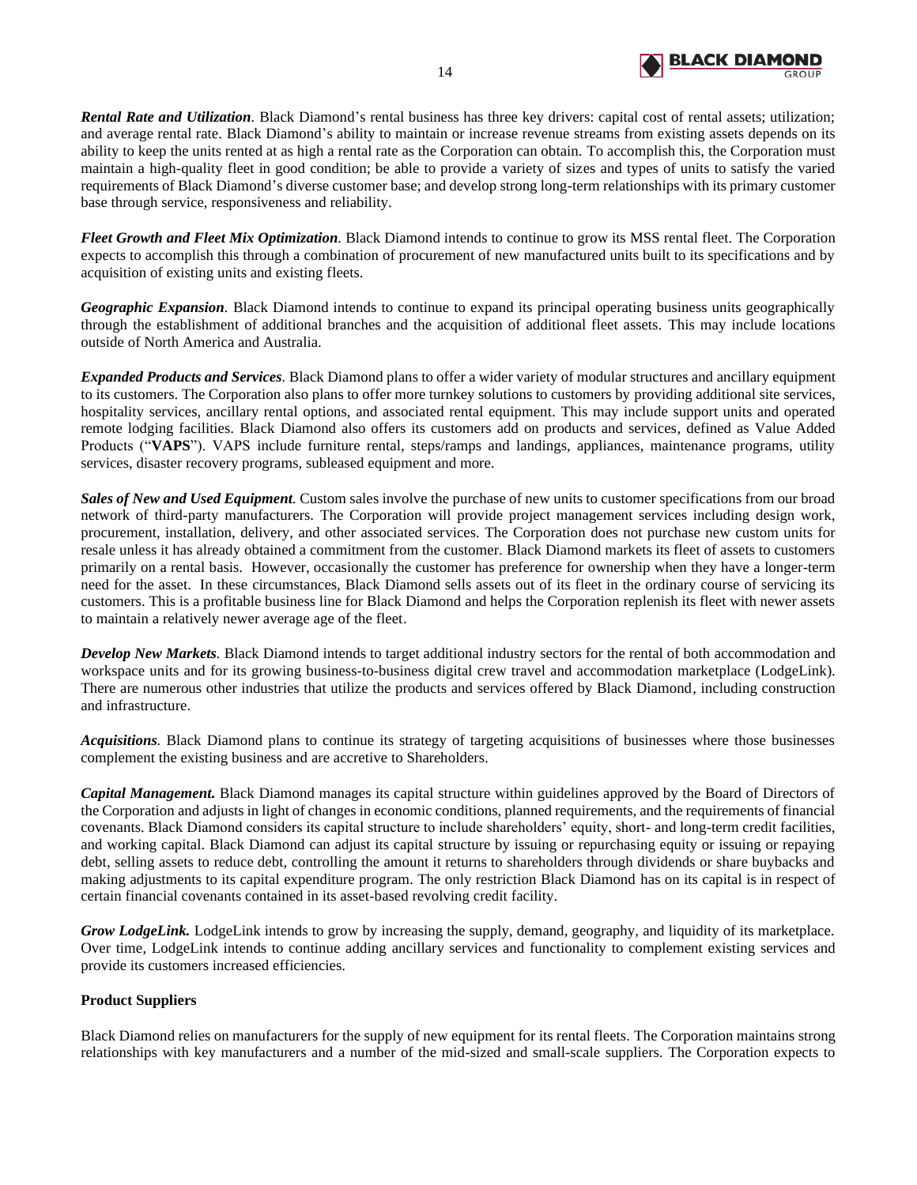***Rental Rate and Utilization***. Black Diamond's rental business has three key drivers: capital cost of rental assets; utilization; and average rental rate. Black Diamond's ability to maintain or increase revenue streams from existing assets depends on its ability to keep the units rented at as high a rental rate as the Corporation can obtain. To accomplish this, the Corporation must maintain a high-quality fleet in good condition; be able to provide a variety of sizes and types of units to satisfy the varied requirements of Black Diamond's diverse customer base; and develop strong long-term relationships with its primary customer base through service, responsiveness and reliability.

***Fleet Growth and Fleet Mix Optimization***. Black Diamond intends to continue to grow its MSS rental fleet. The Corporation expects to accomplish this through a combination of procurement of new manufactured units built to its specifications and by acquisition of existing units and existing fleets.

***Geographic Expansion***. Black Diamond intends to continue to expand its principal operating business units geographically through the establishment of additional branches and the acquisition of additional fleet assets. This may include locations outside of North America and Australia.

***Expanded Products and Services***. Black Diamond plans to offer a wider variety of modular structures and ancillary equipment to its customers. The Corporation also plans to offer more turnkey solutions to customers by providing additional site services, hospitality services, ancillary rental options, and associated rental equipment. This may include support units and operated remote lodging facilities. Black Diamond also offers its customers add on products and services, defined as Value Added Products ("**VAPS**"). VAPS include furniture rental, steps/ramps and landings, appliances, maintenance programs, utility services, disaster recovery programs, subleased equipment and more.

***Sales of New and Used Equipment***. Custom sales involve the purchase of new units to customer specifications from our broad network of third-party manufacturers. The Corporation will provide project management services including design work, procurement, installation, delivery, and other associated services. The Corporation does not purchase new custom units for resale unless it has already obtained a commitment from the customer. Black Diamond markets its fleet of assets to customers primarily on a rental basis. However, occasionally the customer has preference for ownership when they have a longer-term need for the asset. In these circumstances, Black Diamond sells assets out of its fleet in the ordinary course of servicing its customers. This is a profitable business line for Black Diamond and helps the Corporation replenish its fleet with newer assets to maintain a relatively newer average age of the fleet.

***Develop New Markets***. Black Diamond intends to target additional industry sectors for the rental of both accommodation and workspace units and for its growing business-to-business digital crew travel and accommodation marketplace (LodgeLink). There are numerous other industries that utilize the products and services offered by Black Diamond, including construction and infrastructure.

***Acquisitions***. Black Diamond plans to continue its strategy of targeting acquisitions of businesses where those businesses complement the existing business and are accretive to Shareholders.

***Capital Management.*** Black Diamond manages its capital structure within guidelines approved by the Board of Directors of the Corporation and adjusts in light of changes in economic conditions, planned requirements, and the requirements of financial covenants. Black Diamond considers its capital structure to include shareholders' equity, short- and long-term credit facilities, and working capital. Black Diamond can adjust its capital structure by issuing or repurchasing equity or issuing or repaying debt, selling assets to reduce debt, controlling the amount it returns to shareholders through dividends or share buybacks and making adjustments to its capital expenditure program. The only restriction Black Diamond has on its capital is in respect of certain financial covenants contained in its asset-based revolving credit facility.

***Grow LodgeLink.*** LodgeLink intends to grow by increasing the supply, demand, geography, and liquidity of its marketplace. Over time, LodgeLink intends to continue adding ancillary services and functionality to complement existing services and provide its customers increased efficiencies.

**Product Suppliers**

Black Diamond relies on manufacturers for the supply of new equipment for its rental fleets. The Corporation maintains strong relationships with key manufacturers and a number of the mid-sized and small-scale suppliers. The Corporation expects to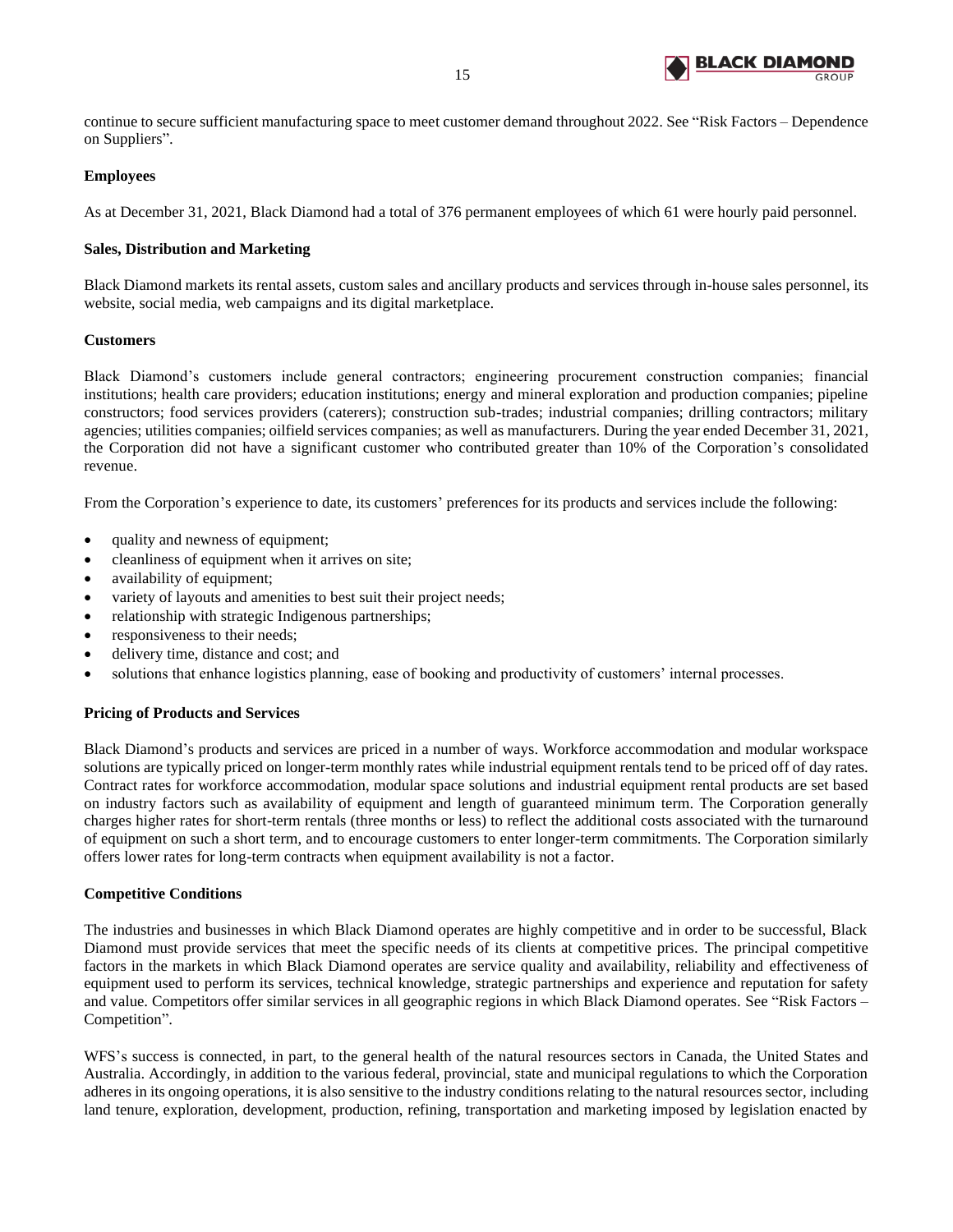continue to secure sufficient manufacturing space to meet customer demand throughout 2022. See “Risk Factors – Dependence on Suppliers”.

**Employees**

As at December 31, 2021, Black Diamond had a total of 376 permanent employees of which 61 were hourly paid personnel.

**Sales, Distribution and Marketing**

Black Diamond markets its rental assets, custom sales and ancillary products and services through in-house sales personnel, its website, social media, web campaigns and its digital marketplace.

**Customers**

Black Diamond’s customers include general contractors; engineering procurement construction companies; financial institutions; health care providers; education institutions; energy and mineral exploration and production companies; pipeline constructors; food services providers (caterers); construction sub-trades; industrial companies; drilling contractors; military agencies; utilities companies; oilfield services companies; as well as manufacturers. During the year ended December 31, 2021, the Corporation did not have a significant customer who contributed greater than 10% of the Corporation’s consolidated revenue.

From the Corporation’s experience to date, its customers’ preferences for its products and services include the following:

- quality and newness of equipment;
- cleanliness of equipment when it arrives on site;
- availability of equipment;
- variety of layouts and amenities to best suit their project needs;
- relationship with strategic Indigenous partnerships;
- responsiveness to their needs;
- delivery time, distance and cost; and
- solutions that enhance logistics planning, ease of booking and productivity of customers’ internal processes.

**Pricing of Products and Services**

Black Diamond’s products and services are priced in a number of ways. Workforce accommodation and modular workspace solutions are typically priced on longer-term monthly rates while industrial equipment rentals tend to be priced off of day rates. Contract rates for workforce accommodation, modular space solutions and industrial equipment rental products are set based on industry factors such as availability of equipment and length of guaranteed minimum term. The Corporation generally charges higher rates for short-term rentals (three months or less) to reflect the additional costs associated with the turnaround of equipment on such a short term, and to encourage customers to enter longer-term commitments. The Corporation similarly offers lower rates for long-term contracts when equipment availability is not a factor.

**Competitive Conditions**

The industries and businesses in which Black Diamond operates are highly competitive and in order to be successful, Black Diamond must provide services that meet the specific needs of its clients at competitive prices. The principal competitive factors in the markets in which Black Diamond operates are service quality and availability, reliability and effectiveness of equipment used to perform its services, technical knowledge, strategic partnerships and experience and reputation for safety and value. Competitors offer similar services in all geographic regions in which Black Diamond operates. See “Risk Factors – Competition”.

WFS’s success is connected, in part, to the general health of the natural resources sectors in Canada, the United States and Australia. Accordingly, in addition to the various federal, provincial, state and municipal regulations to which the Corporation adheres in its ongoing operations, it is also sensitive to the industry conditions relating to the natural resources sector, including land tenure, exploration, development, production, refining, transportation and marketing imposed by legislation enacted by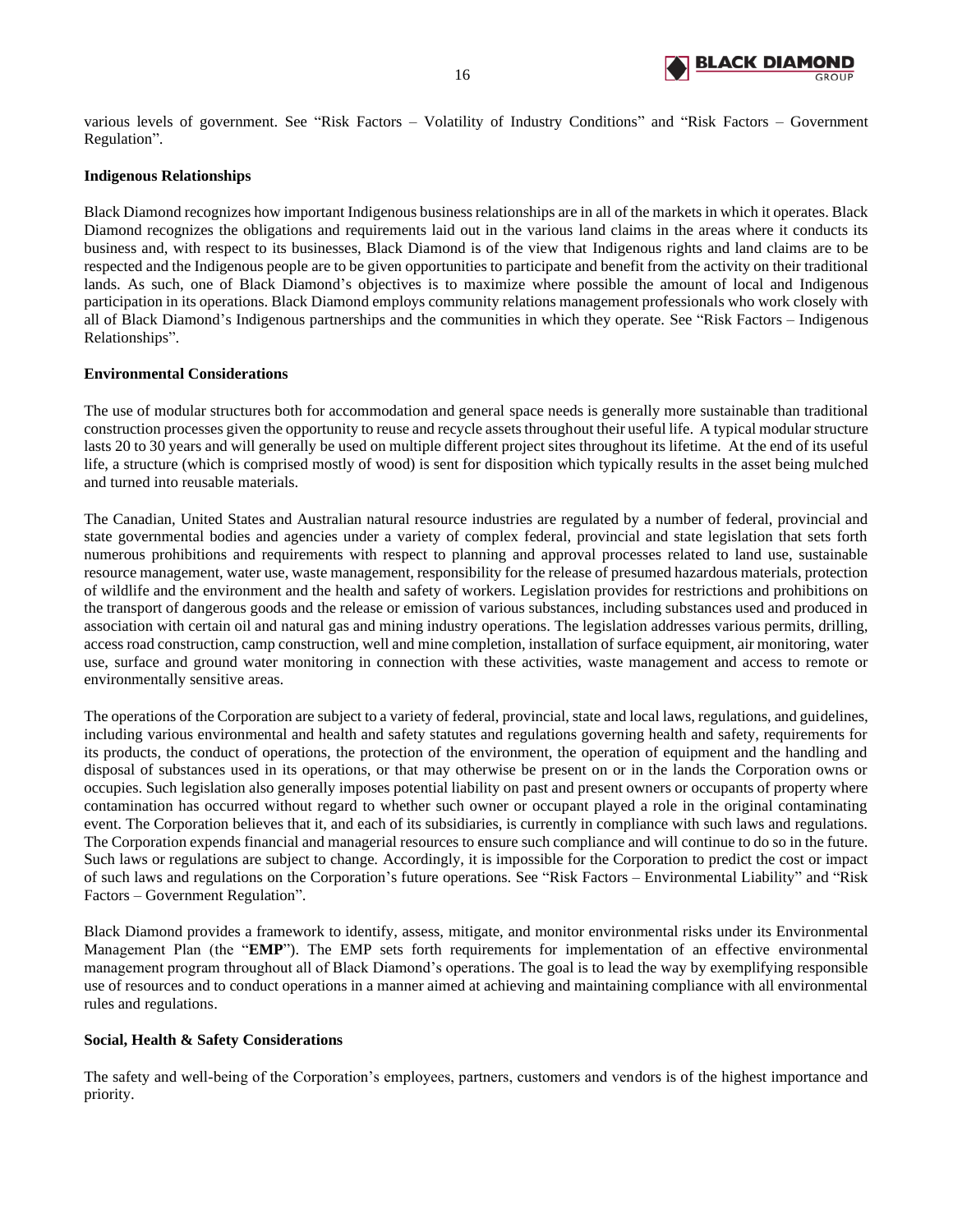various levels of government. See "Risk Factors – Volatility of Industry Conditions" and "Risk Factors – Government Regulation".

**Indigenous Relationships**

Black Diamond recognizes how important Indigenous business relationships are in all of the markets in which it operates. Black Diamond recognizes the obligations and requirements laid out in the various land claims in the areas where it conducts its business and, with respect to its businesses, Black Diamond is of the view that Indigenous rights and land claims are to be respected and the Indigenous people are to be given opportunities to participate and benefit from the activity on their traditional lands. As such, one of Black Diamond's objectives is to maximize where possible the amount of local and Indigenous participation in its operations. Black Diamond employs community relations management professionals who work closely with all of Black Diamond's Indigenous partnerships and the communities in which they operate. See "Risk Factors – Indigenous Relationships".

**Environmental Considerations**

The use of modular structures both for accommodation and general space needs is generally more sustainable than traditional construction processes given the opportunity to reuse and recycle assets throughout their useful life. A typical modular structure lasts 20 to 30 years and will generally be used on multiple different project sites throughout its lifetime. At the end of its useful life, a structure (which is comprised mostly of wood) is sent for disposition which typically results in the asset being mulched and turned into reusable materials.

The Canadian, United States and Australian natural resource industries are regulated by a number of federal, provincial and state governmental bodies and agencies under a variety of complex federal, provincial and state legislation that sets forth numerous prohibitions and requirements with respect to planning and approval processes related to land use, sustainable resource management, water use, waste management, responsibility for the release of presumed hazardous materials, protection of wildlife and the environment and the health and safety of workers. Legislation provides for restrictions and prohibitions on the transport of dangerous goods and the release or emission of various substances, including substances used and produced in association with certain oil and natural gas and mining industry operations. The legislation addresses various permits, drilling, access road construction, camp construction, well and mine completion, installation of surface equipment, air monitoring, water use, surface and ground water monitoring in connection with these activities, waste management and access to remote or environmentally sensitive areas.

The operations of the Corporation are subject to a variety of federal, provincial, state and local laws, regulations, and guidelines, including various environmental and health and safety statutes and regulations governing health and safety, requirements for its products, the conduct of operations, the protection of the environment, the operation of equipment and the handling and disposal of substances used in its operations, or that may otherwise be present on or in the lands the Corporation owns or occupies. Such legislation also generally imposes potential liability on past and present owners or occupants of property where contamination has occurred without regard to whether such owner or occupant played a role in the original contaminating event. The Corporation believes that it, and each of its subsidiaries, is currently in compliance with such laws and regulations. The Corporation expends financial and managerial resources to ensure such compliance and will continue to do so in the future. Such laws or regulations are subject to change. Accordingly, it is impossible for the Corporation to predict the cost or impact of such laws and regulations on the Corporation's future operations. See "Risk Factors – Environmental Liability" and "Risk Factors – Government Regulation".

Black Diamond provides a framework to identify, assess, mitigate, and monitor environmental risks under its Environmental Management Plan (the "**EMP**"). The EMP sets forth requirements for implementation of an effective environmental management program throughout all of Black Diamond's operations. The goal is to lead the way by exemplifying responsible use of resources and to conduct operations in a manner aimed at achieving and maintaining compliance with all environmental rules and regulations.

**Social, Health & Safety Considerations**

The safety and well-being of the Corporation's employees, partners, customers and vendors is of the highest importance and priority.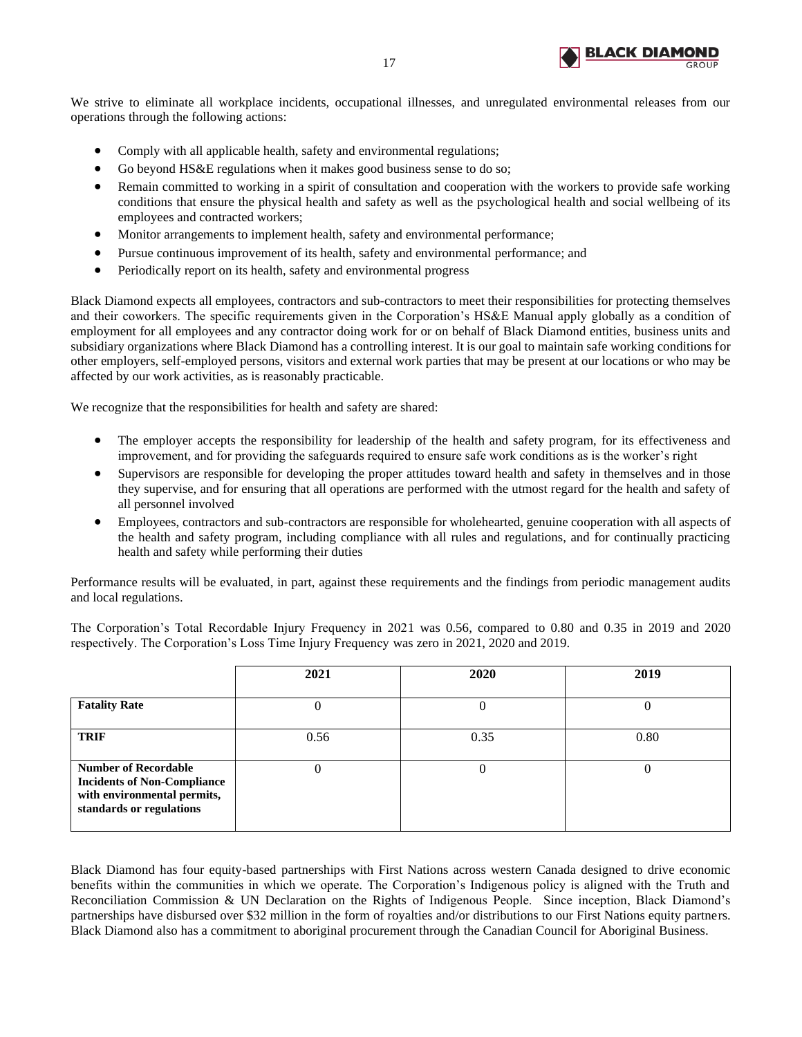We strive to eliminate all workplace incidents, occupational illnesses, and unregulated environmental releases from our operations through the following actions:

- Comply with all applicable health, safety and environmental regulations;
- Go beyond HS&E regulations when it makes good business sense to do so;
- Remain committed to working in a spirit of consultation and cooperation with the workers to provide safe working conditions that ensure the physical health and safety as well as the psychological health and social wellbeing of its employees and contracted workers;
- Monitor arrangements to implement health, safety and environmental performance;
- Pursue continuous improvement of its health, safety and environmental performance; and
- Periodically report on its health, safety and environmental progress

Black Diamond expects all employees, contractors and sub-contractors to meet their responsibilities for protecting themselves and their coworkers. The specific requirements given in the Corporation's HS&E Manual apply globally as a condition of employment for all employees and any contractor doing work for or on behalf of Black Diamond entities, business units and subsidiary organizations where Black Diamond has a controlling interest. It is our goal to maintain safe working conditions for other employers, self-employed persons, visitors and external work parties that may be present at our locations or who may be affected by our work activities, as is reasonably practicable.

We recognize that the responsibilities for health and safety are shared:

- The employer accepts the responsibility for leadership of the health and safety program, for its effectiveness and improvement, and for providing the safeguards required to ensure safe work conditions as is the worker's right
- Supervisors are responsible for developing the proper attitudes toward health and safety in themselves and in those they supervise, and for ensuring that all operations are performed with the utmost regard for the health and safety of all personnel involved
- Employees, contractors and sub-contractors are responsible for wholehearted, genuine cooperation with all aspects of the health and safety program, including compliance with all rules and regulations, and for continually practicing health and safety while performing their duties

Performance results will be evaluated, in part, against these requirements and the findings from periodic management audits and local regulations.

The Corporation's Total Recordable Injury Frequency in 2021 was 0.56, compared to 0.80 and 0.35 in 2019 and 2020 respectively. The Corporation's Loss Time Injury Frequency was zero in 2021, 2020 and 2019.

| | 2021 | 2020 | 2019 |
|---|---|---|---|
| **Fatality Rate** | 0 | 0 | 0 |
| **TRIF** | 0.56 | 0.35 | 0.80 |
| **Number of Recordable Incidents of Non-Compliance with environmental permits, standards or regulations** | 0 | 0 | 0 |

Black Diamond has four equity-based partnerships with First Nations across western Canada designed to drive economic benefits within the communities in which we operate. The Corporation's Indigenous policy is aligned with the Truth and Reconciliation Commission & UN Declaration on the Rights of Indigenous People. Since inception, Black Diamond's partnerships have disbursed over $32 million in the form of royalties and/or distributions to our First Nations equity partners. Black Diamond also has a commitment to aboriginal procurement through the Canadian Council for Aboriginal Business.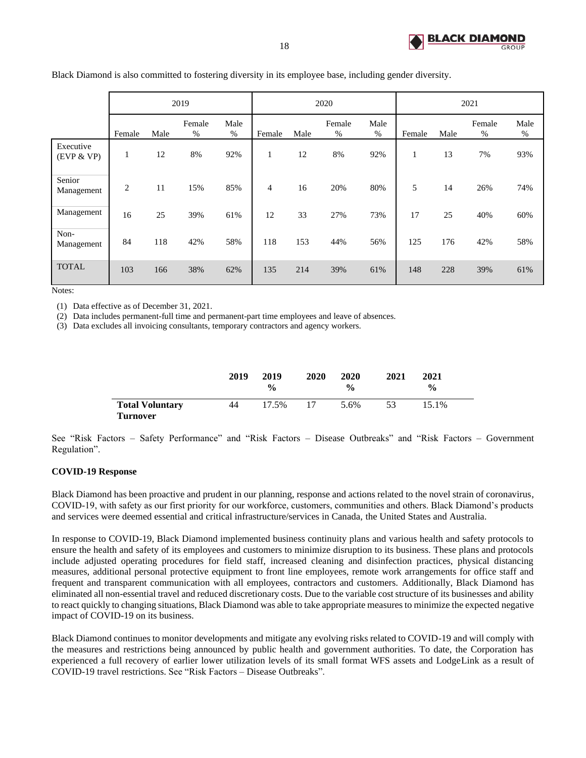Black Diamond is also committed to fostering diversity in its employee base, including gender diversity.

| | 2019 | | | | 2020 | | | | 2021 | | | |
|---|---|---|---|---|---|---|---|---|---|---|---|---|
| | Female | Male | Female % | Male % | Female | Male | Female % | Male % | Female | Male | Female % | Male % |
| Executive (EVP & VP) | 1 | 12 | 8% | 92% | 1 | 12 | 8% | 92% | 1 | 13 | 7% | 93% |
| Senior Management | 2 | 11 | 15% | 85% | 4 | 16 | 20% | 80% | 5 | 14 | 26% | 74% |
| Management | 16 | 25 | 39% | 61% | 12 | 33 | 27% | 73% | 17 | 25 | 40% | 60% |
| Non-Management | 84 | 118 | 42% | 58% | 118 | 153 | 44% | 56% | 125 | 176 | 42% | 58% |
| TOTAL | 103 | 166 | 38% | 62% | 135 | 214 | 39% | 61% | 148 | 228 | 39% | 61% |

Notes:

(1) Data effective as of December 31, 2021.
(2) Data includes permanent-full time and permanent-part time employees and leave of absences.
(3) Data excludes all invoicing consultants, temporary contractors and agency workers.

| | **2019** | **2019 %** | **2020** | **2020 %** | **2021** | **2021 %** |
|---|---|---|---|---|---|---|
| **Total Voluntary Turnover** | 44 | 17.5% | 17 | 5.6% | 53 | 15.1% |

See "Risk Factors – Safety Performance" and "Risk Factors – Disease Outbreaks" and "Risk Factors – Government Regulation".

**COVID-19 Response**

Black Diamond has been proactive and prudent in our planning, response and actions related to the novel strain of coronavirus, COVID-19, with safety as our first priority for our workforce, customers, communities and others. Black Diamond's products and services were deemed essential and critical infrastructure/services in Canada, the United States and Australia.

In response to COVID-19, Black Diamond implemented business continuity plans and various health and safety protocols to ensure the health and safety of its employees and customers to minimize disruption to its business. These plans and protocols include adjusted operating procedures for field staff, increased cleaning and disinfection practices, physical distancing measures, additional personal protective equipment to front line employees, remote work arrangements for office staff and frequent and transparent communication with all employees, contractors and customers. Additionally, Black Diamond has eliminated all non-essential travel and reduced discretionary costs. Due to the variable cost structure of its businesses and ability to react quickly to changing situations, Black Diamond was able to take appropriate measures to minimize the expected negative impact of COVID-19 on its business.

Black Diamond continues to monitor developments and mitigate any evolving risks related to COVID-19 and will comply with the measures and restrictions being announced by public health and government authorities. To date, the Corporation has experienced a full recovery of earlier lower utilization levels of its small format WFS assets and LodgeLink as a result of COVID-19 travel restrictions. See "Risk Factors – Disease Outbreaks".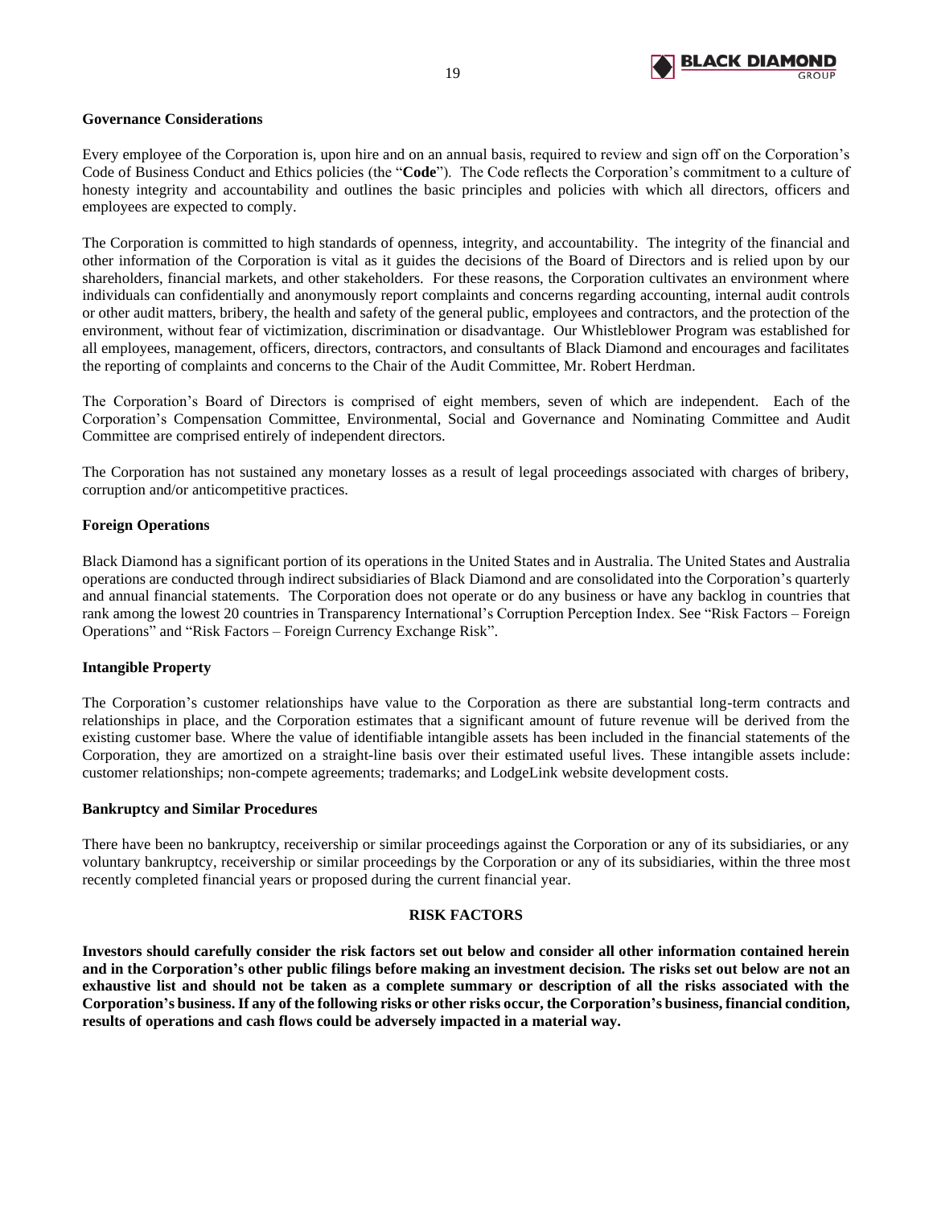**Governance Considerations**

Every employee of the Corporation is, upon hire and on an annual basis, required to review and sign off on the Corporation's Code of Business Conduct and Ethics policies (the "**Code**"). The Code reflects the Corporation's commitment to a culture of honesty integrity and accountability and outlines the basic principles and policies with which all directors, officers and employees are expected to comply.

The Corporation is committed to high standards of openness, integrity, and accountability. The integrity of the financial and other information of the Corporation is vital as it guides the decisions of the Board of Directors and is relied upon by our shareholders, financial markets, and other stakeholders. For these reasons, the Corporation cultivates an environment where individuals can confidentially and anonymously report complaints and concerns regarding accounting, internal audit controls or other audit matters, bribery, the health and safety of the general public, employees and contractors, and the protection of the environment, without fear of victimization, discrimination or disadvantage. Our Whistleblower Program was established for all employees, management, officers, directors, contractors, and consultants of Black Diamond and encourages and facilitates the reporting of complaints and concerns to the Chair of the Audit Committee, Mr. Robert Herdman.

The Corporation's Board of Directors is comprised of eight members, seven of which are independent. Each of the Corporation's Compensation Committee, Environmental, Social and Governance and Nominating Committee and Audit Committee are comprised entirely of independent directors.

The Corporation has not sustained any monetary losses as a result of legal proceedings associated with charges of bribery, corruption and/or anticompetitive practices.

**Foreign Operations**

Black Diamond has a significant portion of its operations in the United States and in Australia. The United States and Australia operations are conducted through indirect subsidiaries of Black Diamond and are consolidated into the Corporation's quarterly and annual financial statements. The Corporation does not operate or do any business or have any backlog in countries that rank among the lowest 20 countries in Transparency International's Corruption Perception Index. See "Risk Factors – Foreign Operations" and "Risk Factors – Foreign Currency Exchange Risk".

**Intangible Property**

The Corporation's customer relationships have value to the Corporation as there are substantial long-term contracts and relationships in place, and the Corporation estimates that a significant amount of future revenue will be derived from the existing customer base. Where the value of identifiable intangible assets has been included in the financial statements of the Corporation, they are amortized on a straight-line basis over their estimated useful lives. These intangible assets include: customer relationships; non-compete agreements; trademarks; and LodgeLink website development costs.

**Bankruptcy and Similar Procedures**

There have been no bankruptcy, receivership or similar proceedings against the Corporation or any of its subsidiaries, or any voluntary bankruptcy, receivership or similar proceedings by the Corporation or any of its subsidiaries, within the three most recently completed financial years or proposed during the current financial year.

## RISK FACTORS

**Investors should carefully consider the risk factors set out below and consider all other information contained herein and in the Corporation's other public filings before making an investment decision. The risks set out below are not an exhaustive list and should not be taken as a complete summary or description of all the risks associated with the Corporation's business. If any of the following risks or other risks occur, the Corporation's business, financial condition, results of operations and cash flows could be adversely impacted in a material way.**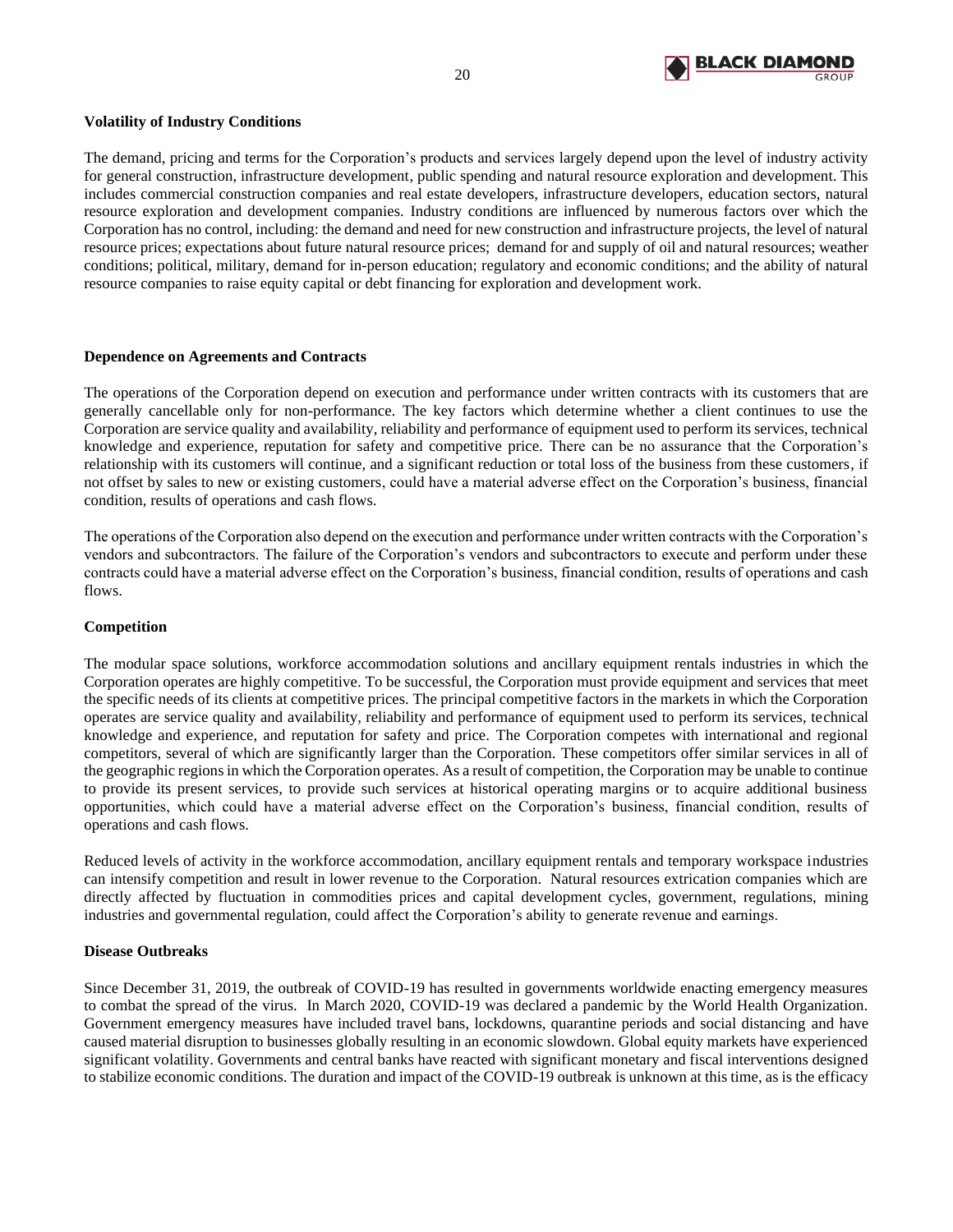**Volatility of Industry Conditions**

The demand, pricing and terms for the Corporation's products and services largely depend upon the level of industry activity for general construction, infrastructure development, public spending and natural resource exploration and development. This includes commercial construction companies and real estate developers, infrastructure developers, education sectors, natural resource exploration and development companies. Industry conditions are influenced by numerous factors over which the Corporation has no control, including: the demand and need for new construction and infrastructure projects, the level of natural resource prices; expectations about future natural resource prices; demand for and supply of oil and natural resources; weather conditions; political, military, demand for in-person education; regulatory and economic conditions; and the ability of natural resource companies to raise equity capital or debt financing for exploration and development work.

**Dependence on Agreements and Contracts**

The operations of the Corporation depend on execution and performance under written contracts with its customers that are generally cancellable only for non-performance. The key factors which determine whether a client continues to use the Corporation are service quality and availability, reliability and performance of equipment used to perform its services, technical knowledge and experience, reputation for safety and competitive price. There can be no assurance that the Corporation's relationship with its customers will continue, and a significant reduction or total loss of the business from these customers, if not offset by sales to new or existing customers, could have a material adverse effect on the Corporation's business, financial condition, results of operations and cash flows.

The operations of the Corporation also depend on the execution and performance under written contracts with the Corporation's vendors and subcontractors. The failure of the Corporation's vendors and subcontractors to execute and perform under these contracts could have a material adverse effect on the Corporation's business, financial condition, results of operations and cash flows.

**Competition**

The modular space solutions, workforce accommodation solutions and ancillary equipment rentals industries in which the Corporation operates are highly competitive. To be successful, the Corporation must provide equipment and services that meet the specific needs of its clients at competitive prices. The principal competitive factors in the markets in which the Corporation operates are service quality and availability, reliability and performance of equipment used to perform its services, technical knowledge and experience, and reputation for safety and price. The Corporation competes with international and regional competitors, several of which are significantly larger than the Corporation. These competitors offer similar services in all of the geographic regions in which the Corporation operates. As a result of competition, the Corporation may be unable to continue to provide its present services, to provide such services at historical operating margins or to acquire additional business opportunities, which could have a material adverse effect on the Corporation's business, financial condition, results of operations and cash flows.

Reduced levels of activity in the workforce accommodation, ancillary equipment rentals and temporary workspace industries can intensify competition and result in lower revenue to the Corporation. Natural resources extrication companies which are directly affected by fluctuation in commodities prices and capital development cycles, government, regulations, mining industries and governmental regulation, could affect the Corporation's ability to generate revenue and earnings.

**Disease Outbreaks**

Since December 31, 2019, the outbreak of COVID-19 has resulted in governments worldwide enacting emergency measures to combat the spread of the virus. In March 2020, COVID-19 was declared a pandemic by the World Health Organization. Government emergency measures have included travel bans, lockdowns, quarantine periods and social distancing and have caused material disruption to businesses globally resulting in an economic slowdown. Global equity markets have experienced significant volatility. Governments and central banks have reacted with significant monetary and fiscal interventions designed to stabilize economic conditions. The duration and impact of the COVID-19 outbreak is unknown at this time, as is the efficacy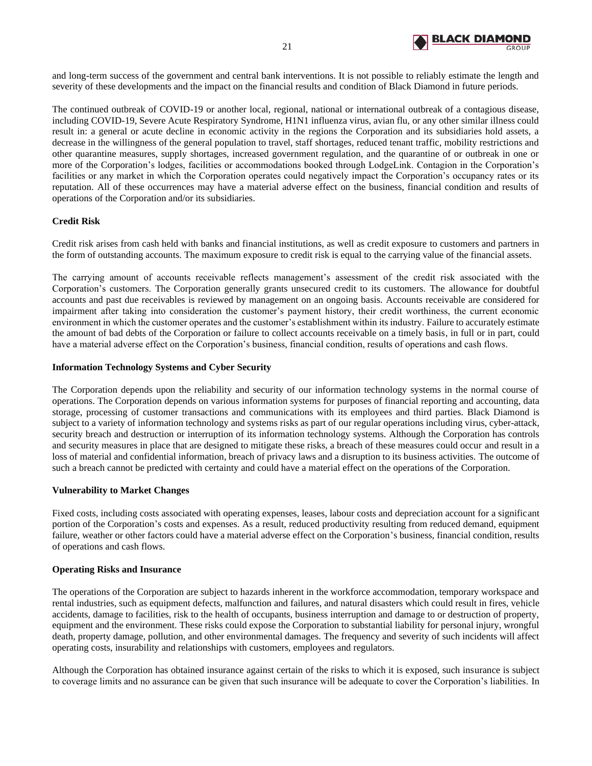and long-term success of the government and central bank interventions. It is not possible to reliably estimate the length and severity of these developments and the impact on the financial results and condition of Black Diamond in future periods.

The continued outbreak of COVID-19 or another local, regional, national or international outbreak of a contagious disease, including COVID-19, Severe Acute Respiratory Syndrome, H1N1 influenza virus, avian flu, or any other similar illness could result in: a general or acute decline in economic activity in the regions the Corporation and its subsidiaries hold assets, a decrease in the willingness of the general population to travel, staff shortages, reduced tenant traffic, mobility restrictions and other quarantine measures, supply shortages, increased government regulation, and the quarantine of or outbreak in one or more of the Corporation's lodges, facilities or accommodations booked through LodgeLink. Contagion in the Corporation's facilities or any market in which the Corporation operates could negatively impact the Corporation's occupancy rates or its reputation. All of these occurrences may have a material adverse effect on the business, financial condition and results of operations of the Corporation and/or its subsidiaries.

**Credit Risk**

Credit risk arises from cash held with banks and financial institutions, as well as credit exposure to customers and partners in the form of outstanding accounts. The maximum exposure to credit risk is equal to the carrying value of the financial assets.

The carrying amount of accounts receivable reflects management's assessment of the credit risk associated with the Corporation's customers. The Corporation generally grants unsecured credit to its customers. The allowance for doubtful accounts and past due receivables is reviewed by management on an ongoing basis. Accounts receivable are considered for impairment after taking into consideration the customer's payment history, their credit worthiness, the current economic environment in which the customer operates and the customer's establishment within its industry. Failure to accurately estimate the amount of bad debts of the Corporation or failure to collect accounts receivable on a timely basis, in full or in part, could have a material adverse effect on the Corporation's business, financial condition, results of operations and cash flows.

**Information Technology Systems and Cyber Security**

The Corporation depends upon the reliability and security of our information technology systems in the normal course of operations. The Corporation depends on various information systems for purposes of financial reporting and accounting, data storage, processing of customer transactions and communications with its employees and third parties. Black Diamond is subject to a variety of information technology and systems risks as part of our regular operations including virus, cyber-attack, security breach and destruction or interruption of its information technology systems. Although the Corporation has controls and security measures in place that are designed to mitigate these risks, a breach of these measures could occur and result in a loss of material and confidential information, breach of privacy laws and a disruption to its business activities. The outcome of such a breach cannot be predicted with certainty and could have a material effect on the operations of the Corporation.

**Vulnerability to Market Changes**

Fixed costs, including costs associated with operating expenses, leases, labour costs and depreciation account for a significant portion of the Corporation's costs and expenses. As a result, reduced productivity resulting from reduced demand, equipment failure, weather or other factors could have a material adverse effect on the Corporation's business, financial condition, results of operations and cash flows.

**Operating Risks and Insurance**

The operations of the Corporation are subject to hazards inherent in the workforce accommodation, temporary workspace and rental industries, such as equipment defects, malfunction and failures, and natural disasters which could result in fires, vehicle accidents, damage to facilities, risk to the health of occupants, business interruption and damage to or destruction of property, equipment and the environment. These risks could expose the Corporation to substantial liability for personal injury, wrongful death, property damage, pollution, and other environmental damages. The frequency and severity of such incidents will affect operating costs, insurability and relationships with customers, employees and regulators.

Although the Corporation has obtained insurance against certain of the risks to which it is exposed, such insurance is subject to coverage limits and no assurance can be given that such insurance will be adequate to cover the Corporation's liabilities. In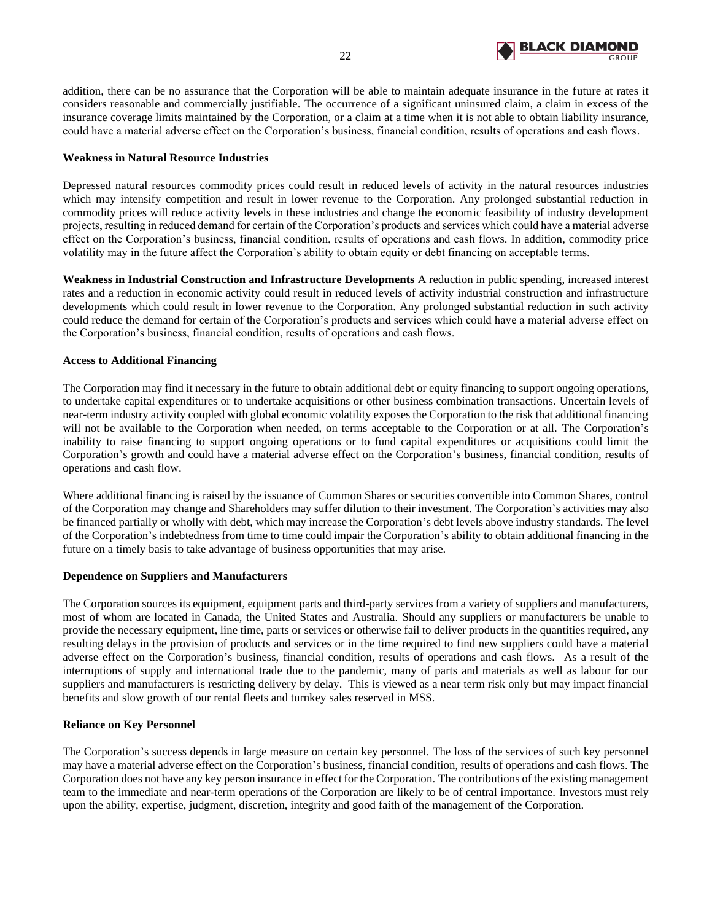addition, there can be no assurance that the Corporation will be able to maintain adequate insurance in the future at rates it considers reasonable and commercially justifiable. The occurrence of a significant uninsured claim, a claim in excess of the insurance coverage limits maintained by the Corporation, or a claim at a time when it is not able to obtain liability insurance, could have a material adverse effect on the Corporation's business, financial condition, results of operations and cash flows.

**Weakness in Natural Resource Industries**

Depressed natural resources commodity prices could result in reduced levels of activity in the natural resources industries which may intensify competition and result in lower revenue to the Corporation. Any prolonged substantial reduction in commodity prices will reduce activity levels in these industries and change the economic feasibility of industry development projects, resulting in reduced demand for certain of the Corporation's products and services which could have a material adverse effect on the Corporation's business, financial condition, results of operations and cash flows. In addition, commodity price volatility may in the future affect the Corporation's ability to obtain equity or debt financing on acceptable terms.

**Weakness in Industrial Construction and Infrastructure Developments** A reduction in public spending, increased interest rates and a reduction in economic activity could result in reduced levels of activity industrial construction and infrastructure developments which could result in lower revenue to the Corporation. Any prolonged substantial reduction in such activity could reduce the demand for certain of the Corporation's products and services which could have a material adverse effect on the Corporation's business, financial condition, results of operations and cash flows.

**Access to Additional Financing**

The Corporation may find it necessary in the future to obtain additional debt or equity financing to support ongoing operations, to undertake capital expenditures or to undertake acquisitions or other business combination transactions. Uncertain levels of near-term industry activity coupled with global economic volatility exposes the Corporation to the risk that additional financing will not be available to the Corporation when needed, on terms acceptable to the Corporation or at all. The Corporation's inability to raise financing to support ongoing operations or to fund capital expenditures or acquisitions could limit the Corporation's growth and could have a material adverse effect on the Corporation's business, financial condition, results of operations and cash flow.

Where additional financing is raised by the issuance of Common Shares or securities convertible into Common Shares, control of the Corporation may change and Shareholders may suffer dilution to their investment. The Corporation's activities may also be financed partially or wholly with debt, which may increase the Corporation's debt levels above industry standards. The level of the Corporation's indebtedness from time to time could impair the Corporation's ability to obtain additional financing in the future on a timely basis to take advantage of business opportunities that may arise.

**Dependence on Suppliers and Manufacturers**

The Corporation sources its equipment, equipment parts and third-party services from a variety of suppliers and manufacturers, most of whom are located in Canada, the United States and Australia. Should any suppliers or manufacturers be unable to provide the necessary equipment, line time, parts or services or otherwise fail to deliver products in the quantities required, any resulting delays in the provision of products and services or in the time required to find new suppliers could have a material adverse effect on the Corporation's business, financial condition, results of operations and cash flows. As a result of the interruptions of supply and international trade due to the pandemic, many of parts and materials as well as labour for our suppliers and manufacturers is restricting delivery by delay. This is viewed as a near term risk only but may impact financial benefits and slow growth of our rental fleets and turnkey sales reserved in MSS.

**Reliance on Key Personnel**

The Corporation's success depends in large measure on certain key personnel. The loss of the services of such key personnel may have a material adverse effect on the Corporation's business, financial condition, results of operations and cash flows. The Corporation does not have any key person insurance in effect for the Corporation. The contributions of the existing management team to the immediate and near-term operations of the Corporation are likely to be of central importance. Investors must rely upon the ability, expertise, judgment, discretion, integrity and good faith of the management of the Corporation.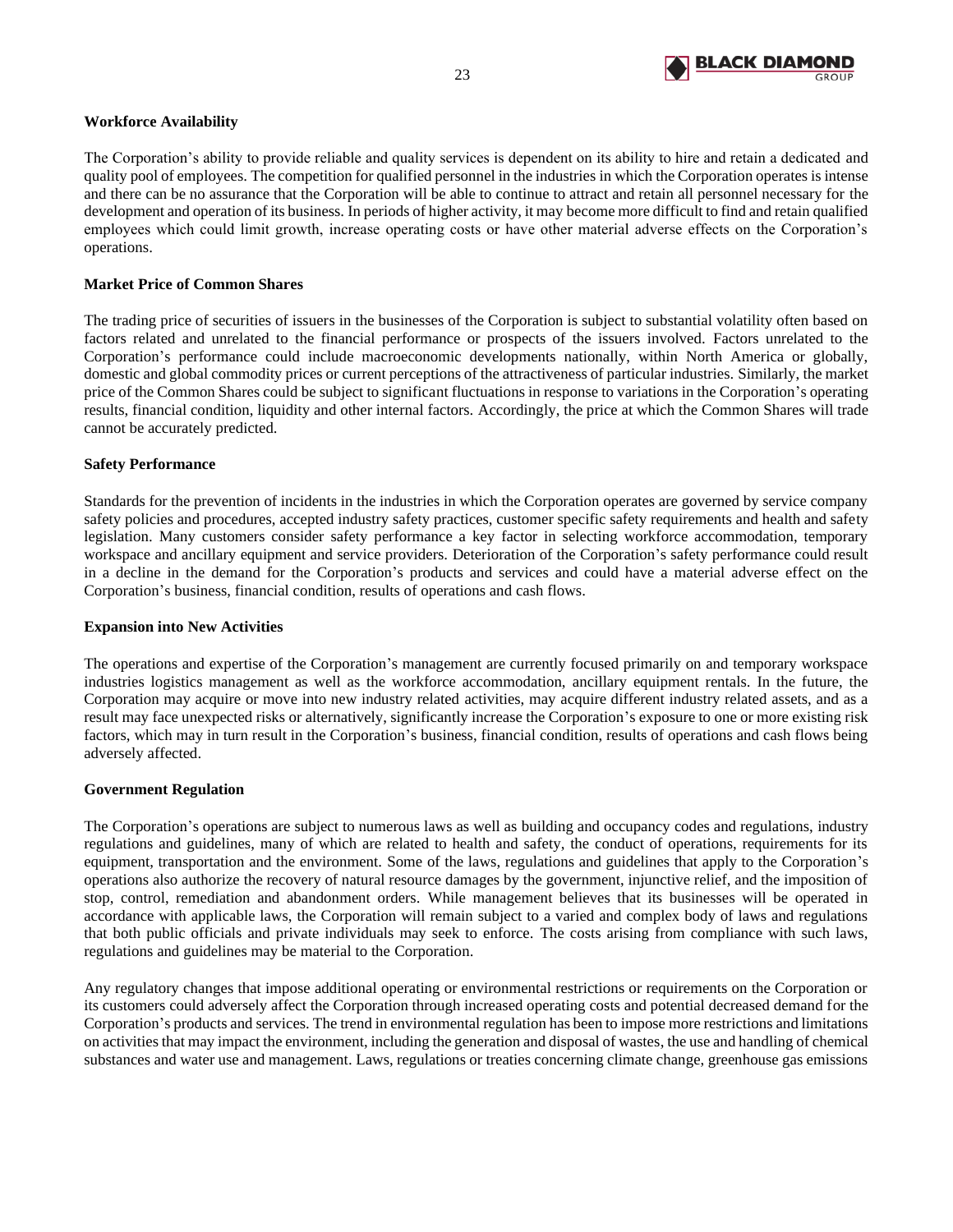**Workforce Availability**

The Corporation's ability to provide reliable and quality services is dependent on its ability to hire and retain a dedicated and quality pool of employees. The competition for qualified personnel in the industries in which the Corporation operates is intense and there can be no assurance that the Corporation will be able to continue to attract and retain all personnel necessary for the development and operation of its business. In periods of higher activity, it may become more difficult to find and retain qualified employees which could limit growth, increase operating costs or have other material adverse effects on the Corporation's operations.

**Market Price of Common Shares**

The trading price of securities of issuers in the businesses of the Corporation is subject to substantial volatility often based on factors related and unrelated to the financial performance or prospects of the issuers involved. Factors unrelated to the Corporation's performance could include macroeconomic developments nationally, within North America or globally, domestic and global commodity prices or current perceptions of the attractiveness of particular industries. Similarly, the market price of the Common Shares could be subject to significant fluctuations in response to variations in the Corporation's operating results, financial condition, liquidity and other internal factors. Accordingly, the price at which the Common Shares will trade cannot be accurately predicted.

**Safety Performance**

Standards for the prevention of incidents in the industries in which the Corporation operates are governed by service company safety policies and procedures, accepted industry safety practices, customer specific safety requirements and health and safety legislation. Many customers consider safety performance a key factor in selecting workforce accommodation, temporary workspace and ancillary equipment and service providers. Deterioration of the Corporation's safety performance could result in a decline in the demand for the Corporation's products and services and could have a material adverse effect on the Corporation's business, financial condition, results of operations and cash flows.

**Expansion into New Activities**

The operations and expertise of the Corporation's management are currently focused primarily on and temporary workspace industries logistics management as well as the workforce accommodation, ancillary equipment rentals. In the future, the Corporation may acquire or move into new industry related activities, may acquire different industry related assets, and as a result may face unexpected risks or alternatively, significantly increase the Corporation's exposure to one or more existing risk factors, which may in turn result in the Corporation's business, financial condition, results of operations and cash flows being adversely affected.

**Government Regulation**

The Corporation's operations are subject to numerous laws as well as building and occupancy codes and regulations, industry regulations and guidelines, many of which are related to health and safety, the conduct of operations, requirements for its equipment, transportation and the environment. Some of the laws, regulations and guidelines that apply to the Corporation's operations also authorize the recovery of natural resource damages by the government, injunctive relief, and the imposition of stop, control, remediation and abandonment orders. While management believes that its businesses will be operated in accordance with applicable laws, the Corporation will remain subject to a varied and complex body of laws and regulations that both public officials and private individuals may seek to enforce. The costs arising from compliance with such laws, regulations and guidelines may be material to the Corporation.

Any regulatory changes that impose additional operating or environmental restrictions or requirements on the Corporation or its customers could adversely affect the Corporation through increased operating costs and potential decreased demand for the Corporation's products and services. The trend in environmental regulation has been to impose more restrictions and limitations on activities that may impact the environment, including the generation and disposal of wastes, the use and handling of chemical substances and water use and management. Laws, regulations or treaties concerning climate change, greenhouse gas emissions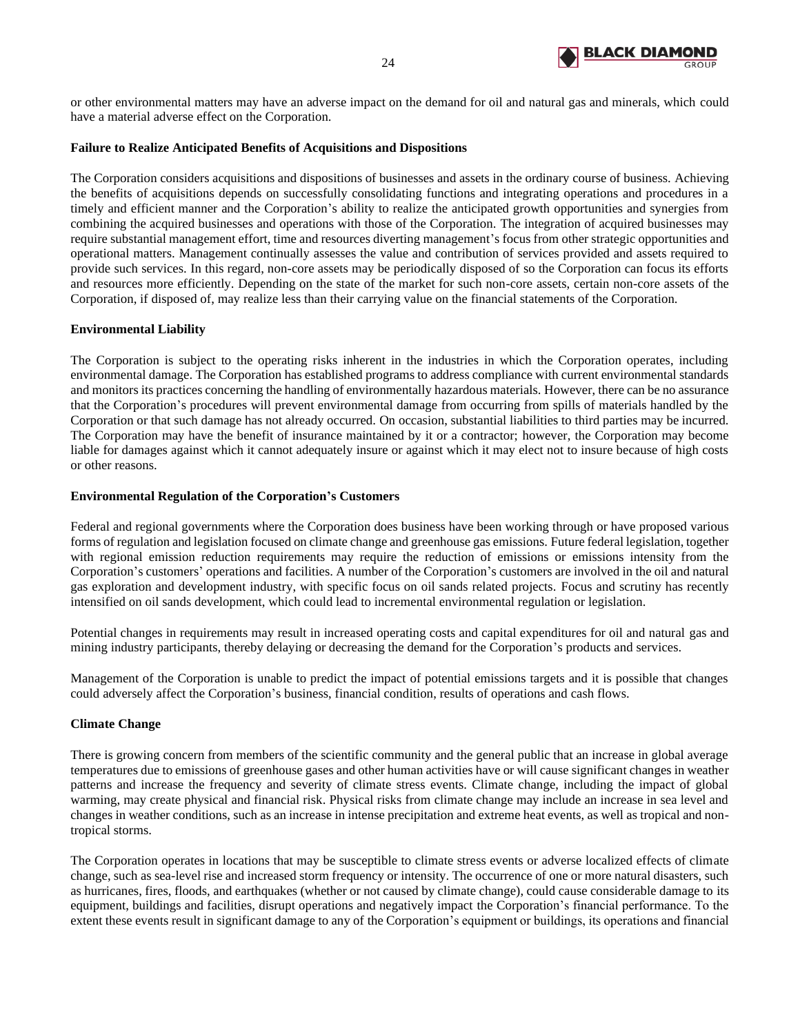or other environmental matters may have an adverse impact on the demand for oil and natural gas and minerals, which could have a material adverse effect on the Corporation.

**Failure to Realize Anticipated Benefits of Acquisitions and Dispositions**

The Corporation considers acquisitions and dispositions of businesses and assets in the ordinary course of business. Achieving the benefits of acquisitions depends on successfully consolidating functions and integrating operations and procedures in a timely and efficient manner and the Corporation's ability to realize the anticipated growth opportunities and synergies from combining the acquired businesses and operations with those of the Corporation. The integration of acquired businesses may require substantial management effort, time and resources diverting management's focus from other strategic opportunities and operational matters. Management continually assesses the value and contribution of services provided and assets required to provide such services. In this regard, non-core assets may be periodically disposed of so the Corporation can focus its efforts and resources more efficiently. Depending on the state of the market for such non-core assets, certain non-core assets of the Corporation, if disposed of, may realize less than their carrying value on the financial statements of the Corporation.

**Environmental Liability**

The Corporation is subject to the operating risks inherent in the industries in which the Corporation operates, including environmental damage. The Corporation has established programs to address compliance with current environmental standards and monitors its practices concerning the handling of environmentally hazardous materials. However, there can be no assurance that the Corporation's procedures will prevent environmental damage from occurring from spills of materials handled by the Corporation or that such damage has not already occurred. On occasion, substantial liabilities to third parties may be incurred. The Corporation may have the benefit of insurance maintained by it or a contractor; however, the Corporation may become liable for damages against which it cannot adequately insure or against which it may elect not to insure because of high costs or other reasons.

**Environmental Regulation of the Corporation's Customers**

Federal and regional governments where the Corporation does business have been working through or have proposed various forms of regulation and legislation focused on climate change and greenhouse gas emissions. Future federal legislation, together with regional emission reduction requirements may require the reduction of emissions or emissions intensity from the Corporation's customers' operations and facilities. A number of the Corporation's customers are involved in the oil and natural gas exploration and development industry, with specific focus on oil sands related projects. Focus and scrutiny has recently intensified on oil sands development, which could lead to incremental environmental regulation or legislation.

Potential changes in requirements may result in increased operating costs and capital expenditures for oil and natural gas and mining industry participants, thereby delaying or decreasing the demand for the Corporation's products and services.

Management of the Corporation is unable to predict the impact of potential emissions targets and it is possible that changes could adversely affect the Corporation's business, financial condition, results of operations and cash flows.

**Climate Change**

There is growing concern from members of the scientific community and the general public that an increase in global average temperatures due to emissions of greenhouse gases and other human activities have or will cause significant changes in weather patterns and increase the frequency and severity of climate stress events. Climate change, including the impact of global warming, may create physical and financial risk. Physical risks from climate change may include an increase in sea level and changes in weather conditions, such as an increase in intense precipitation and extreme heat events, as well as tropical and non-tropical storms.

The Corporation operates in locations that may be susceptible to climate stress events or adverse localized effects of climate change, such as sea-level rise and increased storm frequency or intensity. The occurrence of one or more natural disasters, such as hurricanes, fires, floods, and earthquakes (whether or not caused by climate change), could cause considerable damage to its equipment, buildings and facilities, disrupt operations and negatively impact the Corporation's financial performance. To the extent these events result in significant damage to any of the Corporation's equipment or buildings, its operations and financial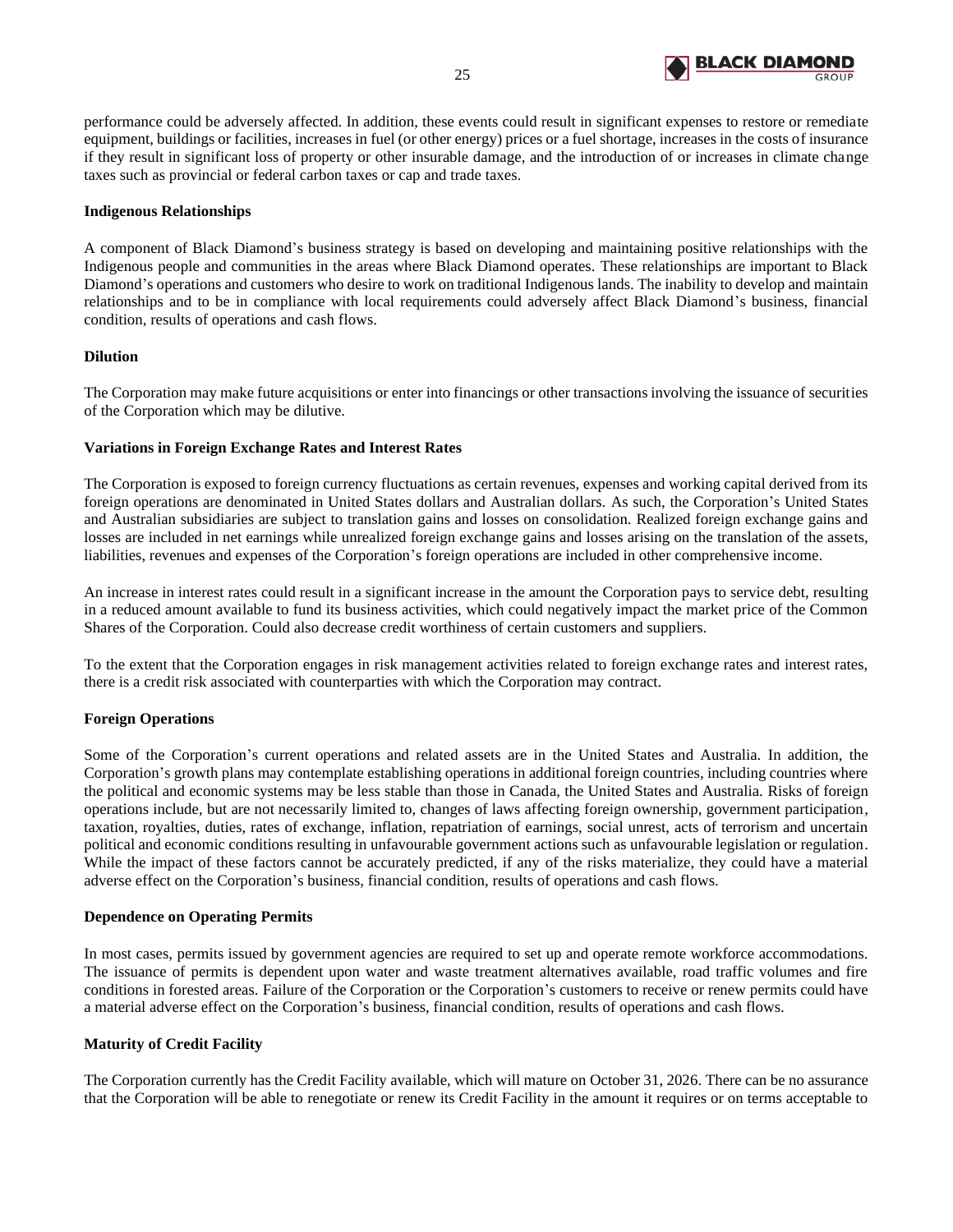performance could be adversely affected. In addition, these events could result in significant expenses to restore or remediate equipment, buildings or facilities, increases in fuel (or other energy) prices or a fuel shortage, increases in the costs of insurance if they result in significant loss of property or other insurable damage, and the introduction of or increases in climate change taxes such as provincial or federal carbon taxes or cap and trade taxes.

**Indigenous Relationships**

A component of Black Diamond's business strategy is based on developing and maintaining positive relationships with the Indigenous people and communities in the areas where Black Diamond operates. These relationships are important to Black Diamond's operations and customers who desire to work on traditional Indigenous lands. The inability to develop and maintain relationships and to be in compliance with local requirements could adversely affect Black Diamond's business, financial condition, results of operations and cash flows.

**Dilution**

The Corporation may make future acquisitions or enter into financings or other transactions involving the issuance of securities of the Corporation which may be dilutive.

**Variations in Foreign Exchange Rates and Interest Rates**

The Corporation is exposed to foreign currency fluctuations as certain revenues, expenses and working capital derived from its foreign operations are denominated in United States dollars and Australian dollars. As such, the Corporation's United States and Australian subsidiaries are subject to translation gains and losses on consolidation. Realized foreign exchange gains and losses are included in net earnings while unrealized foreign exchange gains and losses arising on the translation of the assets, liabilities, revenues and expenses of the Corporation's foreign operations are included in other comprehensive income.

An increase in interest rates could result in a significant increase in the amount the Corporation pays to service debt, resulting in a reduced amount available to fund its business activities, which could negatively impact the market price of the Common Shares of the Corporation. Could also decrease credit worthiness of certain customers and suppliers.

To the extent that the Corporation engages in risk management activities related to foreign exchange rates and interest rates, there is a credit risk associated with counterparties with which the Corporation may contract.

**Foreign Operations**

Some of the Corporation's current operations and related assets are in the United States and Australia. In addition, the Corporation's growth plans may contemplate establishing operations in additional foreign countries, including countries where the political and economic systems may be less stable than those in Canada, the United States and Australia. Risks of foreign operations include, but are not necessarily limited to, changes of laws affecting foreign ownership, government participation, taxation, royalties, duties, rates of exchange, inflation, repatriation of earnings, social unrest, acts of terrorism and uncertain political and economic conditions resulting in unfavourable government actions such as unfavourable legislation or regulation. While the impact of these factors cannot be accurately predicted, if any of the risks materialize, they could have a material adverse effect on the Corporation's business, financial condition, results of operations and cash flows.

**Dependence on Operating Permits**

In most cases, permits issued by government agencies are required to set up and operate remote workforce accommodations. The issuance of permits is dependent upon water and waste treatment alternatives available, road traffic volumes and fire conditions in forested areas. Failure of the Corporation or the Corporation's customers to receive or renew permits could have a material adverse effect on the Corporation's business, financial condition, results of operations and cash flows.

**Maturity of Credit Facility**

The Corporation currently has the Credit Facility available, which will mature on October 31, 2026. There can be no assurance that the Corporation will be able to renegotiate or renew its Credit Facility in the amount it requires or on terms acceptable to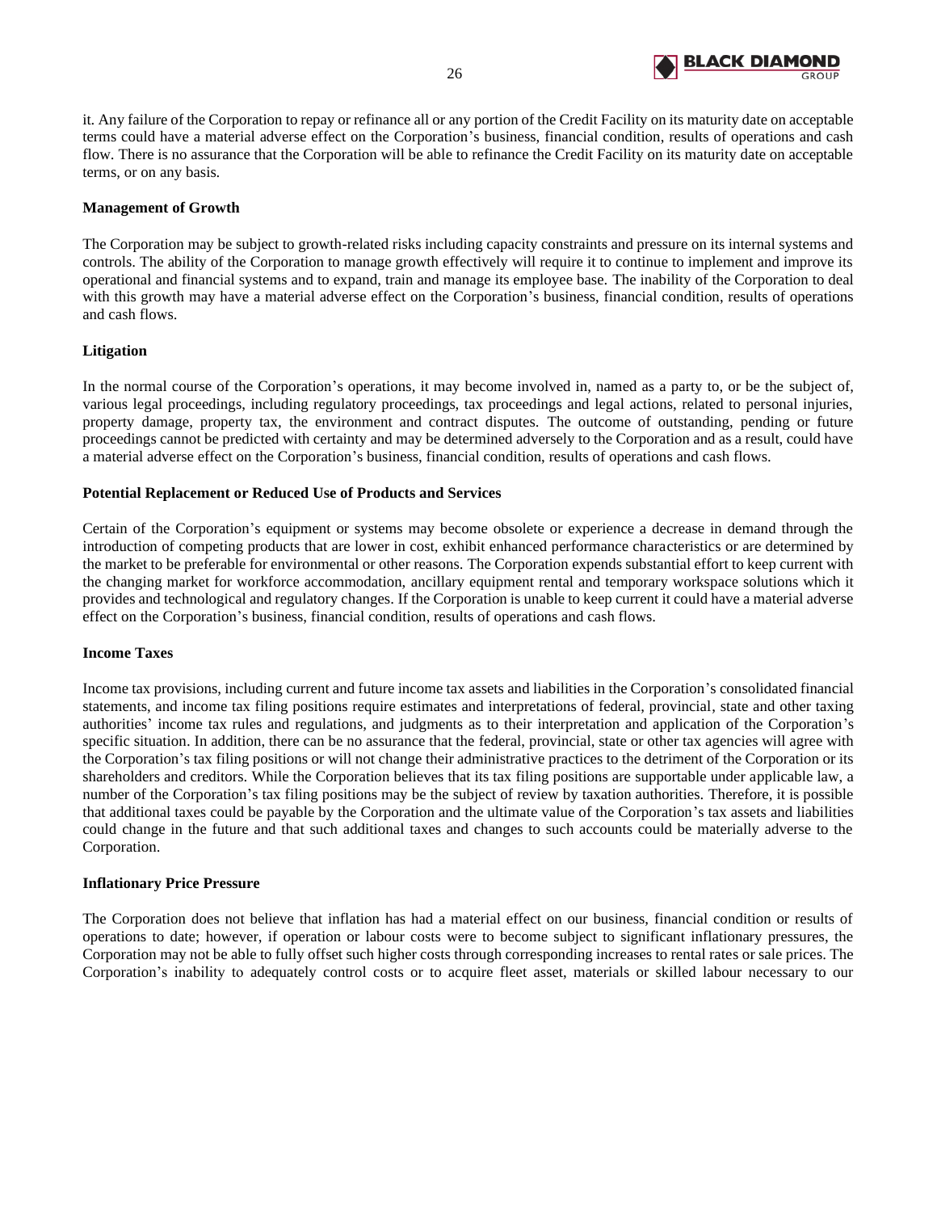it. Any failure of the Corporation to repay or refinance all or any portion of the Credit Facility on its maturity date on acceptable terms could have a material adverse effect on the Corporation's business, financial condition, results of operations and cash flow. There is no assurance that the Corporation will be able to refinance the Credit Facility on its maturity date on acceptable terms, or on any basis.

**Management of Growth**

The Corporation may be subject to growth-related risks including capacity constraints and pressure on its internal systems and controls. The ability of the Corporation to manage growth effectively will require it to continue to implement and improve its operational and financial systems and to expand, train and manage its employee base. The inability of the Corporation to deal with this growth may have a material adverse effect on the Corporation's business, financial condition, results of operations and cash flows.

**Litigation**

In the normal course of the Corporation's operations, it may become involved in, named as a party to, or be the subject of, various legal proceedings, including regulatory proceedings, tax proceedings and legal actions, related to personal injuries, property damage, property tax, the environment and contract disputes. The outcome of outstanding, pending or future proceedings cannot be predicted with certainty and may be determined adversely to the Corporation and as a result, could have a material adverse effect on the Corporation's business, financial condition, results of operations and cash flows.

**Potential Replacement or Reduced Use of Products and Services**

Certain of the Corporation's equipment or systems may become obsolete or experience a decrease in demand through the introduction of competing products that are lower in cost, exhibit enhanced performance characteristics or are determined by the market to be preferable for environmental or other reasons. The Corporation expends substantial effort to keep current with the changing market for workforce accommodation, ancillary equipment rental and temporary workspace solutions which it provides and technological and regulatory changes. If the Corporation is unable to keep current it could have a material adverse effect on the Corporation's business, financial condition, results of operations and cash flows.

**Income Taxes**

Income tax provisions, including current and future income tax assets and liabilities in the Corporation's consolidated financial statements, and income tax filing positions require estimates and interpretations of federal, provincial, state and other taxing authorities' income tax rules and regulations, and judgments as to their interpretation and application of the Corporation's specific situation. In addition, there can be no assurance that the federal, provincial, state or other tax agencies will agree with the Corporation's tax filing positions or will not change their administrative practices to the detriment of the Corporation or its shareholders and creditors. While the Corporation believes that its tax filing positions are supportable under applicable law, a number of the Corporation's tax filing positions may be the subject of review by taxation authorities. Therefore, it is possible that additional taxes could be payable by the Corporation and the ultimate value of the Corporation's tax assets and liabilities could change in the future and that such additional taxes and changes to such accounts could be materially adverse to the Corporation.

**Inflationary Price Pressure**

The Corporation does not believe that inflation has had a material effect on our business, financial condition or results of operations to date; however, if operation or labour costs were to become subject to significant inflationary pressures, the Corporation may not be able to fully offset such higher costs through corresponding increases to rental rates or sale prices. The Corporation's inability to adequately control costs or to acquire fleet asset, materials or skilled labour necessary to our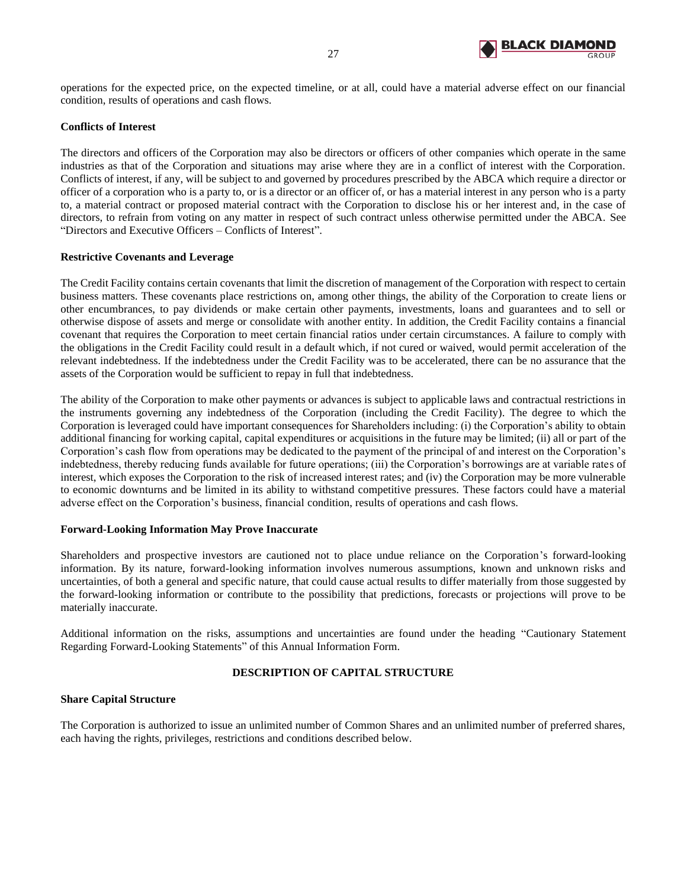operations for the expected price, on the expected timeline, or at all, could have a material adverse effect on our financial condition, results of operations and cash flows.

**Conflicts of Interest**

The directors and officers of the Corporation may also be directors or officers of other companies which operate in the same industries as that of the Corporation and situations may arise where they are in a conflict of interest with the Corporation. Conflicts of interest, if any, will be subject to and governed by procedures prescribed by the ABCA which require a director or officer of a corporation who is a party to, or is a director or an officer of, or has a material interest in any person who is a party to, a material contract or proposed material contract with the Corporation to disclose his or her interest and, in the case of directors, to refrain from voting on any matter in respect of such contract unless otherwise permitted under the ABCA. See "Directors and Executive Officers – Conflicts of Interest".

**Restrictive Covenants and Leverage**

The Credit Facility contains certain covenants that limit the discretion of management of the Corporation with respect to certain business matters. These covenants place restrictions on, among other things, the ability of the Corporation to create liens or other encumbrances, to pay dividends or make certain other payments, investments, loans and guarantees and to sell or otherwise dispose of assets and merge or consolidate with another entity. In addition, the Credit Facility contains a financial covenant that requires the Corporation to meet certain financial ratios under certain circumstances. A failure to comply with the obligations in the Credit Facility could result in a default which, if not cured or waived, would permit acceleration of the relevant indebtedness. If the indebtedness under the Credit Facility was to be accelerated, there can be no assurance that the assets of the Corporation would be sufficient to repay in full that indebtedness.

The ability of the Corporation to make other payments or advances is subject to applicable laws and contractual restrictions in the instruments governing any indebtedness of the Corporation (including the Credit Facility). The degree to which the Corporation is leveraged could have important consequences for Shareholders including: (i) the Corporation's ability to obtain additional financing for working capital, capital expenditures or acquisitions in the future may be limited; (ii) all or part of the Corporation's cash flow from operations may be dedicated to the payment of the principal of and interest on the Corporation's indebtedness, thereby reducing funds available for future operations; (iii) the Corporation's borrowings are at variable rates of interest, which exposes the Corporation to the risk of increased interest rates; and (iv) the Corporation may be more vulnerable to economic downturns and be limited in its ability to withstand competitive pressures. These factors could have a material adverse effect on the Corporation's business, financial condition, results of operations and cash flows.

**Forward-Looking Information May Prove Inaccurate**

Shareholders and prospective investors are cautioned not to place undue reliance on the Corporation's forward-looking information. By its nature, forward-looking information involves numerous assumptions, known and unknown risks and uncertainties, of both a general and specific nature, that could cause actual results to differ materially from those suggested by the forward-looking information or contribute to the possibility that predictions, forecasts or projections will prove to be materially inaccurate.

Additional information on the risks, assumptions and uncertainties are found under the heading "Cautionary Statement Regarding Forward-Looking Statements" of this Annual Information Form.

## DESCRIPTION OF CAPITAL STRUCTURE

**Share Capital Structure**

The Corporation is authorized to issue an unlimited number of Common Shares and an unlimited number of preferred shares, each having the rights, privileges, restrictions and conditions described below.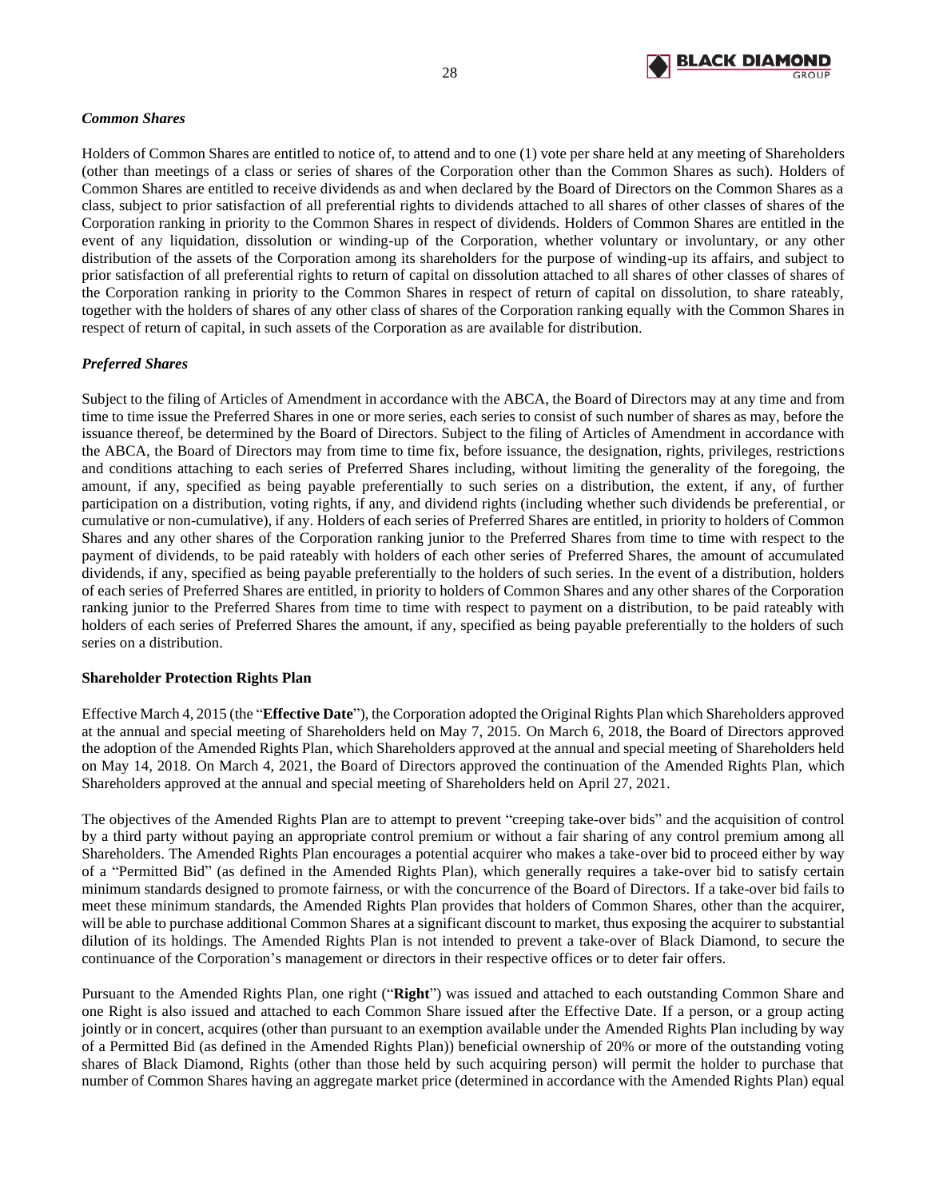### *Common Shares*

Holders of Common Shares are entitled to notice of, to attend and to one (1) vote per share held at any meeting of Shareholders (other than meetings of a class or series of shares of the Corporation other than the Common Shares as such). Holders of Common Shares are entitled to receive dividends as and when declared by the Board of Directors on the Common Shares as a class, subject to prior satisfaction of all preferential rights to dividends attached to all shares of other classes of shares of the Corporation ranking in priority to the Common Shares in respect of dividends. Holders of Common Shares are entitled in the event of any liquidation, dissolution or winding-up of the Corporation, whether voluntary or involuntary, or any other distribution of the assets of the Corporation among its shareholders for the purpose of winding-up its affairs, and subject to prior satisfaction of all preferential rights to return of capital on dissolution attached to all shares of other classes of shares of the Corporation ranking in priority to the Common Shares in respect of return of capital on dissolution, to share rateably, together with the holders of shares of any other class of shares of the Corporation ranking equally with the Common Shares in respect of return of capital, in such assets of the Corporation as are available for distribution.

### *Preferred Shares*

Subject to the filing of Articles of Amendment in accordance with the ABCA, the Board of Directors may at any time and from time to time issue the Preferred Shares in one or more series, each series to consist of such number of shares as may, before the issuance thereof, be determined by the Board of Directors. Subject to the filing of Articles of Amendment in accordance with the ABCA, the Board of Directors may from time to time fix, before issuance, the designation, rights, privileges, restrictions and conditions attaching to each series of Preferred Shares including, without limiting the generality of the foregoing, the amount, if any, specified as being payable preferentially to such series on a distribution, the extent, if any, of further participation on a distribution, voting rights, if any, and dividend rights (including whether such dividends be preferential, or cumulative or non-cumulative), if any. Holders of each series of Preferred Shares are entitled, in priority to holders of Common Shares and any other shares of the Corporation ranking junior to the Preferred Shares from time to time with respect to the payment of dividends, to be paid rateably with holders of each other series of Preferred Shares, the amount of accumulated dividends, if any, specified as being payable preferentially to the holders of such series. In the event of a distribution, holders of each series of Preferred Shares are entitled, in priority to holders of Common Shares and any other shares of the Corporation ranking junior to the Preferred Shares from time to time with respect to payment on a distribution, to be paid rateably with holders of each series of Preferred Shares the amount, if any, specified as being payable preferentially to the holders of such series on a distribution.

## Shareholder Protection Rights Plan

Effective March 4, 2015 (the "**Effective Date**"), the Corporation adopted the Original Rights Plan which Shareholders approved at the annual and special meeting of Shareholders held on May 7, 2015. On March 6, 2018, the Board of Directors approved the adoption of the Amended Rights Plan, which Shareholders approved at the annual and special meeting of Shareholders held on May 14, 2018. On March 4, 2021, the Board of Directors approved the continuation of the Amended Rights Plan, which Shareholders approved at the annual and special meeting of Shareholders held on April 27, 2021.

The objectives of the Amended Rights Plan are to attempt to prevent "creeping take-over bids" and the acquisition of control by a third party without paying an appropriate control premium or without a fair sharing of any control premium among all Shareholders. The Amended Rights Plan encourages a potential acquirer who makes a take-over bid to proceed either by way of a "Permitted Bid" (as defined in the Amended Rights Plan), which generally requires a take-over bid to satisfy certain minimum standards designed to promote fairness, or with the concurrence of the Board of Directors. If a take-over bid fails to meet these minimum standards, the Amended Rights Plan provides that holders of Common Shares, other than the acquirer, will be able to purchase additional Common Shares at a significant discount to market, thus exposing the acquirer to substantial dilution of its holdings. The Amended Rights Plan is not intended to prevent a take-over of Black Diamond, to secure the continuance of the Corporation's management or directors in their respective offices or to deter fair offers.

Pursuant to the Amended Rights Plan, one right ("**Right**") was issued and attached to each outstanding Common Share and one Right is also issued and attached to each Common Share issued after the Effective Date. If a person, or a group acting jointly or in concert, acquires (other than pursuant to an exemption available under the Amended Rights Plan including by way of a Permitted Bid (as defined in the Amended Rights Plan)) beneficial ownership of 20% or more of the outstanding voting shares of Black Diamond, Rights (other than those held by such acquiring person) will permit the holder to purchase that number of Common Shares having an aggregate market price (determined in accordance with the Amended Rights Plan) equal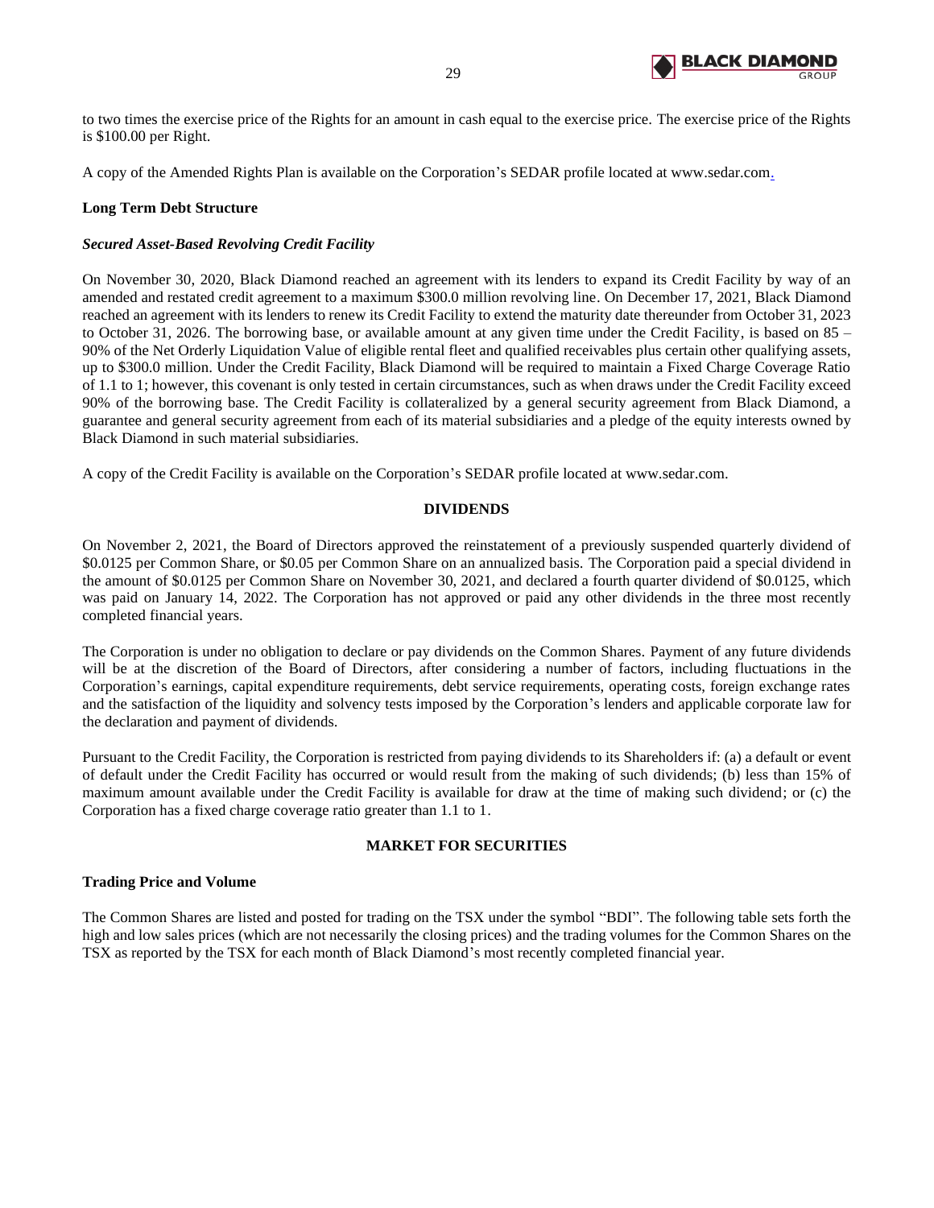to two times the exercise price of the Rights for an amount in cash equal to the exercise price. The exercise price of the Rights is $100.00 per Right.

A copy of the Amended Rights Plan is available on the Corporation's SEDAR profile located at www.sedar.com.

**Long Term Debt Structure**

***Secured Asset-Based Revolving Credit Facility***

On November 30, 2020, Black Diamond reached an agreement with its lenders to expand its Credit Facility by way of an amended and restated credit agreement to a maximum $300.0 million revolving line. On December 17, 2021, Black Diamond reached an agreement with its lenders to renew its Credit Facility to extend the maturity date thereunder from October 31, 2023 to October 31, 2026. The borrowing base, or available amount at any given time under the Credit Facility, is based on 85 – 90% of the Net Orderly Liquidation Value of eligible rental fleet and qualified receivables plus certain other qualifying assets, up to $300.0 million. Under the Credit Facility, Black Diamond will be required to maintain a Fixed Charge Coverage Ratio of 1.1 to 1; however, this covenant is only tested in certain circumstances, such as when draws under the Credit Facility exceed 90% of the borrowing base. The Credit Facility is collateralized by a general security agreement from Black Diamond, a guarantee and general security agreement from each of its material subsidiaries and a pledge of the equity interests owned by Black Diamond in such material subsidiaries.

A copy of the Credit Facility is available on the Corporation's SEDAR profile located at www.sedar.com.

## DIVIDENDS

On November 2, 2021, the Board of Directors approved the reinstatement of a previously suspended quarterly dividend of $0.0125 per Common Share, or $0.05 per Common Share on an annualized basis. The Corporation paid a special dividend in the amount of $0.0125 per Common Share on November 30, 2021, and declared a fourth quarter dividend of $0.0125, which was paid on January 14, 2022. The Corporation has not approved or paid any other dividends in the three most recently completed financial years.

The Corporation is under no obligation to declare or pay dividends on the Common Shares. Payment of any future dividends will be at the discretion of the Board of Directors, after considering a number of factors, including fluctuations in the Corporation's earnings, capital expenditure requirements, debt service requirements, operating costs, foreign exchange rates and the satisfaction of the liquidity and solvency tests imposed by the Corporation's lenders and applicable corporate law for the declaration and payment of dividends.

Pursuant to the Credit Facility, the Corporation is restricted from paying dividends to its Shareholders if: (a) a default or event of default under the Credit Facility has occurred or would result from the making of such dividends; (b) less than 15% of maximum amount available under the Credit Facility is available for draw at the time of making such dividend; or (c) the Corporation has a fixed charge coverage ratio greater than 1.1 to 1.

## MARKET FOR SECURITIES

**Trading Price and Volume**

The Common Shares are listed and posted for trading on the TSX under the symbol "BDI". The following table sets forth the high and low sales prices (which are not necessarily the closing prices) and the trading volumes for the Common Shares on the TSX as reported by the TSX for each month of Black Diamond's most recently completed financial year.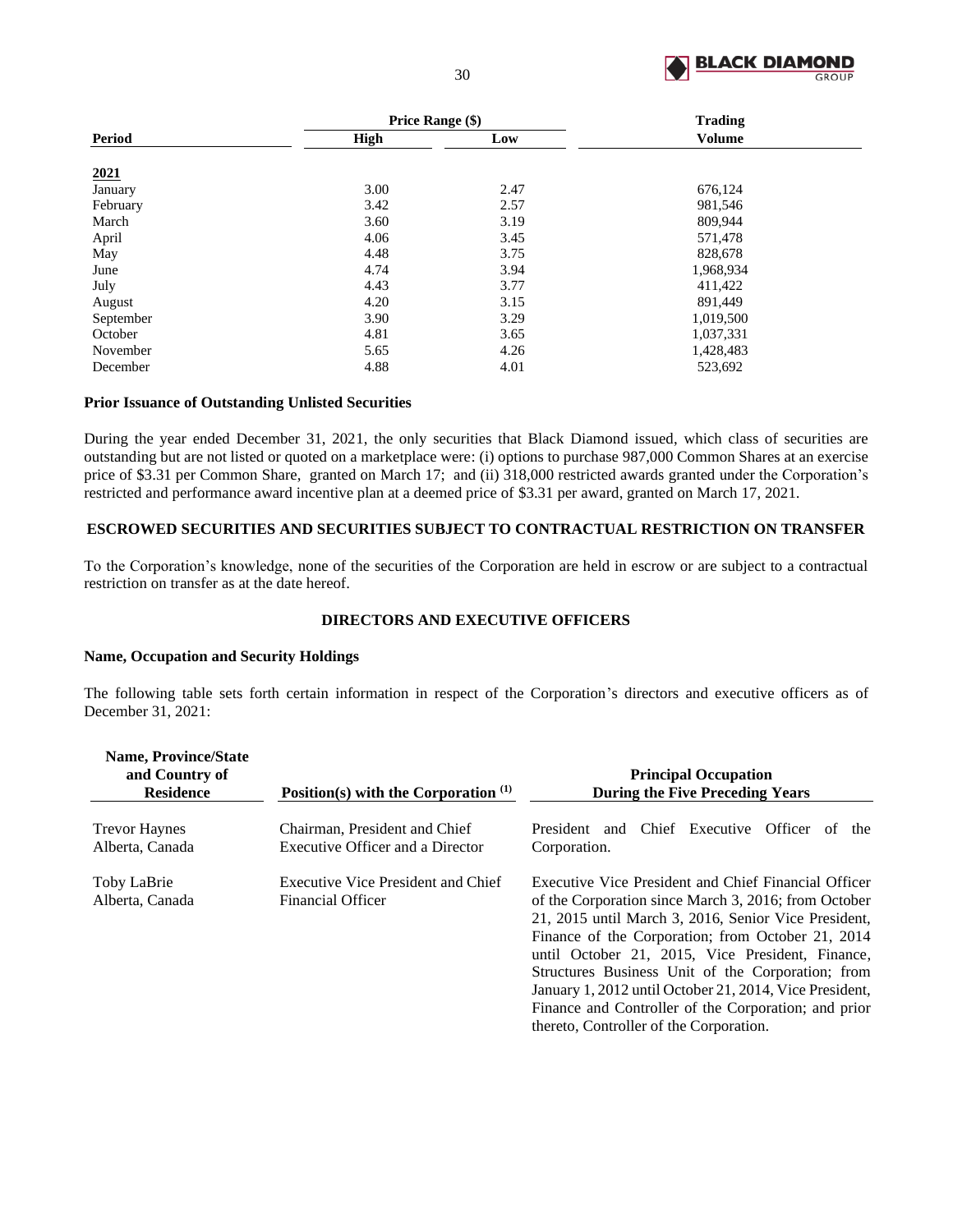| Period | Price Range ($) | | Trading |
|---|---|---|---|
| | High | Low | Volume |
| **2021** | | | |
| January | 3.00 | 2.47 | 676,124 |
| February | 3.42 | 2.57 | 981,546 |
| March | 3.60 | 3.19 | 809,944 |
| April | 4.06 | 3.45 | 571,478 |
| May | 4.48 | 3.75 | 828,678 |
| June | 4.74 | 3.94 | 1,968,934 |
| July | 4.43 | 3.77 | 411,422 |
| August | 4.20 | 3.15 | 891,449 |
| September | 3.90 | 3.29 | 1,019,500 |
| October | 4.81 | 3.65 | 1,037,331 |
| November | 5.65 | 4.26 | 1,428,483 |
| December | 4.88 | 4.01 | 523,692 |

### Prior Issuance of Outstanding Unlisted Securities

During the year ended December 31, 2021, the only securities that Black Diamond issued, which class of securities are outstanding but are not listed or quoted on a marketplace were: (i) options to purchase 987,000 Common Shares at an exercise price of $3.31 per Common Share, granted on March 17; and (ii) 318,000 restricted awards granted under the Corporation's restricted and performance award incentive plan at a deemed price of $3.31 per award, granted on March 17, 2021.

## ESCROWED SECURITIES AND SECURITIES SUBJECT TO CONTRACTUAL RESTRICTION ON TRANSFER

To the Corporation's knowledge, none of the securities of the Corporation are held in escrow or are subject to a contractual restriction on transfer as at the date hereof.

## DIRECTORS AND EXECUTIVE OFFICERS

### Name, Occupation and Security Holdings

The following table sets forth certain information in respect of the Corporation's directors and executive officers as of December 31, 2021:

| Name, Province/State and Country of Residence | Position(s) with the Corporation [(1)] | Principal Occupation During the Five Preceding Years |
|---|---|---|
| Trevor Haynes<br>Alberta, Canada | Chairman, President and Chief Executive Officer and a Director | President and Chief Executive Officer of the Corporation. |
| Toby LaBrie<br>Alberta, Canada | Executive Vice President and Chief Financial Officer | Executive Vice President and Chief Financial Officer of the Corporation since March 3, 2016; from October 21, 2015 until March 3, 2016, Senior Vice President, Finance of the Corporation; from October 21, 2014 until October 21, 2015, Vice President, Finance, Structures Business Unit of the Corporation; from January 1, 2012 until October 21, 2014, Vice President, Finance and Controller of the Corporation; and prior thereto, Controller of the Corporation. |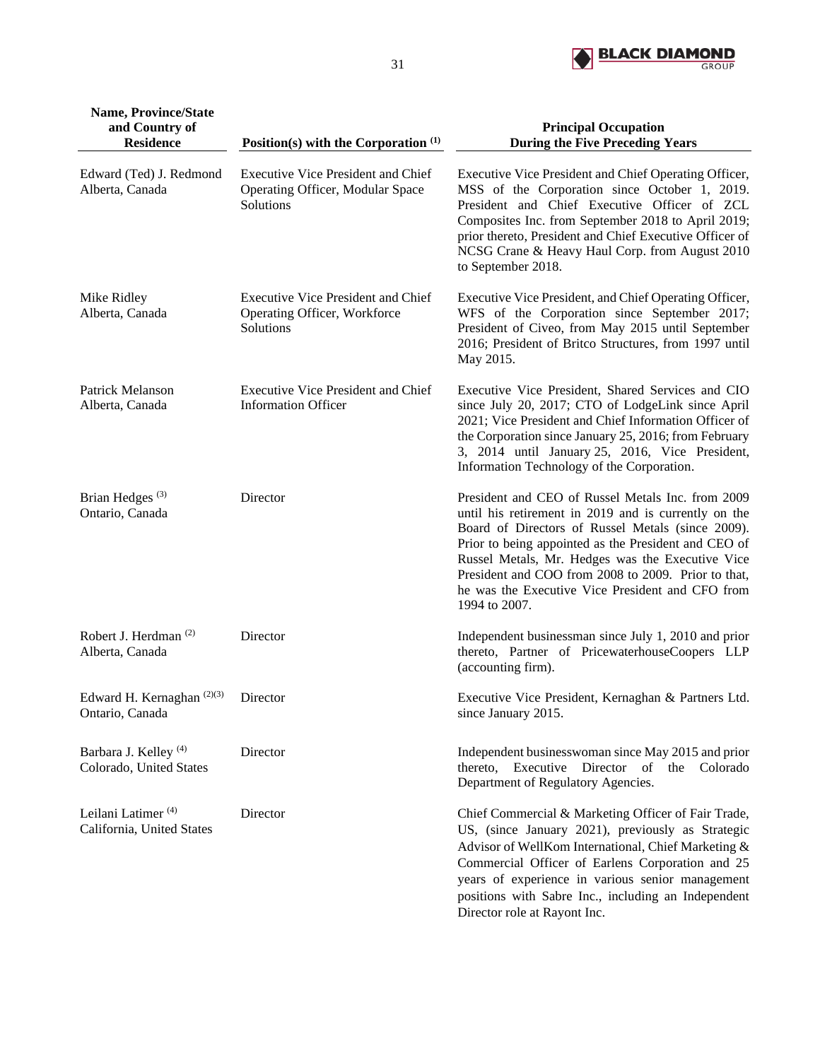| Name, Province/State and Country of Residence | Position(s) with the Corporation [(1)] | Principal Occupation During the Five Preceding Years |
|---|---|---|
| Edward (Ted) J. Redmond Alberta, Canada | Executive Vice President and Chief Operating Officer, Modular Space Solutions | Executive Vice President and Chief Operating Officer, MSS of the Corporation since October 1, 2019. President and Chief Executive Officer of ZCL Composites Inc. from September 2018 to April 2019; prior thereto, President and Chief Executive Officer of NCSG Crane & Heavy Haul Corp. from August 2010 to September 2018. |
| Mike Ridley Alberta, Canada | Executive Vice President and Chief Operating Officer, Workforce Solutions | Executive Vice President, and Chief Operating Officer, WFS of the Corporation since September 2017; President of Civeo, from May 2015 until September 2016; President of Britco Structures, from 1997 until May 2015. |
| Patrick Melanson Alberta, Canada | Executive Vice President and Chief Information Officer | Executive Vice President, Shared Services and CIO since July 20, 2017; CTO of LodgeLink since April 2021; Vice President and Chief Information Officer of the Corporation since January 25, 2016; from February 3, 2014 until January 25, 2016, Vice President, Information Technology of the Corporation. |
| Brian Hedges [(3)] Ontario, Canada | Director | President and CEO of Russel Metals Inc. from 2009 until his retirement in 2019 and is currently on the Board of Directors of Russel Metals (since 2009). Prior to being appointed as the President and CEO of Russel Metals, Mr. Hedges was the Executive Vice President and COO from 2008 to 2009. Prior to that, he was the Executive Vice President and CFO from 1994 to 2007. |
| Robert J. Herdman [(2)] Alberta, Canada | Director | Independent businessman since July 1, 2010 and prior thereto, Partner of PricewaterhouseCoopers LLP (accounting firm). |
| Edward H. Kernaghan [(2)(3)] Ontario, Canada | Director | Executive Vice President, Kernaghan & Partners Ltd. since January 2015. |
| Barbara J. Kelley [(4)] Colorado, United States | Director | Independent businesswoman since May 2015 and prior thereto, Executive Director of the Colorado Department of Regulatory Agencies. |
| Leilani Latimer [(4)] California, United States | Director | Chief Commercial & Marketing Officer of Fair Trade, US, (since January 2021), previously as Strategic Advisor of WellKom International, Chief Marketing & Commercial Officer of Earlens Corporation and 25 years of experience in various senior management positions with Sabre Inc., including an Independent Director role at Rayont Inc. |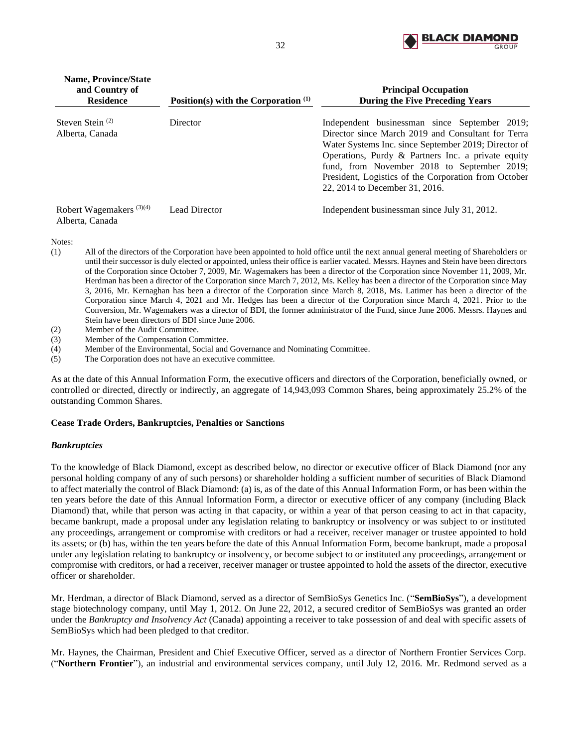| Name, Province/State and Country of Residence | Position(s) with the Corporation [(1)] | Principal Occupation During the Five Preceding Years |
|---|---|---|
| Steven Stein [(2)] Alberta, Canada | Director | Independent businessman since September 2019; Director since March 2019 and Consultant for Terra Water Systems Inc. since September 2019; Director of Operations, Purdy & Partners Inc. a private equity fund, from November 2018 to September 2019; President, Logistics of the Corporation from October 22, 2014 to December 31, 2016. |
| Robert Wagemakers [(3)(4)] Alberta, Canada | Lead Director | Independent businessman since July 31, 2012. |

Notes:

(1) All of the directors of the Corporation have been appointed to hold office until the next annual general meeting of Shareholders or until their successor is duly elected or appointed, unless their office is earlier vacated. Messrs. Haynes and Stein have been directors of the Corporation since October 7, 2009, Mr. Wagemakers has been a director of the Corporation since November 11, 2009, Mr. Herdman has been a director of the Corporation since March 7, 2012, Ms. Kelley has been a director of the Corporation since May 3, 2016, Mr. Kernaghan has been a director of the Corporation since March 8, 2018, Ms. Latimer has been a director of the Corporation since March 4, 2021 and Mr. Hedges has been a director of the Corporation since March 4, 2021. Prior to the Conversion, Mr. Wagemakers was a director of BDI, the former administrator of the Fund, since June 2006. Messrs. Haynes and Stein have been directors of BDI since June 2006.

(2) Member of the Audit Committee.

(3) Member of the Compensation Committee.

(4) Member of the Environmental, Social and Governance and Nominating Committee.

(5) The Corporation does not have an executive committee.

As at the date of this Annual Information Form, the executive officers and directors of the Corporation, beneficially owned, or controlled or directed, directly or indirectly, an aggregate of 14,943,093 Common Shares, being approximately 25.2% of the outstanding Common Shares.

**Cease Trade Orders, Bankruptcies, Penalties or Sanctions**

***Bankruptcies***

To the knowledge of Black Diamond, except as described below, no director or executive officer of Black Diamond (nor any personal holding company of any of such persons) or shareholder holding a sufficient number of securities of Black Diamond to affect materially the control of Black Diamond: (a) is, as of the date of this Annual Information Form, or has been within the ten years before the date of this Annual Information Form, a director or executive officer of any company (including Black Diamond) that, while that person was acting in that capacity, or within a year of that person ceasing to act in that capacity, became bankrupt, made a proposal under any legislation relating to bankruptcy or insolvency or was subject to or instituted any proceedings, arrangement or compromise with creditors or had a receiver, receiver manager or trustee appointed to hold its assets; or (b) has, within the ten years before the date of this Annual Information Form, become bankrupt, made a proposal under any legislation relating to bankruptcy or insolvency, or become subject to or instituted any proceedings, arrangement or compromise with creditors, or had a receiver, receiver manager or trustee appointed to hold the assets of the director, executive officer or shareholder.

Mr. Herdman, a director of Black Diamond, served as a director of SemBioSys Genetics Inc. ("**SemBioSys**"), a development stage biotechnology company, until May 1, 2012. On June 22, 2012, a secured creditor of SemBioSys was granted an order under the *Bankruptcy and Insolvency Act* (Canada) appointing a receiver to take possession of and deal with specific assets of SemBioSys which had been pledged to that creditor.

Mr. Haynes, the Chairman, President and Chief Executive Officer, served as a director of Northern Frontier Services Corp. ("**Northern Frontier**"), an industrial and environmental services company, until July 12, 2016. Mr. Redmond served as a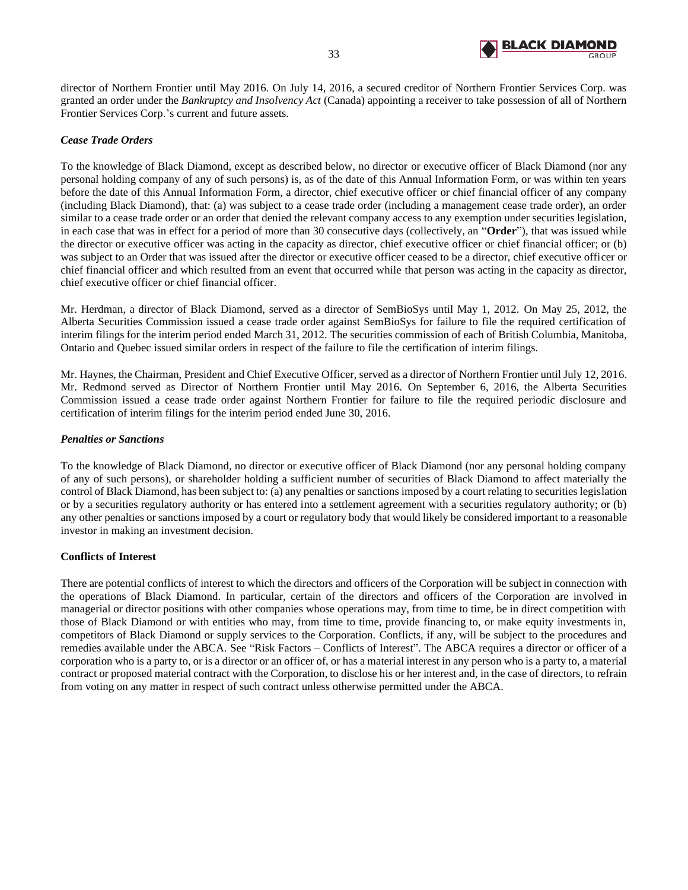director of Northern Frontier until May 2016. On July 14, 2016, a secured creditor of Northern Frontier Services Corp. was granted an order under the *Bankruptcy and Insolvency Act* (Canada) appointing a receiver to take possession of all of Northern Frontier Services Corp.'s current and future assets.

### *Cease Trade Orders*

To the knowledge of Black Diamond, except as described below, no director or executive officer of Black Diamond (nor any personal holding company of any of such persons) is, as of the date of this Annual Information Form, or was within ten years before the date of this Annual Information Form, a director, chief executive officer or chief financial officer of any company (including Black Diamond), that: (a) was subject to a cease trade order (including a management cease trade order), an order similar to a cease trade order or an order that denied the relevant company access to any exemption under securities legislation, in each case that was in effect for a period of more than 30 consecutive days (collectively, an "**Order**"), that was issued while the director or executive officer was acting in the capacity as director, chief executive officer or chief financial officer; or (b) was subject to an Order that was issued after the director or executive officer ceased to be a director, chief executive officer or chief financial officer and which resulted from an event that occurred while that person was acting in the capacity as director, chief executive officer or chief financial officer.

Mr. Herdman, a director of Black Diamond, served as a director of SemBioSys until May 1, 2012. On May 25, 2012, the Alberta Securities Commission issued a cease trade order against SemBioSys for failure to file the required certification of interim filings for the interim period ended March 31, 2012. The securities commission of each of British Columbia, Manitoba, Ontario and Quebec issued similar orders in respect of the failure to file the certification of interim filings.

Mr. Haynes, the Chairman, President and Chief Executive Officer, served as a director of Northern Frontier until July 12, 2016. Mr. Redmond served as Director of Northern Frontier until May 2016. On September 6, 2016, the Alberta Securities Commission issued a cease trade order against Northern Frontier for failure to file the required periodic disclosure and certification of interim filings for the interim period ended June 30, 2016.

### *Penalties or Sanctions*

To the knowledge of Black Diamond, no director or executive officer of Black Diamond (nor any personal holding company of any of such persons), or shareholder holding a sufficient number of securities of Black Diamond to affect materially the control of Black Diamond, has been subject to: (a) any penalties or sanctions imposed by a court relating to securities legislation or by a securities regulatory authority or has entered into a settlement agreement with a securities regulatory authority; or (b) any other penalties or sanctions imposed by a court or regulatory body that would likely be considered important to a reasonable investor in making an investment decision.

## **Conflicts of Interest**

There are potential conflicts of interest to which the directors and officers of the Corporation will be subject in connection with the operations of Black Diamond. In particular, certain of the directors and officers of the Corporation are involved in managerial or director positions with other companies whose operations may, from time to time, be in direct competition with those of Black Diamond or with entities who may, from time to time, provide financing to, or make equity investments in, competitors of Black Diamond or supply services to the Corporation. Conflicts, if any, will be subject to the procedures and remedies available under the ABCA. See "Risk Factors – Conflicts of Interest". The ABCA requires a director or officer of a corporation who is a party to, or is a director or an officer of, or has a material interest in any person who is a party to, a material contract or proposed material contract with the Corporation, to disclose his or her interest and, in the case of directors, to refrain from voting on any matter in respect of such contract unless otherwise permitted under the ABCA.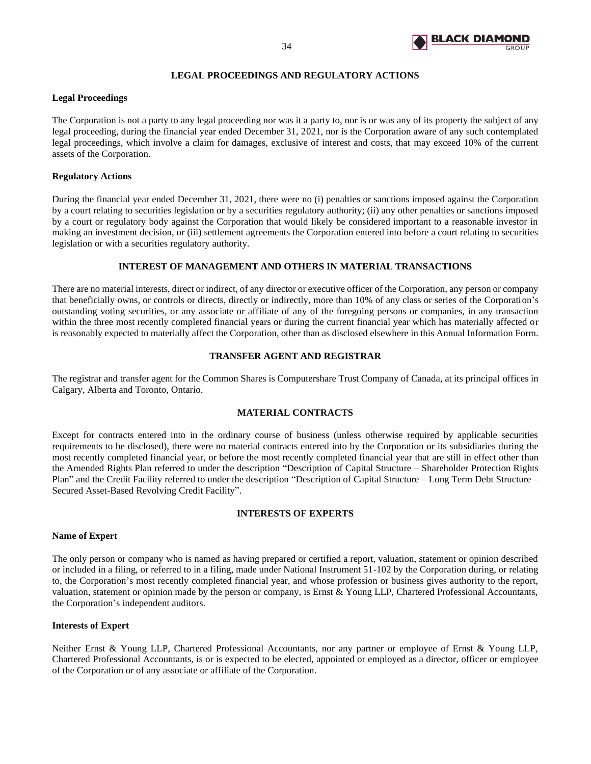## LEGAL PROCEEDINGS AND REGULATORY ACTIONS

### Legal Proceedings

The Corporation is not a party to any legal proceeding nor was it a party to, nor is or was any of its property the subject of any legal proceeding, during the financial year ended December 31, 2021, nor is the Corporation aware of any such contemplated legal proceedings, which involve a claim for damages, exclusive of interest and costs, that may exceed 10% of the current assets of the Corporation.

### Regulatory Actions

During the financial year ended December 31, 2021, there were no (i) penalties or sanctions imposed against the Corporation by a court relating to securities legislation or by a securities regulatory authority; (ii) any other penalties or sanctions imposed by a court or regulatory body against the Corporation that would likely be considered important to a reasonable investor in making an investment decision, or (iii) settlement agreements the Corporation entered into before a court relating to securities legislation or with a securities regulatory authority.

## INTEREST OF MANAGEMENT AND OTHERS IN MATERIAL TRANSACTIONS

There are no material interests, direct or indirect, of any director or executive officer of the Corporation, any person or company that beneficially owns, or controls or directs, directly or indirectly, more than 10% of any class or series of the Corporation's outstanding voting securities, or any associate or affiliate of any of the foregoing persons or companies, in any transaction within the three most recently completed financial years or during the current financial year which has materially affected or is reasonably expected to materially affect the Corporation, other than as disclosed elsewhere in this Annual Information Form.

## TRANSFER AGENT AND REGISTRAR

The registrar and transfer agent for the Common Shares is Computershare Trust Company of Canada, at its principal offices in Calgary, Alberta and Toronto, Ontario.

## MATERIAL CONTRACTS

Except for contracts entered into in the ordinary course of business (unless otherwise required by applicable securities requirements to be disclosed), there were no material contracts entered into by the Corporation or its subsidiaries during the most recently completed financial year, or before the most recently completed financial year that are still in effect other than the Amended Rights Plan referred to under the description "Description of Capital Structure – Shareholder Protection Rights Plan" and the Credit Facility referred to under the description "Description of Capital Structure – Long Term Debt Structure – Secured Asset-Based Revolving Credit Facility".

## INTERESTS OF EXPERTS

### Name of Expert

The only person or company who is named as having prepared or certified a report, valuation, statement or opinion described or included in a filing, or referred to in a filing, made under National Instrument 51-102 by the Corporation during, or relating to, the Corporation's most recently completed financial year, and whose profession or business gives authority to the report, valuation, statement or opinion made by the person or company, is Ernst & Young LLP, Chartered Professional Accountants, the Corporation's independent auditors.

### Interests of Expert

Neither Ernst & Young LLP, Chartered Professional Accountants, nor any partner or employee of Ernst & Young LLP, Chartered Professional Accountants, is or is expected to be elected, appointed or employed as a director, officer or employee of the Corporation or of any associate or affiliate of the Corporation.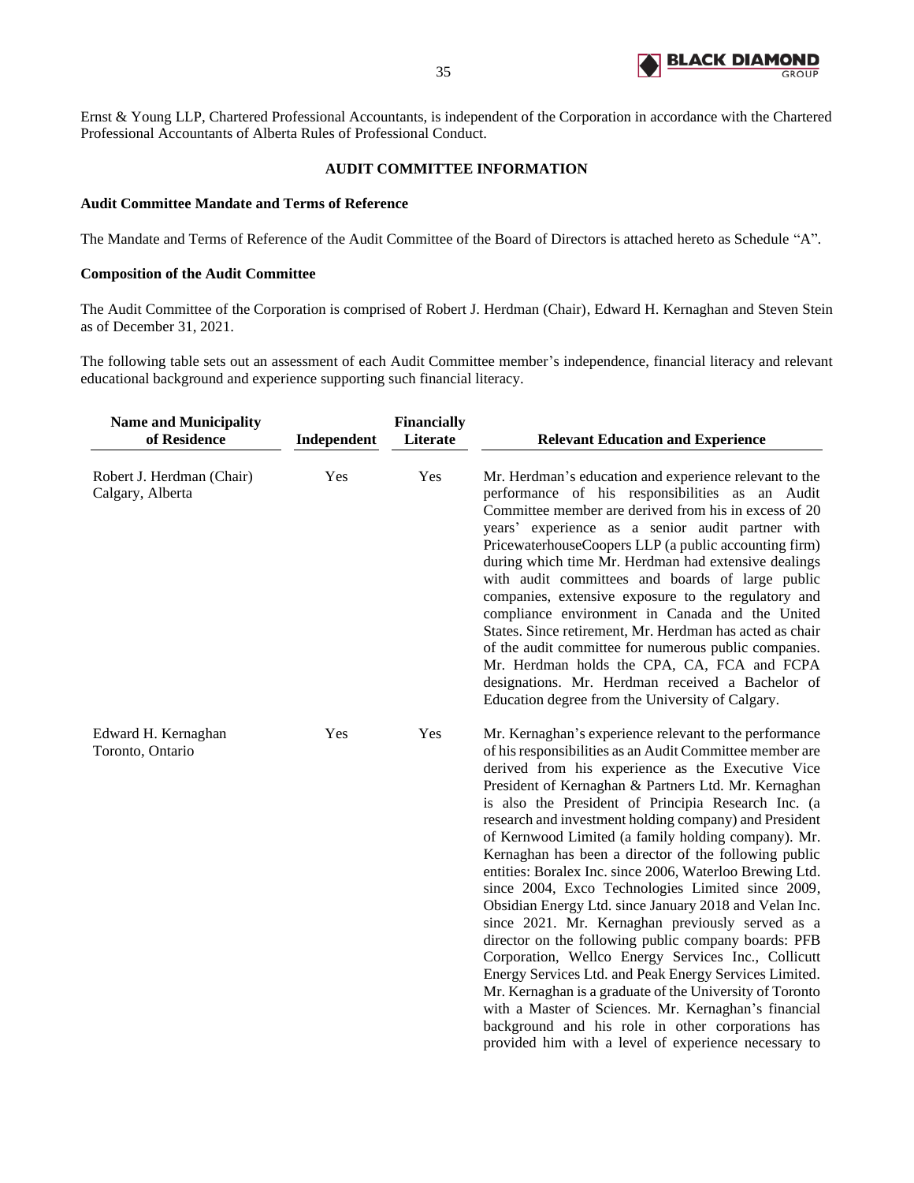Ernst & Young LLP, Chartered Professional Accountants, is independent of the Corporation in accordance with the Chartered Professional Accountants of Alberta Rules of Professional Conduct.

## AUDIT COMMITTEE INFORMATION

### Audit Committee Mandate and Terms of Reference

The Mandate and Terms of Reference of the Audit Committee of the Board of Directors is attached hereto as Schedule "A".

### Composition of the Audit Committee

The Audit Committee of the Corporation is comprised of Robert J. Herdman (Chair), Edward H. Kernaghan and Steven Stein as of December 31, 2021.

The following table sets out an assessment of each Audit Committee member's independence, financial literacy and relevant educational background and experience supporting such financial literacy.

| Name and Municipality of Residence | Independent | Financially Literate | Relevant Education and Experience |
|---|---|---|---|
| Robert J. Herdman (Chair)<br>Calgary, Alberta | Yes | Yes | Mr. Herdman's education and experience relevant to the performance of his responsibilities as an Audit Committee member are derived from his in excess of 20 years' experience as a senior audit partner with PricewaterhouseCoopers LLP (a public accounting firm) during which time Mr. Herdman had extensive dealings with audit committees and boards of large public companies, extensive exposure to the regulatory and compliance environment in Canada and the United States. Since retirement, Mr. Herdman has acted as chair of the audit committee for numerous public companies. Mr. Herdman holds the CPA, CA, FCA and FCPA designations. Mr. Herdman received a Bachelor of Education degree from the University of Calgary. |
| Edward H. Kernaghan<br>Toronto, Ontario | Yes | Yes | Mr. Kernaghan's experience relevant to the performance of his responsibilities as an Audit Committee member are derived from his experience as the Executive Vice President of Kernaghan & Partners Ltd. Mr. Kernaghan is also the President of Principia Research Inc. (a research and investment holding company) and President of Kernwood Limited (a family holding company). Mr. Kernaghan has been a director of the following public entities: Boralex Inc. since 2006, Waterloo Brewing Ltd. since 2004, Exco Technologies Limited since 2009, Obsidian Energy Ltd. since January 2018 and Velan Inc. since 2021. Mr. Kernaghan previously served as a director on the following public company boards: PFB Corporation, Wellco Energy Services Inc., Collicutt Energy Services Ltd. and Peak Energy Services Limited. Mr. Kernaghan is a graduate of the University of Toronto with a Master of Sciences. Mr. Kernaghan's financial background and his role in other corporations has provided him with a level of experience necessary to |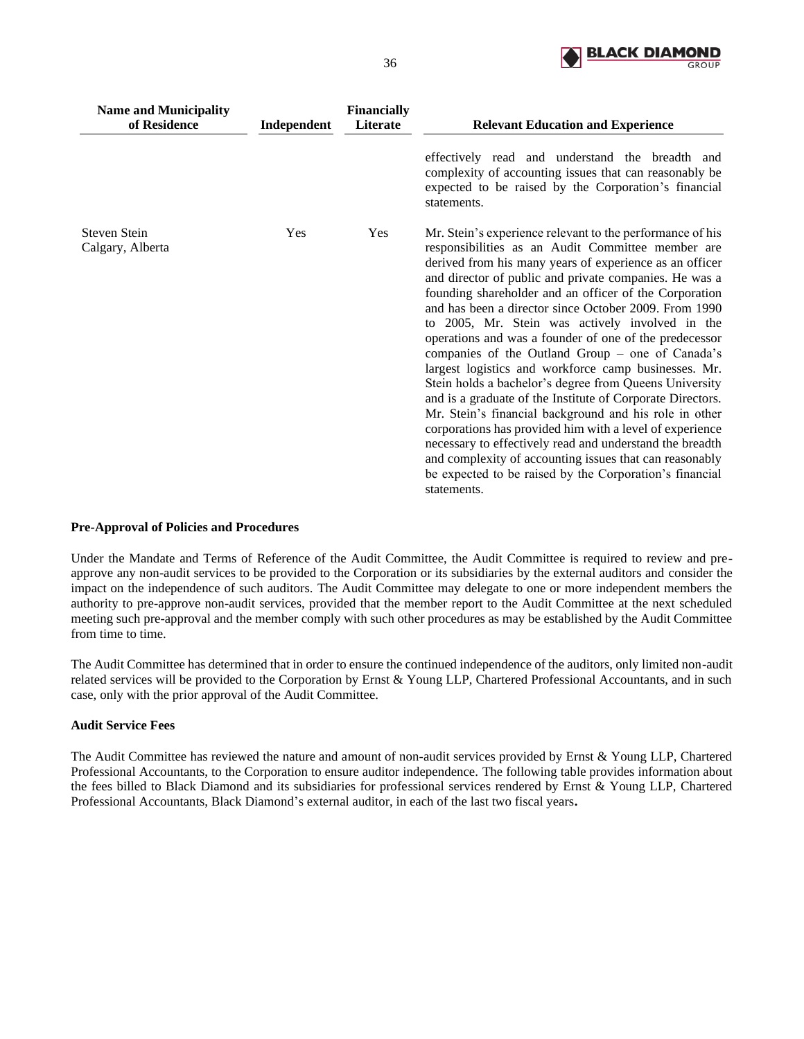| Name and Municipality of Residence | Independent | Financially Literate | Relevant Education and Experience |
|---|---|---|---|
| | | | effectively read and understand the breadth and complexity of accounting issues that can reasonably be expected to be raised by the Corporation's financial statements. |
| Steven Stein Calgary, Alberta | Yes | Yes | Mr. Stein's experience relevant to the performance of his responsibilities as an Audit Committee member are derived from his many years of experience as an officer and director of public and private companies. He was a founding shareholder and an officer of the Corporation and has been a director since October 2009. From 1990 to 2005, Mr. Stein was actively involved in the operations and was a founder of one of the predecessor companies of the Outland Group – one of Canada's largest logistics and workforce camp businesses. Mr. Stein holds a bachelor's degree from Queens University and is a graduate of the Institute of Corporate Directors. Mr. Stein's financial background and his role in other corporations has provided him with a level of experience necessary to effectively read and understand the breadth and complexity of accounting issues that can reasonably be expected to be raised by the Corporation's financial statements. |

**Pre-Approval of Policies and Procedures**

Under the Mandate and Terms of Reference of the Audit Committee, the Audit Committee is required to review and pre-approve any non-audit services to be provided to the Corporation or its subsidiaries by the external auditors and consider the impact on the independence of such auditors. The Audit Committee may delegate to one or more independent members the authority to pre-approve non-audit services, provided that the member report to the Audit Committee at the next scheduled meeting such pre-approval and the member comply with such other procedures as may be established by the Audit Committee from time to time.

The Audit Committee has determined that in order to ensure the continued independence of the auditors, only limited non-audit related services will be provided to the Corporation by Ernst & Young LLP, Chartered Professional Accountants, and in such case, only with the prior approval of the Audit Committee.

**Audit Service Fees**

The Audit Committee has reviewed the nature and amount of non-audit services provided by Ernst & Young LLP, Chartered Professional Accountants, to the Corporation to ensure auditor independence. The following table provides information about the fees billed to Black Diamond and its subsidiaries for professional services rendered by Ernst & Young LLP, Chartered Professional Accountants, Black Diamond's external auditor, in each of the last two fiscal years.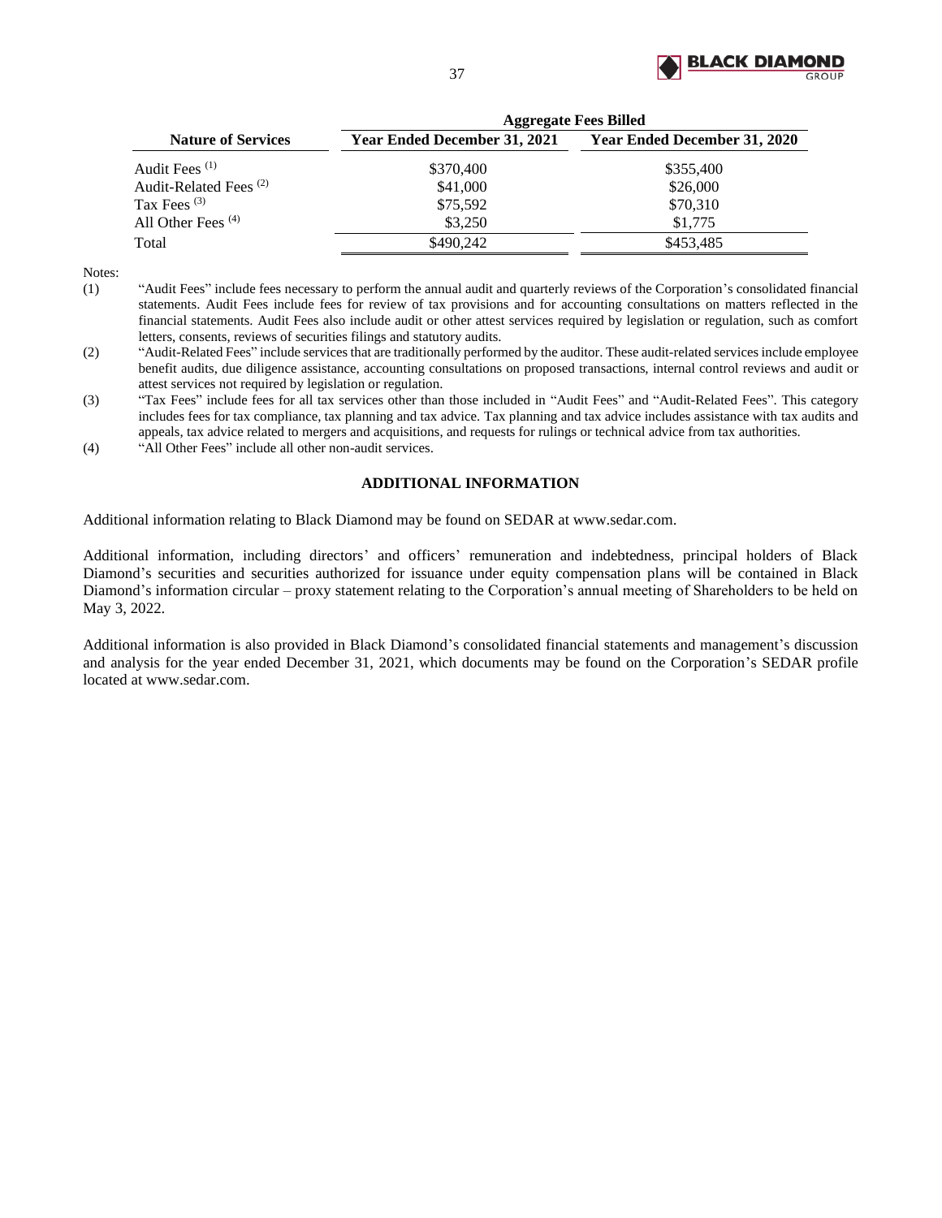| Nature of Services | Aggregate Fees Billed | |
|---|---|---|
| | Year Ended December 31, 2021 | Year Ended December 31, 2020 |
| Audit Fees [(1)] | $370,400 | $355,400 |
| Audit-Related Fees [(2)] | $41,000 | $26,000 |
| Tax Fees [(3)] | $75,592 | $70,310 |
| All Other Fees [(4)] | $3,250 | $1,775 |
| Total | $490,242 | $453,485 |

Notes:

(1) "Audit Fees" include fees necessary to perform the annual audit and quarterly reviews of the Corporation's consolidated financial statements. Audit Fees include fees for review of tax provisions and for accounting consultations on matters reflected in the financial statements. Audit Fees also include audit or other attest services required by legislation or regulation, such as comfort letters, consents, reviews of securities filings and statutory audits.

(2) "Audit-Related Fees" include services that are traditionally performed by the auditor. These audit-related services include employee benefit audits, due diligence assistance, accounting consultations on proposed transactions, internal control reviews and audit or attest services not required by legislation or regulation.

(3) "Tax Fees" include fees for all tax services other than those included in "Audit Fees" and "Audit-Related Fees". This category includes fees for tax compliance, tax planning and tax advice. Tax planning and tax advice includes assistance with tax audits and appeals, tax advice related to mergers and acquisitions, and requests for rulings or technical advice from tax authorities.

(4) "All Other Fees" include all other non-audit services.

## ADDITIONAL INFORMATION

Additional information relating to Black Diamond may be found on SEDAR at www.sedar.com.

Additional information, including directors' and officers' remuneration and indebtedness, principal holders of Black Diamond's securities and securities authorized for issuance under equity compensation plans will be contained in Black Diamond's information circular – proxy statement relating to the Corporation's annual meeting of Shareholders to be held on May 3, 2022.

Additional information is also provided in Black Diamond's consolidated financial statements and management's discussion and analysis for the year ended December 31, 2021, which documents may be found on the Corporation's SEDAR profile located at www.sedar.com.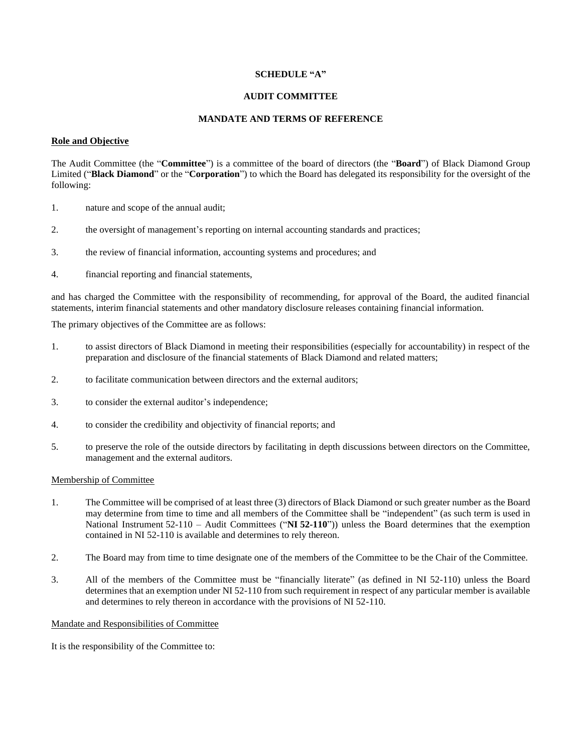**SCHEDULE "A"**

**AUDIT COMMITTEE**

**MANDATE AND TERMS OF REFERENCE**

**Role and Objective**

The Audit Committee (the "**Committee**") is a committee of the board of directors (the "**Board**") of Black Diamond Group Limited ("**Black Diamond**" or the "**Corporation**") to which the Board has delegated its responsibility for the oversight of the following:

1. nature and scope of the annual audit;
2. the oversight of management's reporting on internal accounting standards and practices;
3. the review of financial information, accounting systems and procedures; and
4. financial reporting and financial statements,

and has charged the Committee with the responsibility of recommending, for approval of the Board, the audited financial statements, interim financial statements and other mandatory disclosure releases containing financial information.

The primary objectives of the Committee are as follows:

1. to assist directors of Black Diamond in meeting their responsibilities (especially for accountability) in respect of the preparation and disclosure of the financial statements of Black Diamond and related matters;
2. to facilitate communication between directors and the external auditors;
3. to consider the external auditor's independence;
4. to consider the credibility and objectivity of financial reports; and
5. to preserve the role of the outside directors by facilitating in depth discussions between directors on the Committee, management and the external auditors.

Membership of Committee

1. The Committee will be comprised of at least three (3) directors of Black Diamond or such greater number as the Board may determine from time to time and all members of the Committee shall be "independent" (as such term is used in National Instrument 52-110 – Audit Committees ("**NI 52-110**")) unless the Board determines that the exemption contained in NI 52-110 is available and determines to rely thereon.
2. The Board may from time to time designate one of the members of the Committee to be the Chair of the Committee.
3. All of the members of the Committee must be "financially literate" (as defined in NI 52-110) unless the Board determines that an exemption under NI 52-110 from such requirement in respect of any particular member is available and determines to rely thereon in accordance with the provisions of NI 52-110.

Mandate and Responsibilities of Committee

It is the responsibility of the Committee to: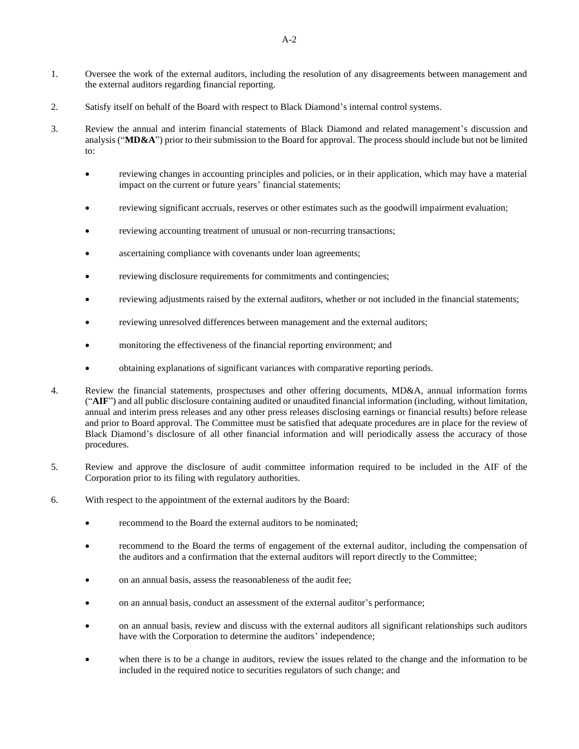1. Oversee the work of the external auditors, including the resolution of any disagreements between management and the external auditors regarding financial reporting.

2. Satisfy itself on behalf of the Board with respect to Black Diamond's internal control systems.

3. Review the annual and interim financial statements of Black Diamond and related management's discussion and analysis ("**MD&A**") prior to their submission to the Board for approval. The process should include but not be limited to:

   - reviewing changes in accounting principles and policies, or in their application, which may have a material impact on the current or future years' financial statements;
   - reviewing significant accruals, reserves or other estimates such as the goodwill impairment evaluation;
   - reviewing accounting treatment of unusual or non-recurring transactions;
   - ascertaining compliance with covenants under loan agreements;
   - reviewing disclosure requirements for commitments and contingencies;
   - reviewing adjustments raised by the external auditors, whether or not included in the financial statements;
   - reviewing unresolved differences between management and the external auditors;
   - monitoring the effectiveness of the financial reporting environment; and
   - obtaining explanations of significant variances with comparative reporting periods.

4. Review the financial statements, prospectuses and other offering documents, MD&A, annual information forms ("**AIF**") and all public disclosure containing audited or unaudited financial information (including, without limitation, annual and interim press releases and any other press releases disclosing earnings or financial results) before release and prior to Board approval. The Committee must be satisfied that adequate procedures are in place for the review of Black Diamond's disclosure of all other financial information and will periodically assess the accuracy of those procedures.

5. Review and approve the disclosure of audit committee information required to be included in the AIF of the Corporation prior to its filing with regulatory authorities.

6. With respect to the appointment of the external auditors by the Board:

   - recommend to the Board the external auditors to be nominated;
   - recommend to the Board the terms of engagement of the external auditor, including the compensation of the auditors and a confirmation that the external auditors will report directly to the Committee;
   - on an annual basis, assess the reasonableness of the audit fee;
   - on an annual basis, conduct an assessment of the external auditor's performance;
   - on an annual basis, review and discuss with the external auditors all significant relationships such auditors have with the Corporation to determine the auditors' independence;
   - when there is to be a change in auditors, review the issues related to the change and the information to be included in the required notice to securities regulators of such change; and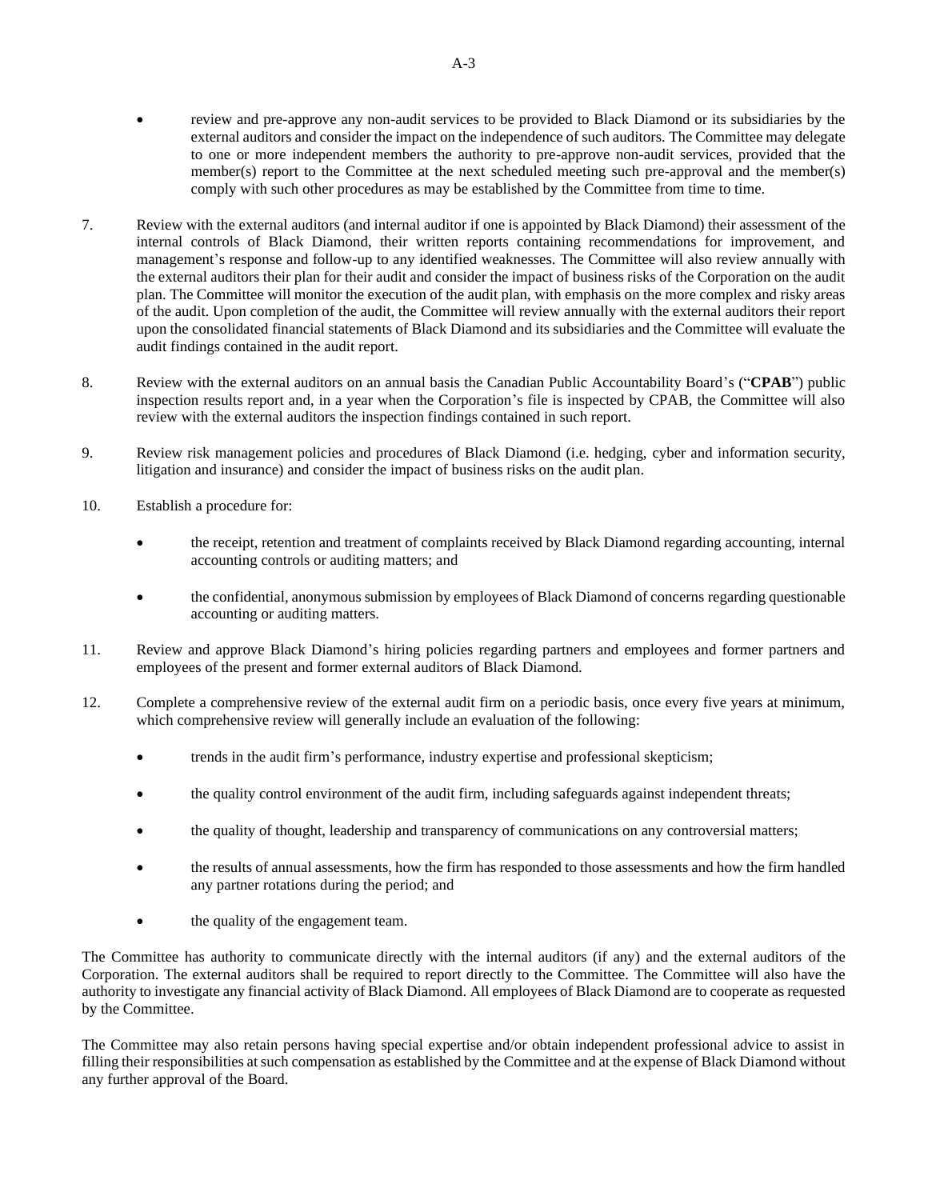- review and pre-approve any non-audit services to be provided to Black Diamond or its subsidiaries by the external auditors and consider the impact on the independence of such auditors. The Committee may delegate to one or more independent members the authority to pre-approve non-audit services, provided that the member(s) report to the Committee at the next scheduled meeting such pre-approval and the member(s) comply with such other procedures as may be established by the Committee from time to time.

7. Review with the external auditors (and internal auditor if one is appointed by Black Diamond) their assessment of the internal controls of Black Diamond, their written reports containing recommendations for improvement, and management's response and follow-up to any identified weaknesses. The Committee will also review annually with the external auditors their plan for their audit and consider the impact of business risks of the Corporation on the audit plan. The Committee will monitor the execution of the audit plan, with emphasis on the more complex and risky areas of the audit. Upon completion of the audit, the Committee will review annually with the external auditors their report upon the consolidated financial statements of Black Diamond and its subsidiaries and the Committee will evaluate the audit findings contained in the audit report.

8. Review with the external auditors on an annual basis the Canadian Public Accountability Board's ("**CPAB**") public inspection results report and, in a year when the Corporation's file is inspected by CPAB, the Committee will also review with the external auditors the inspection findings contained in such report.

9. Review risk management policies and procedures of Black Diamond (i.e. hedging, cyber and information security, litigation and insurance) and consider the impact of business risks on the audit plan.

10. Establish a procedure for:

    - the receipt, retention and treatment of complaints received by Black Diamond regarding accounting, internal accounting controls or auditing matters; and

    - the confidential, anonymous submission by employees of Black Diamond of concerns regarding questionable accounting or auditing matters.

11. Review and approve Black Diamond's hiring policies regarding partners and employees and former partners and employees of the present and former external auditors of Black Diamond.

12. Complete a comprehensive review of the external audit firm on a periodic basis, once every five years at minimum, which comprehensive review will generally include an evaluation of the following:

    - trends in the audit firm's performance, industry expertise and professional skepticism;

    - the quality control environment of the audit firm, including safeguards against independent threats;

    - the quality of thought, leadership and transparency of communications on any controversial matters;

    - the results of annual assessments, how the firm has responded to those assessments and how the firm handled any partner rotations during the period; and

    - the quality of the engagement team.

The Committee has authority to communicate directly with the internal auditors (if any) and the external auditors of the Corporation. The external auditors shall be required to report directly to the Committee. The Committee will also have the authority to investigate any financial activity of Black Diamond. All employees of Black Diamond are to cooperate as requested by the Committee.

The Committee may also retain persons having special expertise and/or obtain independent professional advice to assist in filling their responsibilities at such compensation as established by the Committee and at the expense of Black Diamond without any further approval of the Board.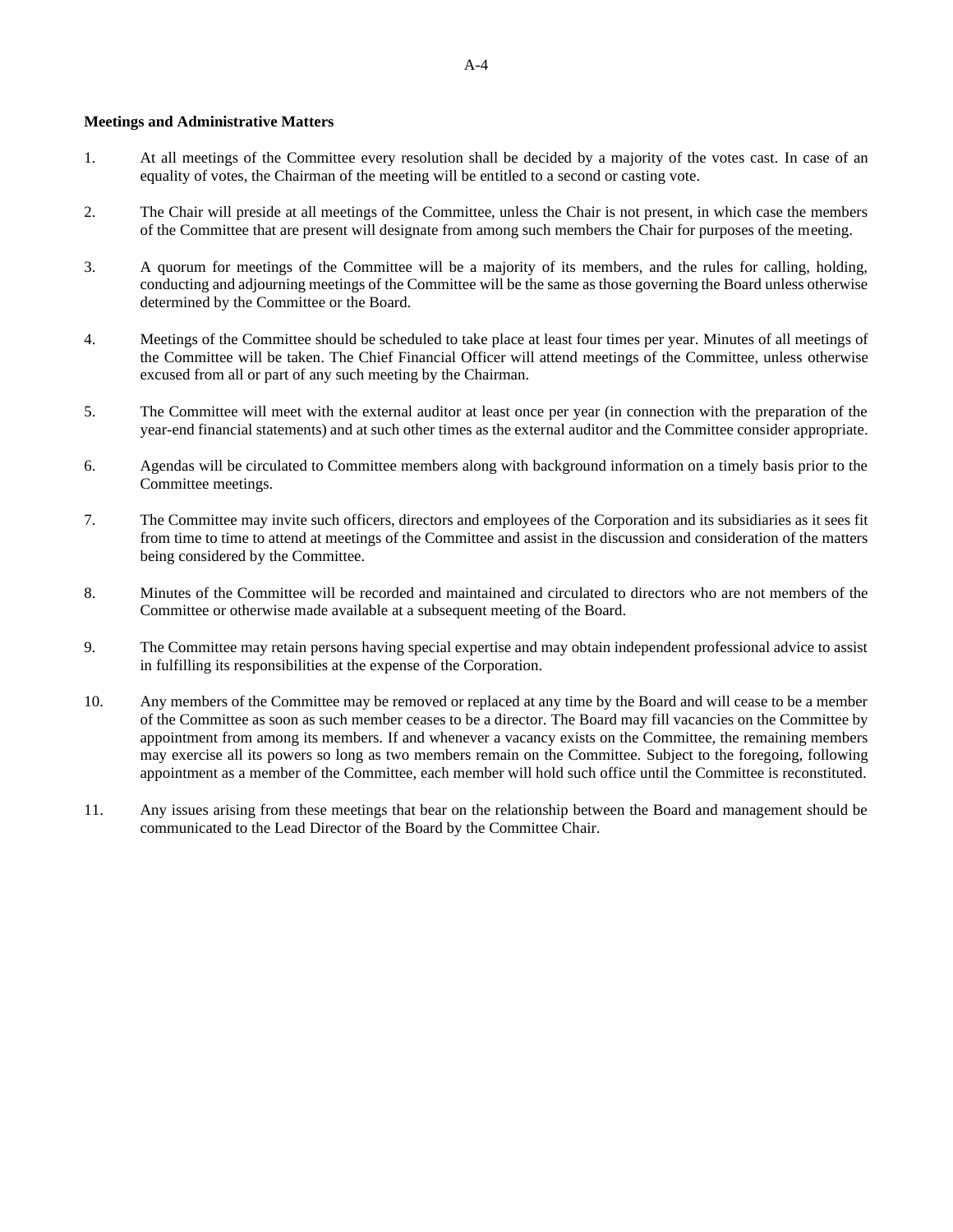**Meetings and Administrative Matters**

1. At all meetings of the Committee every resolution shall be decided by a majority of the votes cast. In case of an equality of votes, the Chairman of the meeting will be entitled to a second or casting vote.

2. The Chair will preside at all meetings of the Committee, unless the Chair is not present, in which case the members of the Committee that are present will designate from among such members the Chair for purposes of the meeting.

3. A quorum for meetings of the Committee will be a majority of its members, and the rules for calling, holding, conducting and adjourning meetings of the Committee will be the same as those governing the Board unless otherwise determined by the Committee or the Board.

4. Meetings of the Committee should be scheduled to take place at least four times per year. Minutes of all meetings of the Committee will be taken. The Chief Financial Officer will attend meetings of the Committee, unless otherwise excused from all or part of any such meeting by the Chairman.

5. The Committee will meet with the external auditor at least once per year (in connection with the preparation of the year-end financial statements) and at such other times as the external auditor and the Committee consider appropriate.

6. Agendas will be circulated to Committee members along with background information on a timely basis prior to the Committee meetings.

7. The Committee may invite such officers, directors and employees of the Corporation and its subsidiaries as it sees fit from time to time to attend at meetings of the Committee and assist in the discussion and consideration of the matters being considered by the Committee.

8. Minutes of the Committee will be recorded and maintained and circulated to directors who are not members of the Committee or otherwise made available at a subsequent meeting of the Board.

9. The Committee may retain persons having special expertise and may obtain independent professional advice to assist in fulfilling its responsibilities at the expense of the Corporation.

10. Any members of the Committee may be removed or replaced at any time by the Board and will cease to be a member of the Committee as soon as such member ceases to be a director. The Board may fill vacancies on the Committee by appointment from among its members. If and whenever a vacancy exists on the Committee, the remaining members may exercise all its powers so long as two members remain on the Committee. Subject to the foregoing, following appointment as a member of the Committee, each member will hold such office until the Committee is reconstituted.

11. Any issues arising from these meetings that bear on the relationship between the Board and management should be communicated to the Lead Director of the Board by the Committee Chair.